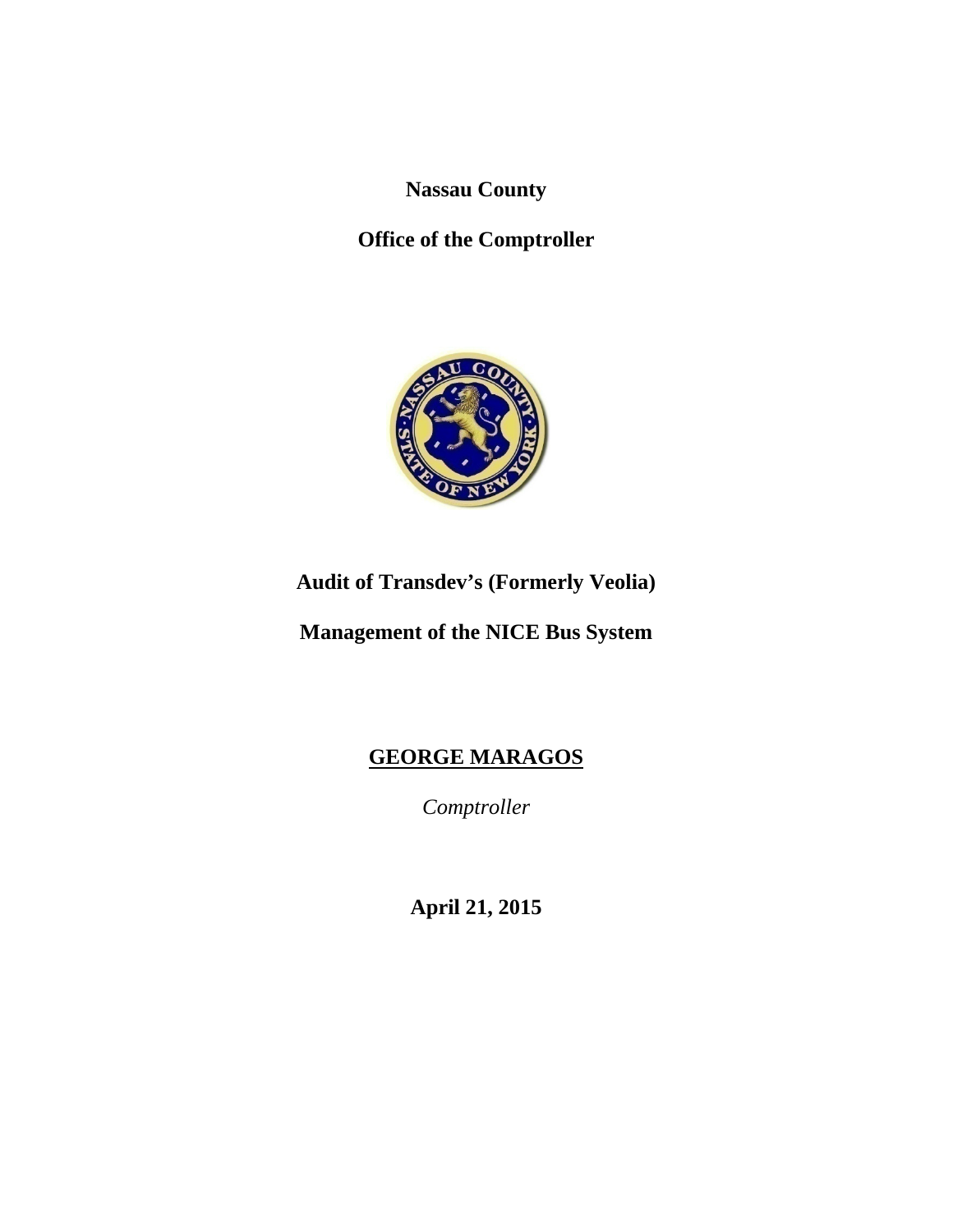**Nassau County**

**Office of the Comptroller**

# Audit of Transdev's (Formerly Veolia) Management of the NICE Bus System

**<u>GEORGE MARAGOS</u>**

*Comptroller*

**April 21, 2015**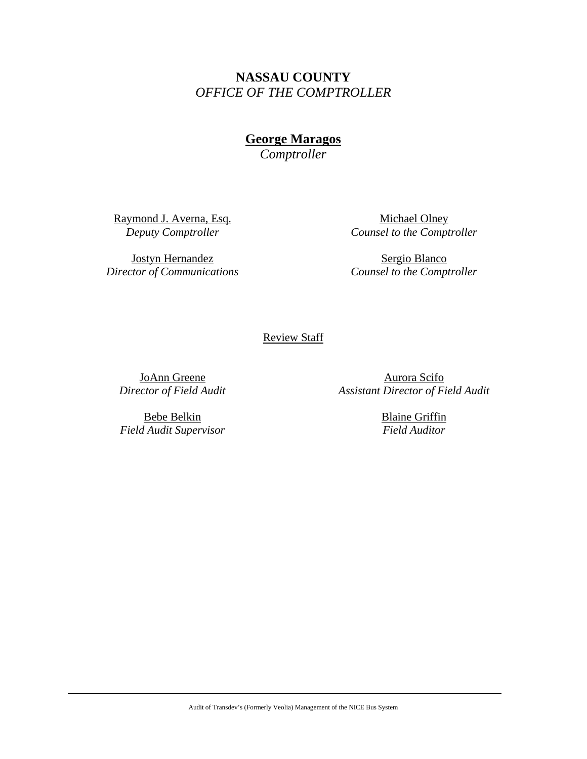**NASSAU COUNTY**
*OFFICE OF THE COMPTROLLER*

**George Maragos**
*Comptroller*

Raymond J. Averna, Esq.
*Deputy Comptroller*

Michael Olney
*Counsel to the Comptroller*

Jostyn Hernandez
*Director of Communications*

Sergio Blanco
*Counsel to the Comptroller*

Review Staff

JoAnn Greene
*Director of Field Audit*

Aurora Scifo
*Assistant Director of Field Audit*

Bebe Belkin
*Field Audit Supervisor*

Blaine Griffin
*Field Auditor*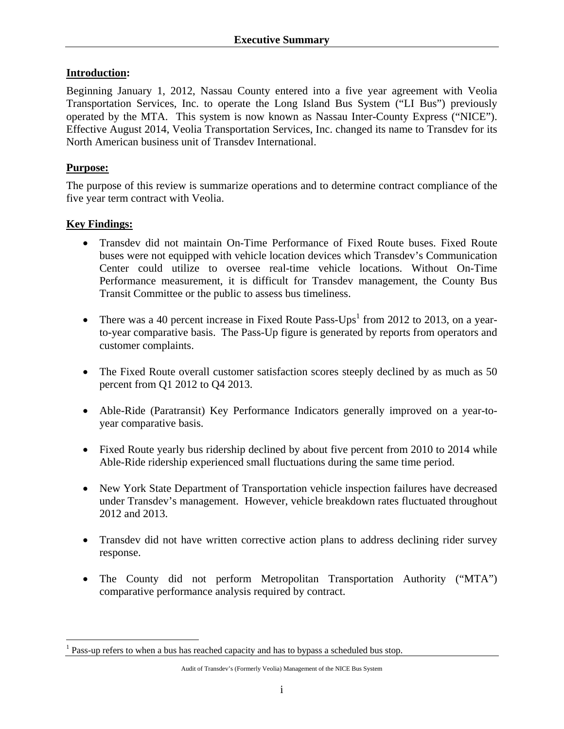# Executive Summary

**Introduction:**

Beginning January 1, 2012, Nassau County entered into a five year agreement with Veolia Transportation Services, Inc. to operate the Long Island Bus System ("LI Bus") previously operated by the MTA. This system is now known as Nassau Inter-County Express ("NICE"). Effective August 2014, Veolia Transportation Services, Inc. changed its name to Transdev for its North American business unit of Transdev International.

**Purpose:**

The purpose of this review is summarize operations and to determine contract compliance of the five year term contract with Veolia.

**Key Findings:**

- Transdev did not maintain On-Time Performance of Fixed Route buses. Fixed Route buses were not equipped with vehicle location devices which Transdev's Communication Center could utilize to oversee real-time vehicle locations. Without On-Time Performance measurement, it is difficult for Transdev management, the County Bus Transit Committee or the public to assess bus timeliness.

- There was a 40 percent increase in Fixed Route Pass-Ups[1] from 2012 to 2013, on a year-to-year comparative basis. The Pass-Up figure is generated by reports from operators and customer complaints.

- The Fixed Route overall customer satisfaction scores steeply declined by as much as 50 percent from Q1 2012 to Q4 2013.

- Able-Ride (Paratransit) Key Performance Indicators generally improved on a year-to-year comparative basis.

- Fixed Route yearly bus ridership declined by about five percent from 2010 to 2014 while Able-Ride ridership experienced small fluctuations during the same time period.

- New York State Department of Transportation vehicle inspection failures have decreased under Transdev's management. However, vehicle breakdown rates fluctuated throughout 2012 and 2013.

- Transdev did not have written corrective action plans to address declining rider survey response.

- The County did not perform Metropolitan Transportation Authority ("MTA") comparative performance analysis required by contract.

[1] Pass-up refers to when a bus has reached capacity and has to bypass a scheduled bus stop.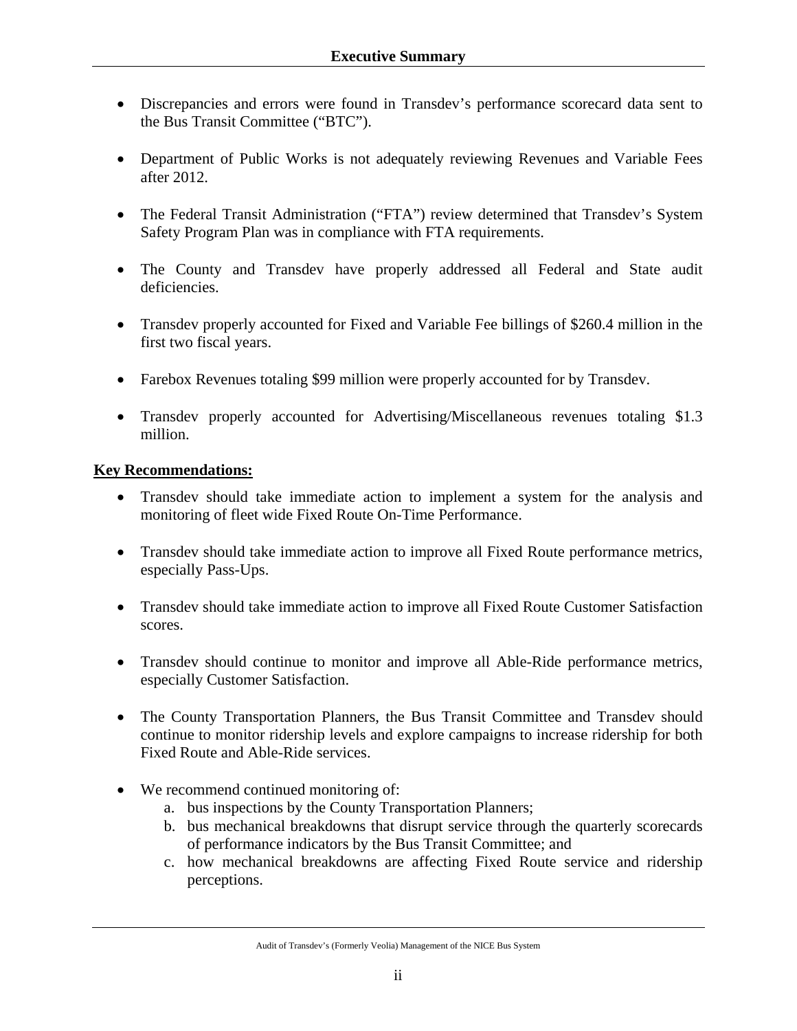- Discrepancies and errors were found in Transdev's performance scorecard data sent to the Bus Transit Committee ("BTC").

- Department of Public Works is not adequately reviewing Revenues and Variable Fees after 2012.

- The Federal Transit Administration ("FTA") review determined that Transdev's System Safety Program Plan was in compliance with FTA requirements.

- The County and Transdev have properly addressed all Federal and State audit deficiencies.

- Transdev properly accounted for Fixed and Variable Fee billings of $260.4 million in the first two fiscal years.

- Farebox Revenues totaling $99 million were properly accounted for by Transdev.

- Transdev properly accounted for Advertising/Miscellaneous revenues totaling $1.3 million.

**Key Recommendations:**

- Transdev should take immediate action to implement a system for the analysis and monitoring of fleet wide Fixed Route On-Time Performance.

- Transdev should take immediate action to improve all Fixed Route performance metrics, especially Pass-Ups.

- Transdev should take immediate action to improve all Fixed Route Customer Satisfaction scores.

- Transdev should continue to monitor and improve all Able-Ride performance metrics, especially Customer Satisfaction.

- The County Transportation Planners, the Bus Transit Committee and Transdev should continue to monitor ridership levels and explore campaigns to increase ridership for both Fixed Route and Able-Ride services.

- We recommend continued monitoring of:
  a. bus inspections by the County Transportation Planners;
  b. bus mechanical breakdowns that disrupt service through the quarterly scorecards of performance indicators by the Bus Transit Committee; and
  c. how mechanical breakdowns are affecting Fixed Route service and ridership perceptions.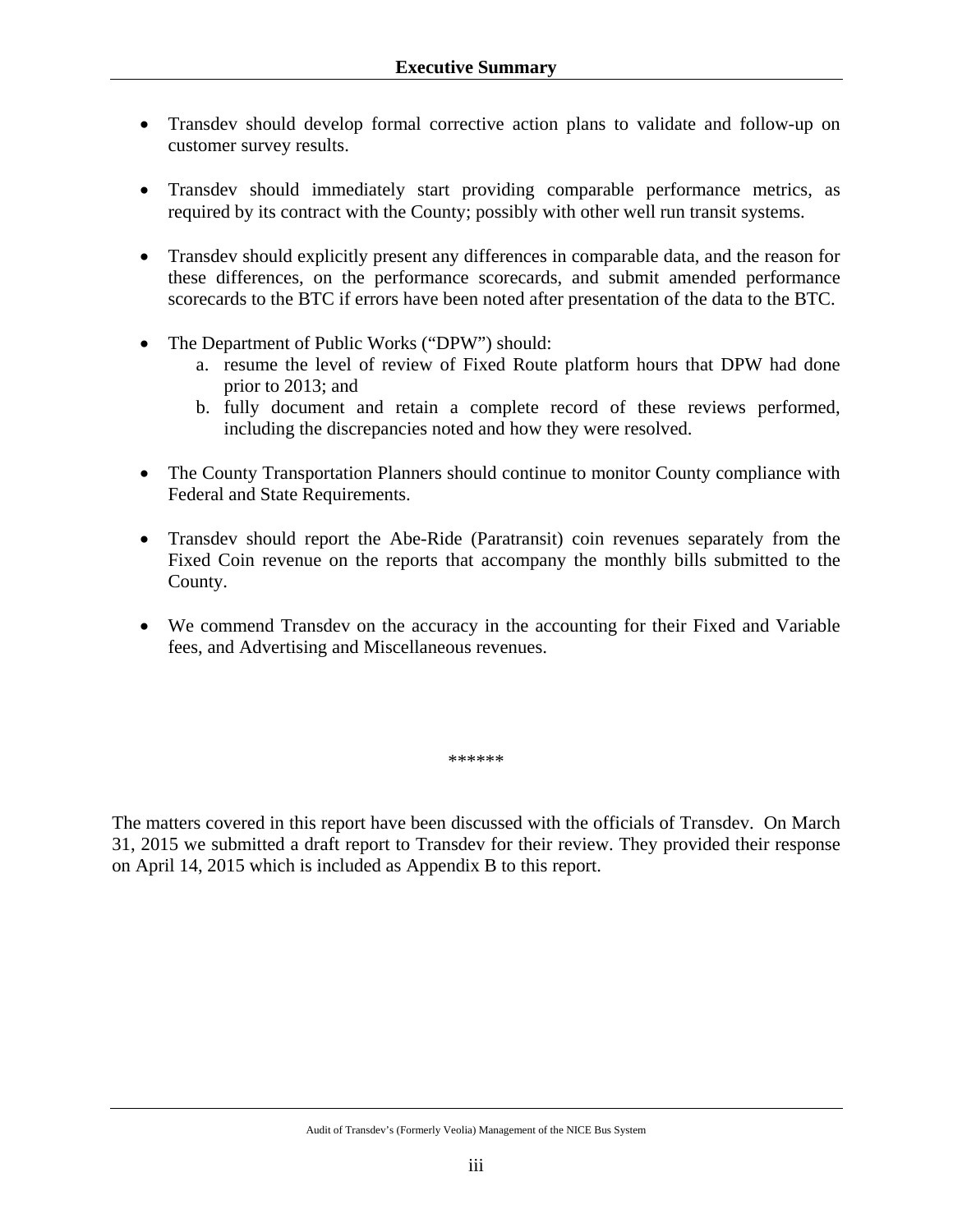- Transdev should develop formal corrective action plans to validate and follow-up on customer survey results.

- Transdev should immediately start providing comparable performance metrics, as required by its contract with the County; possibly with other well run transit systems.

- Transdev should explicitly present any differences in comparable data, and the reason for these differences, on the performance scorecards, and submit amended performance scorecards to the BTC if errors have been noted after presentation of the data to the BTC.

- The Department of Public Works ("DPW") should:
  a. resume the level of review of Fixed Route platform hours that DPW had done prior to 2013; and
  b. fully document and retain a complete record of these reviews performed, including the discrepancies noted and how they were resolved.

- The County Transportation Planners should continue to monitor County compliance with Federal and State Requirements.

- Transdev should report the Abe-Ride (Paratransit) coin revenues separately from the Fixed Coin revenue on the reports that accompany the monthly bills submitted to the County.

- We commend Transdev on the accuracy in the accounting for their Fixed and Variable fees, and Advertising and Miscellaneous revenues.

******

The matters covered in this report have been discussed with the officials of Transdev. On March 31, 2015 we submitted a draft report to Transdev for their review. They provided their response on April 14, 2015 which is included as Appendix B to this report.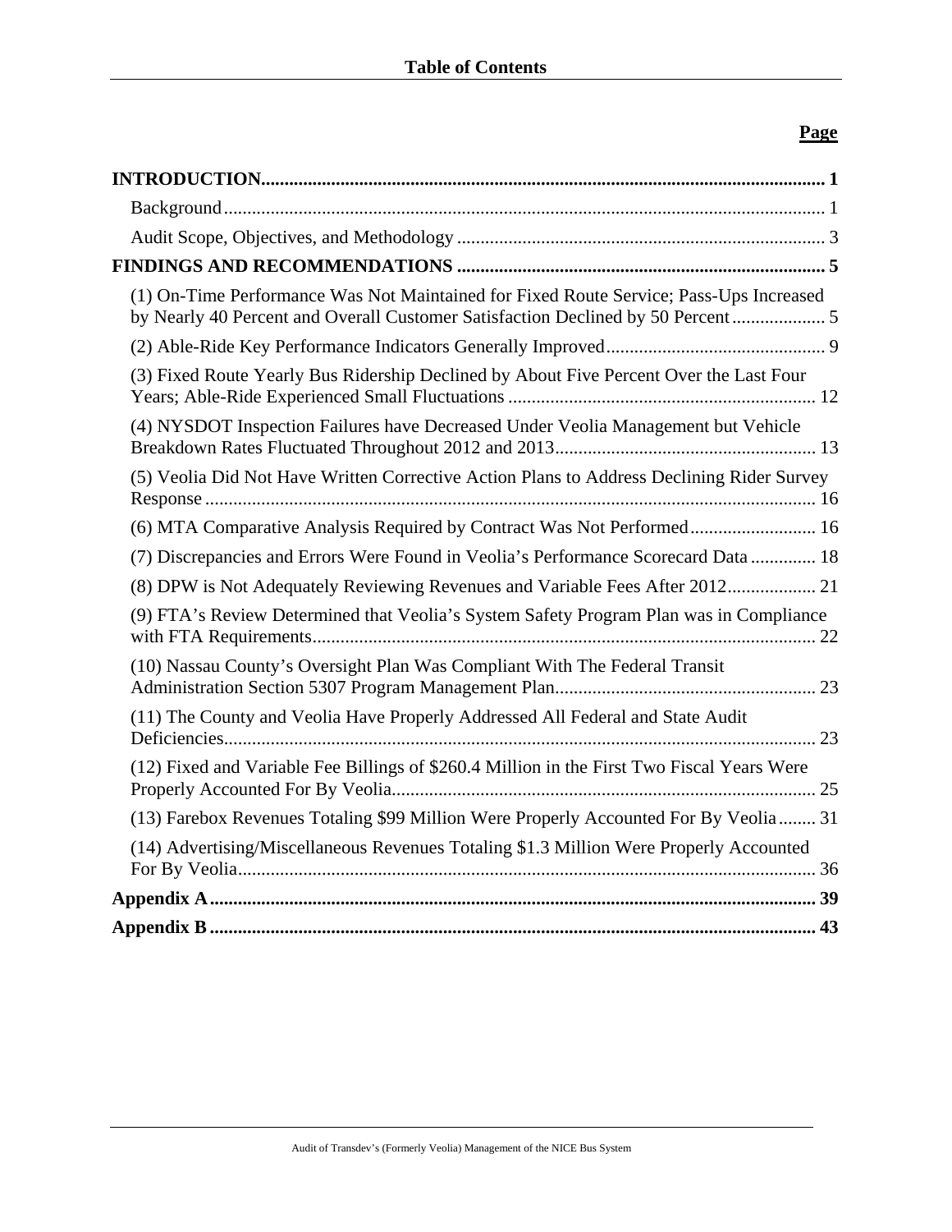# Table of Contents

| | Page |
|---|---|
| **INTRODUCTION** | **1** |
| Background | 1 |
| Audit Scope, Objectives, and Methodology | 3 |
| **FINDINGS AND RECOMMENDATIONS** | **5** |
| (1) On-Time Performance Was Not Maintained for Fixed Route Service; Pass-Ups Increased by Nearly 40 Percent and Overall Customer Satisfaction Declined by 50 Percent | 5 |
| (2) Able-Ride Key Performance Indicators Generally Improved | 9 |
| (3) Fixed Route Yearly Bus Ridership Declined by About Five Percent Over the Last Four Years; Able-Ride Experienced Small Fluctuations | 12 |
| (4) NYSDOT Inspection Failures have Decreased Under Veolia Management but Vehicle Breakdown Rates Fluctuated Throughout 2012 and 2013 | 13 |
| (5) Veolia Did Not Have Written Corrective Action Plans to Address Declining Rider Survey Response | 16 |
| (6) MTA Comparative Analysis Required by Contract Was Not Performed | 16 |
| (7) Discrepancies and Errors Were Found in Veolia's Performance Scorecard Data | 18 |
| (8) DPW is Not Adequately Reviewing Revenues and Variable Fees After 2012 | 21 |
| (9) FTA's Review Determined that Veolia's System Safety Program Plan was in Compliance with FTA Requirements | 22 |
| (10) Nassau County's Oversight Plan Was Compliant With The Federal Transit Administration Section 5307 Program Management Plan | 23 |
| (11) The County and Veolia Have Properly Addressed All Federal and State Audit Deficiencies | 23 |
| (12) Fixed and Variable Fee Billings of $260.4 Million in the First Two Fiscal Years Were Properly Accounted For By Veolia | 25 |
| (13) Farebox Revenues Totaling $99 Million Were Properly Accounted For By Veolia | 31 |
| (14) Advertising/Miscellaneous Revenues Totaling $1.3 Million Were Properly Accounted For By Veolia | 36 |
| **Appendix A** | **39** |
| **Appendix B** | **43** |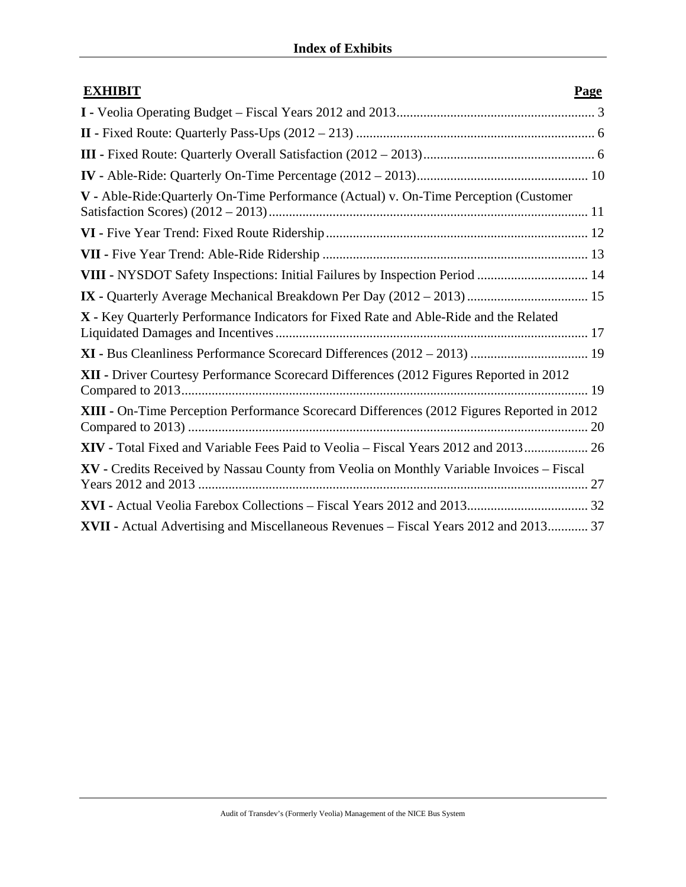# Index of Exhibits

| EXHIBIT | Page |
|---|---|
| **I -** Veolia Operating Budget – Fiscal Years 2012 and 2013 | 3 |
| **II -** Fixed Route: Quarterly Pass-Ups (2012 – 213) | 6 |
| **III -** Fixed Route: Quarterly Overall Satisfaction (2012 – 2013) | 6 |
| **IV -** Able-Ride: Quarterly On-Time Percentage (2012 – 2013) | 10 |
| **V -** Able-Ride:Quarterly On-Time Performance (Actual) v. On-Time Perception (Customer Satisfaction Scores) (2012 – 2013) | 11 |
| **VI -** Five Year Trend: Fixed Route Ridership | 12 |
| **VII -** Five Year Trend: Able-Ride Ridership | 13 |
| **VIII -** NYSDOT Safety Inspections: Initial Failures by Inspection Period | 14 |
| **IX -** Quarterly Average Mechanical Breakdown Per Day (2012 – 2013) | 15 |
| **X -** Key Quarterly Performance Indicators for Fixed Rate and Able-Ride and the Related Liquidated Damages and Incentives | 17 |
| **XI -** Bus Cleanliness Performance Scorecard Differences (2012 – 2013) | 19 |
| **XII -** Driver Courtesy Performance Scorecard Differences (2012 Figures Reported in 2012 Compared to 2013 | 19 |
| **XIII -** On-Time Perception Performance Scorecard Differences (2012 Figures Reported in 2012 Compared to 2013) | 20 |
| **XIV -** Total Fixed and Variable Fees Paid to Veolia – Fiscal Years 2012 and 2013 | 26 |
| **XV -** Credits Received by Nassau County from Veolia on Monthly Variable Invoices – Fiscal Years 2012 and 2013 | 27 |
| **XVI -** Actual Veolia Farebox Collections – Fiscal Years 2012 and 2013 | 32 |
| **XVII -** Actual Advertising and Miscellaneous Revenues – Fiscal Years 2012 and 2013 | 37 |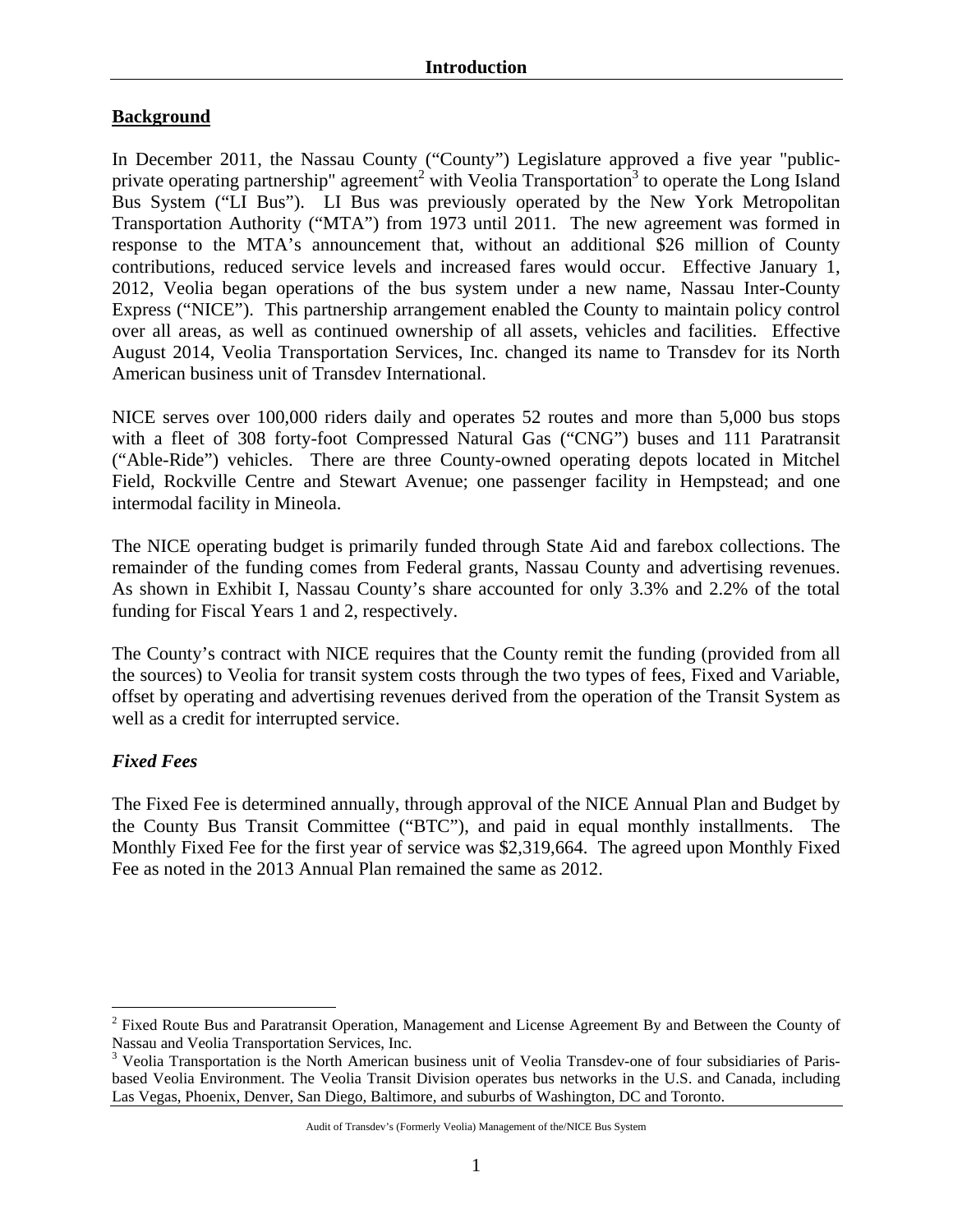## Introduction

### Background

In December 2011, the Nassau County ("County") Legislature approved a five year "public-private operating partnership" agreement[2] with Veolia Transportation[3] to operate the Long Island Bus System ("LI Bus"). LI Bus was previously operated by the New York Metropolitan Transportation Authority ("MTA") from 1973 until 2011. The new agreement was formed in response to the MTA's announcement that, without an additional $26 million of County contributions, reduced service levels and increased fares would occur. Effective January 1, 2012, Veolia began operations of the bus system under a new name, Nassau Inter-County Express ("NICE"). This partnership arrangement enabled the County to maintain policy control over all areas, as well as continued ownership of all assets, vehicles and facilities. Effective August 2014, Veolia Transportation Services, Inc. changed its name to Transdev for its North American business unit of Transdev International.

NICE serves over 100,000 riders daily and operates 52 routes and more than 5,000 bus stops with a fleet of 308 forty-foot Compressed Natural Gas ("CNG") buses and 111 Paratransit ("Able-Ride") vehicles. There are three County-owned operating depots located in Mitchel Field, Rockville Centre and Stewart Avenue; one passenger facility in Hempstead; and one intermodal facility in Mineola.

The NICE operating budget is primarily funded through State Aid and farebox collections. The remainder of the funding comes from Federal grants, Nassau County and advertising revenues. As shown in Exhibit I, Nassau County's share accounted for only 3.3% and 2.2% of the total funding for Fiscal Years 1 and 2, respectively.

The County's contract with NICE requires that the County remit the funding (provided from all the sources) to Veolia for transit system costs through the two types of fees, Fixed and Variable, offset by operating and advertising revenues derived from the operation of the Transit System as well as a credit for interrupted service.

#### *Fixed Fees*

The Fixed Fee is determined annually, through approval of the NICE Annual Plan and Budget by the County Bus Transit Committee ("BTC"), and paid in equal monthly installments. The Monthly Fixed Fee for the first year of service was $2,319,664. The agreed upon Monthly Fixed Fee as noted in the 2013 Annual Plan remained the same as 2012.

---

[2] Fixed Route Bus and Paratransit Operation, Management and License Agreement By and Between the County of Nassau and Veolia Transportation Services, Inc.

[3] Veolia Transportation is the North American business unit of Veolia Transdev-one of four subsidiaries of Paris-based Veolia Environment. The Veolia Transit Division operates bus networks in the U.S. and Canada, including Las Vegas, Phoenix, Denver, San Diego, Baltimore, and suburbs of Washington, DC and Toronto.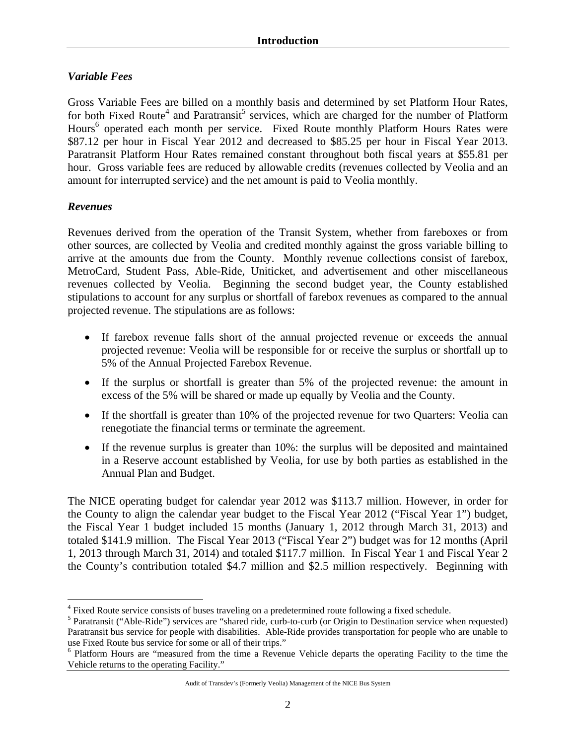### *Variable Fees*

Gross Variable Fees are billed on a monthly basis and determined by set Platform Hour Rates, for both Fixed Route[4] and Paratransit[5] services, which are charged for the number of Platform Hours[6] operated each month per service. Fixed Route monthly Platform Hours Rates were $87.12 per hour in Fiscal Year 2012 and decreased to $85.25 per hour in Fiscal Year 2013. Paratransit Platform Hour Rates remained constant throughout both fiscal years at $55.81 per hour. Gross variable fees are reduced by allowable credits (revenues collected by Veolia and an amount for interrupted service) and the net amount is paid to Veolia monthly.

### *Revenues*

Revenues derived from the operation of the Transit System, whether from fareboxes or from other sources, are collected by Veolia and credited monthly against the gross variable billing to arrive at the amounts due from the County. Monthly revenue collections consist of farebox, MetroCard, Student Pass, Able-Ride, Uniticket, and advertisement and other miscellaneous revenues collected by Veolia. Beginning the second budget year, the County established stipulations to account for any surplus or shortfall of farebox revenues as compared to the annual projected revenue. The stipulations are as follows:

- If farebox revenue falls short of the annual projected revenue or exceeds the annual projected revenue: Veolia will be responsible for or receive the surplus or shortfall up to 5% of the Annual Projected Farebox Revenue.
- If the surplus or shortfall is greater than 5% of the projected revenue: the amount in excess of the 5% will be shared or made up equally by Veolia and the County.
- If the shortfall is greater than 10% of the projected revenue for two Quarters: Veolia can renegotiate the financial terms or terminate the agreement.
- If the revenue surplus is greater than 10%: the surplus will be deposited and maintained in a Reserve account established by Veolia, for use by both parties as established in the Annual Plan and Budget.

The NICE operating budget for calendar year 2012 was $113.7 million. However, in order for the County to align the calendar year budget to the Fiscal Year 2012 ("Fiscal Year 1") budget, the Fiscal Year 1 budget included 15 months (January 1, 2012 through March 31, 2013) and totaled $141.9 million. The Fiscal Year 2013 ("Fiscal Year 2") budget was for 12 months (April 1, 2013 through March 31, 2014) and totaled $117.7 million. In Fiscal Year 1 and Fiscal Year 2 the County's contribution totaled $4.7 million and $2.5 million respectively. Beginning with

---

[4] Fixed Route service consists of buses traveling on a predetermined route following a fixed schedule.

[5] Paratransit ("Able-Ride") services are "shared ride, curb-to-curb (or Origin to Destination service when requested) Paratransit bus service for people with disabilities. Able-Ride provides transportation for people who are unable to use Fixed Route bus service for some or all of their trips."

[6] Platform Hours are "measured from the time a Revenue Vehicle departs the operating Facility to the time the Vehicle returns to the operating Facility."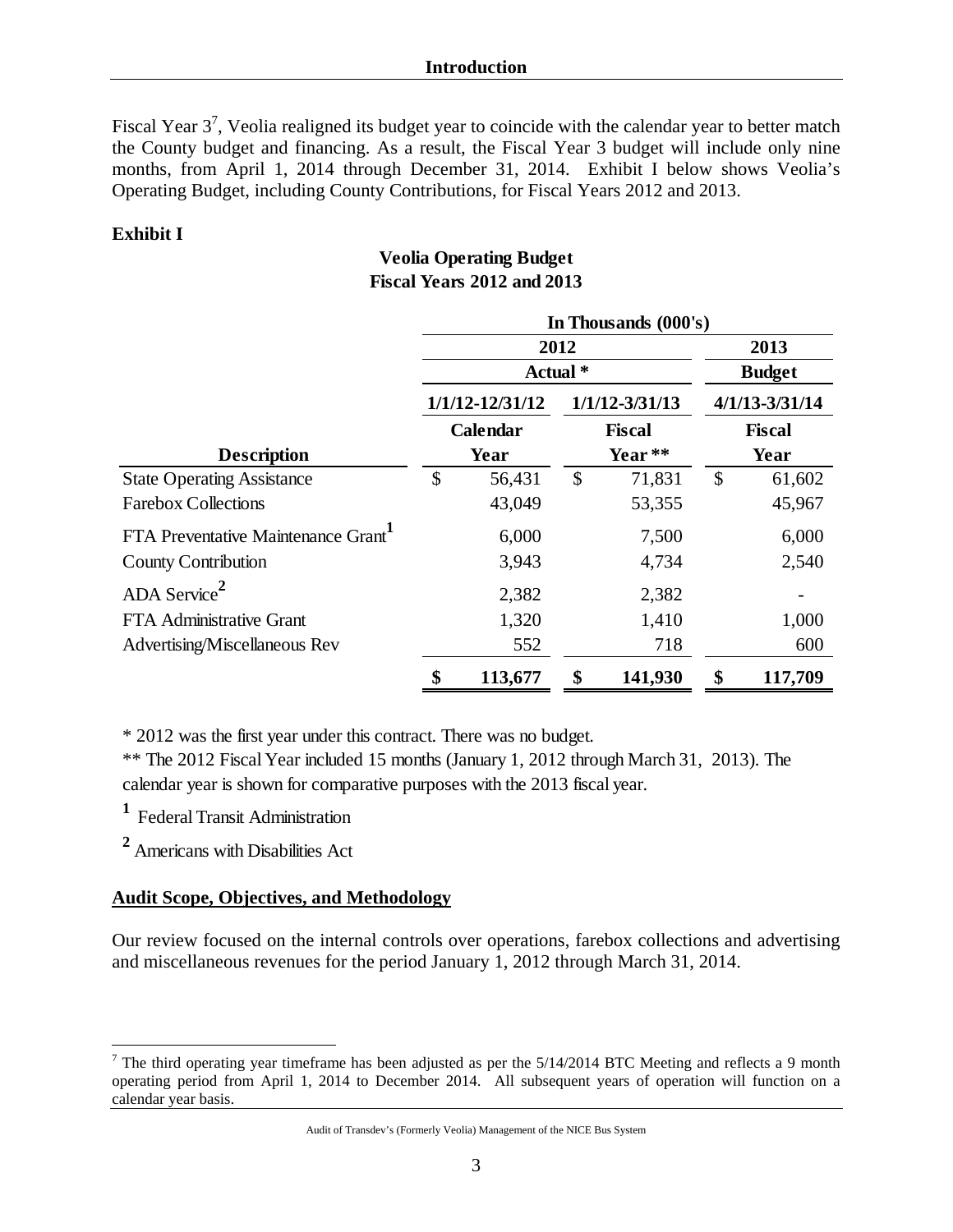## Introduction

Fiscal Year 3[7], Veolia realigned its budget year to coincide with the calendar year to better match the County budget and financing. As a result, the Fiscal Year 3 budget will include only nine months, from April 1, 2014 through December 31, 2014. Exhibit I below shows Veolia's Operating Budget, including County Contributions, for Fiscal Years 2012 and 2013.

**Exhibit I**

**Veolia Operating Budget**
**Fiscal Years 2012 and 2013**

| | In Thousands (000's) | | |
|---|---|---|---|
| | 2012 | | 2013 |
| | Actual * | | Budget |
| | 1/1/12-12/31/12 | 1/1/12-3/31/13 | 4/1/13-3/31/14 |
| **Description** | Calendar Year | Fiscal Year ** | Fiscal Year |
| State Operating Assistance | $ 56,431 | $ 71,831 | $ 61,602 |
| Farebox Collections | 43,049 | 53,355 | 45,967 |
| FTA Preventative Maintenance Grant[1] | 6,000 | 7,500 | 6,000 |
| County Contribution | 3,943 | 4,734 | 2,540 |
| ADA Service[2] | 2,382 | 2,382 | - |
| FTA Administrative Grant | 1,320 | 1,410 | 1,000 |
| Advertising/Miscellaneous Rev | 552 | 718 | 600 |
| | **$ 113,677** | **$ 141,930** | **$ 117,709** |

\* 2012 was the first year under this contract. There was no budget.

\*\* The 2012 Fiscal Year included 15 months (January 1, 2012 through March 31, 2013). The calendar year is shown for comparative purposes with the 2013 fiscal year.

[1] Federal Transit Administration

[2] Americans with Disabilities Act

### Audit Scope, Objectives, and Methodology

Our review focused on the internal controls over operations, farebox collections and advertising and miscellaneous revenues for the period January 1, 2012 through March 31, 2014.

[7] The third operating year timeframe has been adjusted as per the 5/14/2014 BTC Meeting and reflects a 9 month operating period from April 1, 2014 to December 2014. All subsequent years of operation will function on a calendar year basis.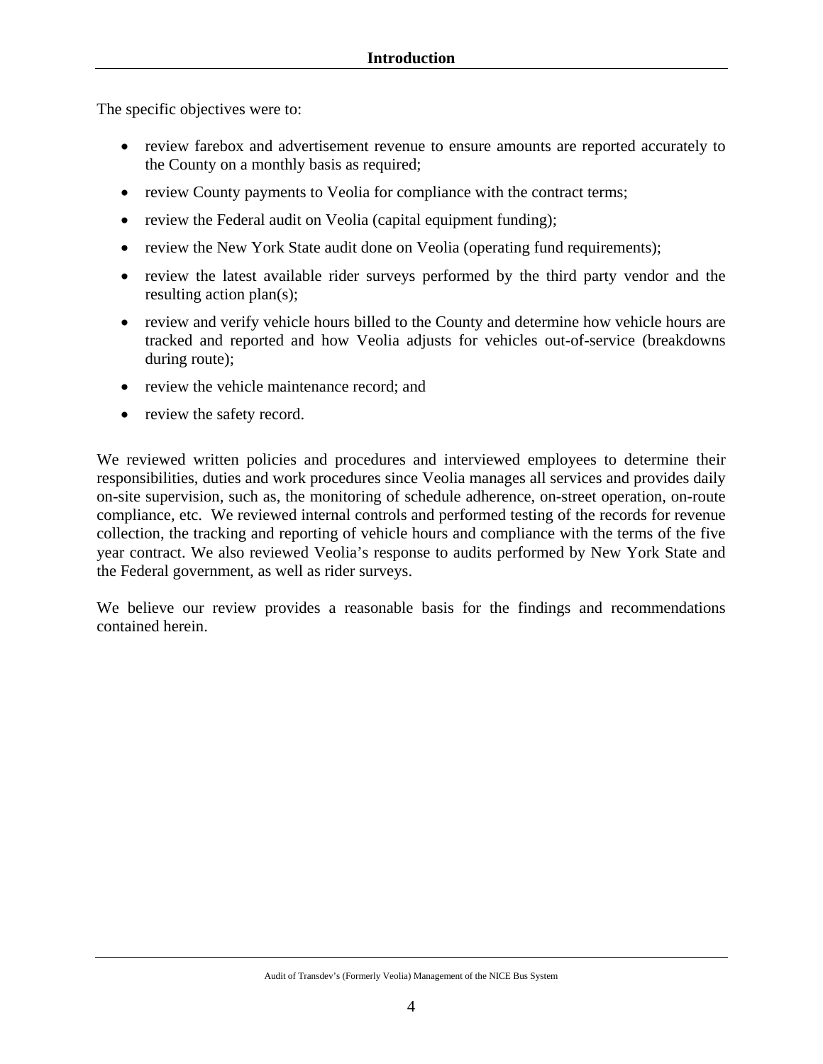The specific objectives were to:

- review farebox and advertisement revenue to ensure amounts are reported accurately to the County on a monthly basis as required;
- review County payments to Veolia for compliance with the contract terms;
- review the Federal audit on Veolia (capital equipment funding);
- review the New York State audit done on Veolia (operating fund requirements);
- review the latest available rider surveys performed by the third party vendor and the resulting action plan(s);
- review and verify vehicle hours billed to the County and determine how vehicle hours are tracked and reported and how Veolia adjusts for vehicles out-of-service (breakdowns during route);
- review the vehicle maintenance record; and
- review the safety record.

We reviewed written policies and procedures and interviewed employees to determine their responsibilities, duties and work procedures since Veolia manages all services and provides daily on-site supervision, such as, the monitoring of schedule adherence, on-street operation, on-route compliance, etc. We reviewed internal controls and performed testing of the records for revenue collection, the tracking and reporting of vehicle hours and compliance with the terms of the five year contract. We also reviewed Veolia's response to audits performed by New York State and the Federal government, as well as rider surveys.

We believe our review provides a reasonable basis for the findings and recommendations contained herein.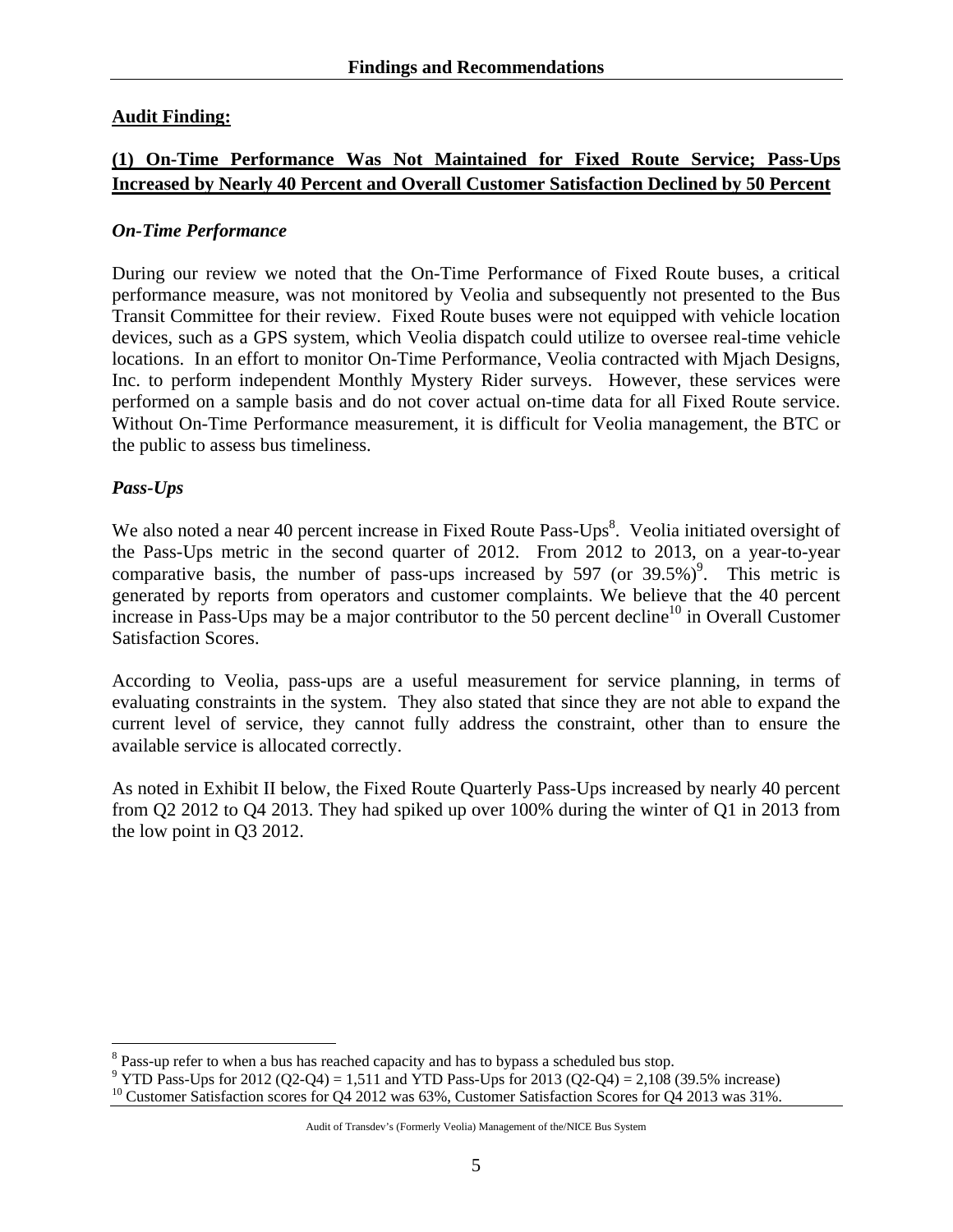## Findings and Recommendations

**Audit Finding:**

**(1) On-Time Performance Was Not Maintained for Fixed Route Service; Pass-Ups Increased by Nearly 40 Percent and Overall Customer Satisfaction Declined by 50 Percent**

***On-Time Performance***

During our review we noted that the On-Time Performance of Fixed Route buses, a critical performance measure, was not monitored by Veolia and subsequently not presented to the Bus Transit Committee for their review. Fixed Route buses were not equipped with vehicle location devices, such as a GPS system, which Veolia dispatch could utilize to oversee real-time vehicle locations. In an effort to monitor On-Time Performance, Veolia contracted with Mjach Designs, Inc. to perform independent Monthly Mystery Rider surveys. However, these services were performed on a sample basis and do not cover actual on-time data for all Fixed Route service. Without On-Time Performance measurement, it is difficult for Veolia management, the BTC or the public to assess bus timeliness.

***Pass-Ups***

We also noted a near 40 percent increase in Fixed Route Pass-Ups[8]. Veolia initiated oversight of the Pass-Ups metric in the second quarter of 2012. From 2012 to 2013, on a year-to-year comparative basis, the number of pass-ups increased by 597 (or 39.5%)[9]. This metric is generated by reports from operators and customer complaints. We believe that the 40 percent increase in Pass-Ups may be a major contributor to the 50 percent decline[10] in Overall Customer Satisfaction Scores.

According to Veolia, pass-ups are a useful measurement for service planning, in terms of evaluating constraints in the system. They also stated that since they are not able to expand the current level of service, they cannot fully address the constraint, other than to ensure the available service is allocated correctly.

As noted in Exhibit II below, the Fixed Route Quarterly Pass-Ups increased by nearly 40 percent from Q2 2012 to Q4 2013. They had spiked up over 100% during the winter of Q1 in 2013 from the low point in Q3 2012.

---

[8] Pass-up refer to when a bus has reached capacity and has to bypass a scheduled bus stop.

[9] YTD Pass-Ups for 2012 (Q2-Q4) = 1,511 and YTD Pass-Ups for 2013 (Q2-Q4) = 2,108 (39.5% increase)

[10] Customer Satisfaction scores for Q4 2012 was 63%, Customer Satisfaction Scores for Q4 2013 was 31%.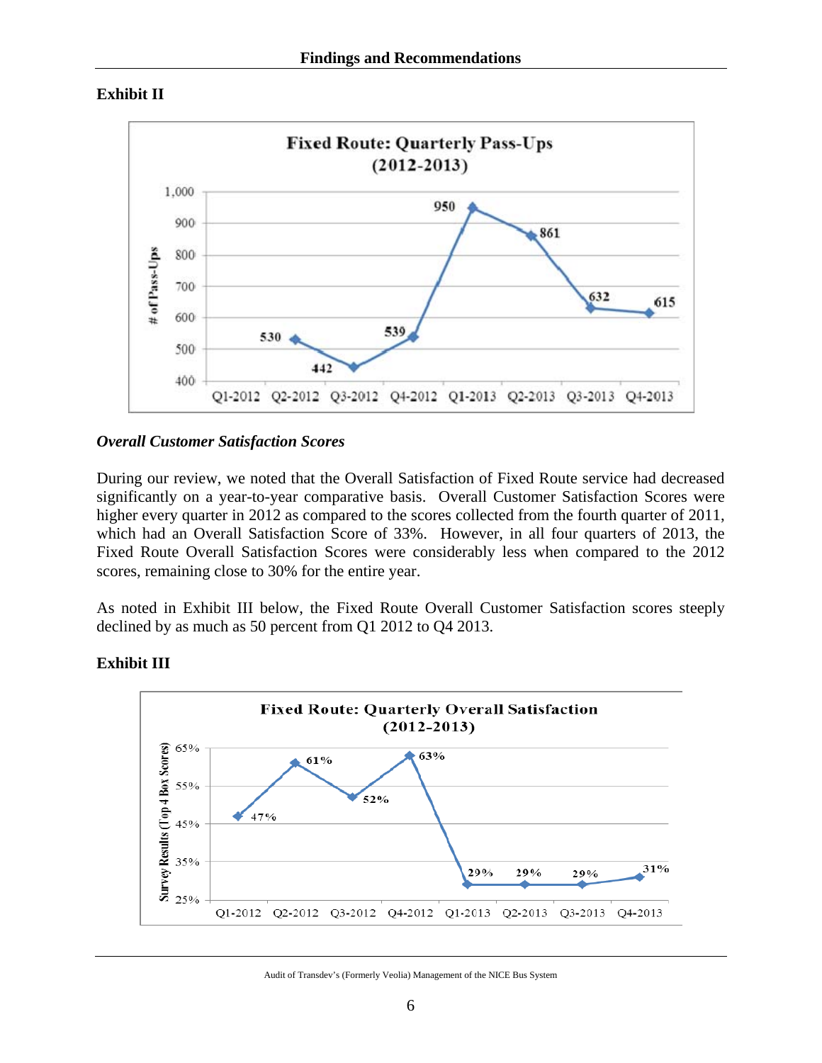**Exhibit II**

**Fixed Route: Quarterly Pass-Ups (2012-2013)**

| Quarter | # of Pass-Ups |
|---|---|
| Q1-2012 | |
| Q2-2012 | 530 |
| Q3-2012 | 442 |
| Q4-2012 | 539 |
| Q1-2013 | 950 |
| Q2-2013 | 861 |
| Q3-2013 | 632 |
| Q4-2013 | 615 |

### *Overall Customer Satisfaction Scores*

During our review, we noted that the Overall Satisfaction of Fixed Route service had decreased significantly on a year-to-year comparative basis. Overall Customer Satisfaction Scores were higher every quarter in 2012 as compared to the scores collected from the fourth quarter of 2011, which had an Overall Satisfaction Score of 33%. However, in all four quarters of 2013, the Fixed Route Overall Satisfaction Scores were considerably less when compared to the 2012 scores, remaining close to 30% for the entire year.

As noted in Exhibit III below, the Fixed Route Overall Customer Satisfaction scores steeply declined by as much as 50 percent from Q1 2012 to Q4 2013.

**Exhibit III**

**Fixed Route: Quarterly Overall Satisfaction (2012-2013)**

| Quarter | Survey Results (Top 4 Box Scores) |
|---|---|
| Q1-2012 | 47% |
| Q2-2012 | 61% |
| Q3-2012 | 52% |
| Q4-2012 | 63% |
| Q1-2013 | 29% |
| Q2-2013 | 29% |
| Q3-2013 | 29% |
| Q4-2013 | 31% |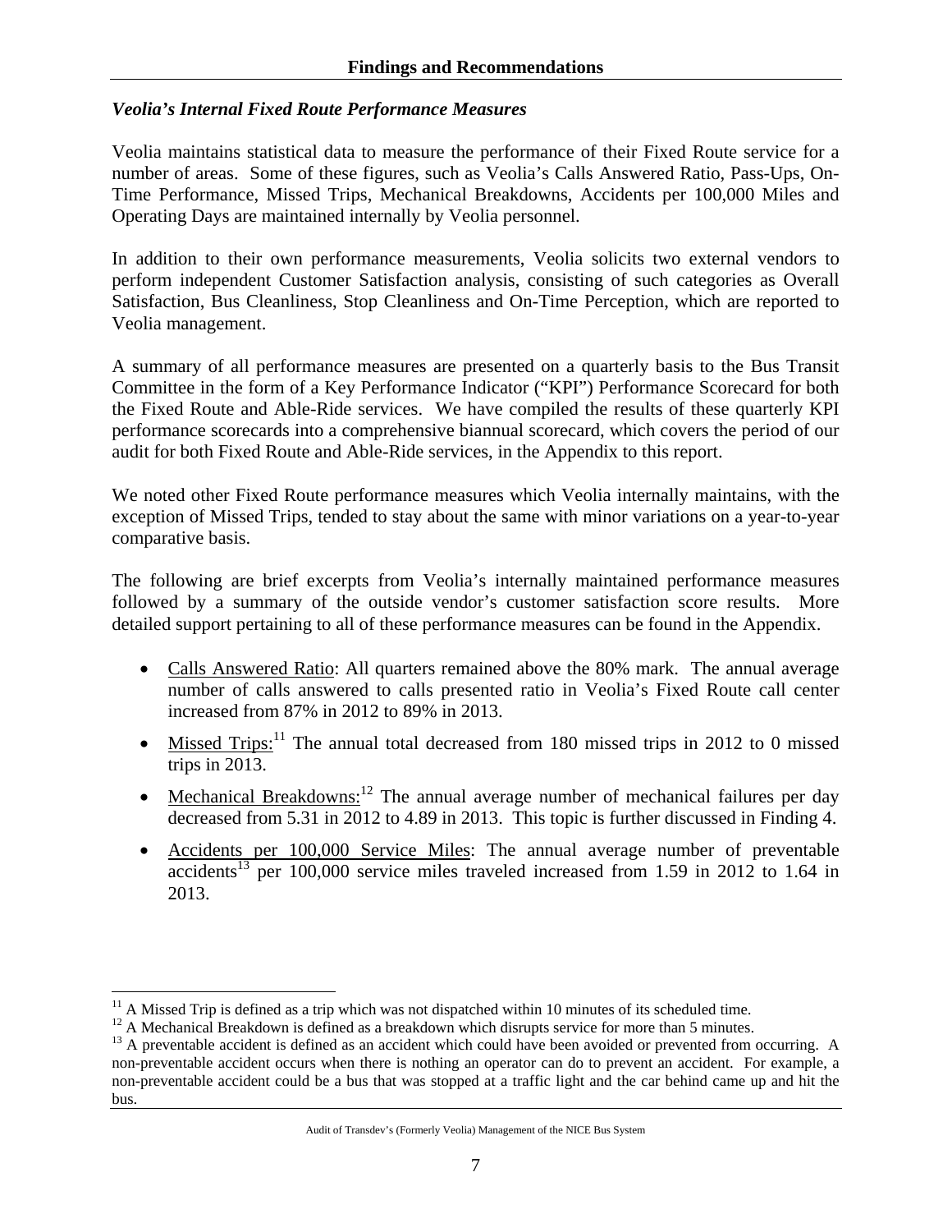### *Veolia's Internal Fixed Route Performance Measures*

Veolia maintains statistical data to measure the performance of their Fixed Route service for a number of areas. Some of these figures, such as Veolia's Calls Answered Ratio, Pass-Ups, On-Time Performance, Missed Trips, Mechanical Breakdowns, Accidents per 100,000 Miles and Operating Days are maintained internally by Veolia personnel.

In addition to their own performance measurements, Veolia solicits two external vendors to perform independent Customer Satisfaction analysis, consisting of such categories as Overall Satisfaction, Bus Cleanliness, Stop Cleanliness and On-Time Perception, which are reported to Veolia management.

A summary of all performance measures are presented on a quarterly basis to the Bus Transit Committee in the form of a Key Performance Indicator ("KPI") Performance Scorecard for both the Fixed Route and Able-Ride services. We have compiled the results of these quarterly KPI performance scorecards into a comprehensive biannual scorecard, which covers the period of our audit for both Fixed Route and Able-Ride services, in the Appendix to this report.

We noted other Fixed Route performance measures which Veolia internally maintains, with the exception of Missed Trips, tended to stay about the same with minor variations on a year-to-year comparative basis.

The following are brief excerpts from Veolia's internally maintained performance measures followed by a summary of the outside vendor's customer satisfaction score results. More detailed support pertaining to all of these performance measures can be found in the Appendix.

- Calls Answered Ratio: All quarters remained above the 80% mark. The annual average number of calls answered to calls presented ratio in Veolia's Fixed Route call center increased from 87% in 2012 to 89% in 2013.
- Missed Trips:[11] The annual total decreased from 180 missed trips in 2012 to 0 missed trips in 2013.
- Mechanical Breakdowns:[12] The annual average number of mechanical failures per day decreased from 5.31 in 2012 to 4.89 in 2013. This topic is further discussed in Finding 4.
- Accidents per 100,000 Service Miles: The annual average number of preventable accidents[13] per 100,000 service miles traveled increased from 1.59 in 2012 to 1.64 in 2013.

---

[11] A Missed Trip is defined as a trip which was not dispatched within 10 minutes of its scheduled time.

[12] A Mechanical Breakdown is defined as a breakdown which disrupts service for more than 5 minutes.

[13] A preventable accident is defined as an accident which could have been avoided or prevented from occurring. A non-preventable accident occurs when there is nothing an operator can do to prevent an accident. For example, a non-preventable accident could be a bus that was stopped at a traffic light and the car behind came up and hit the bus.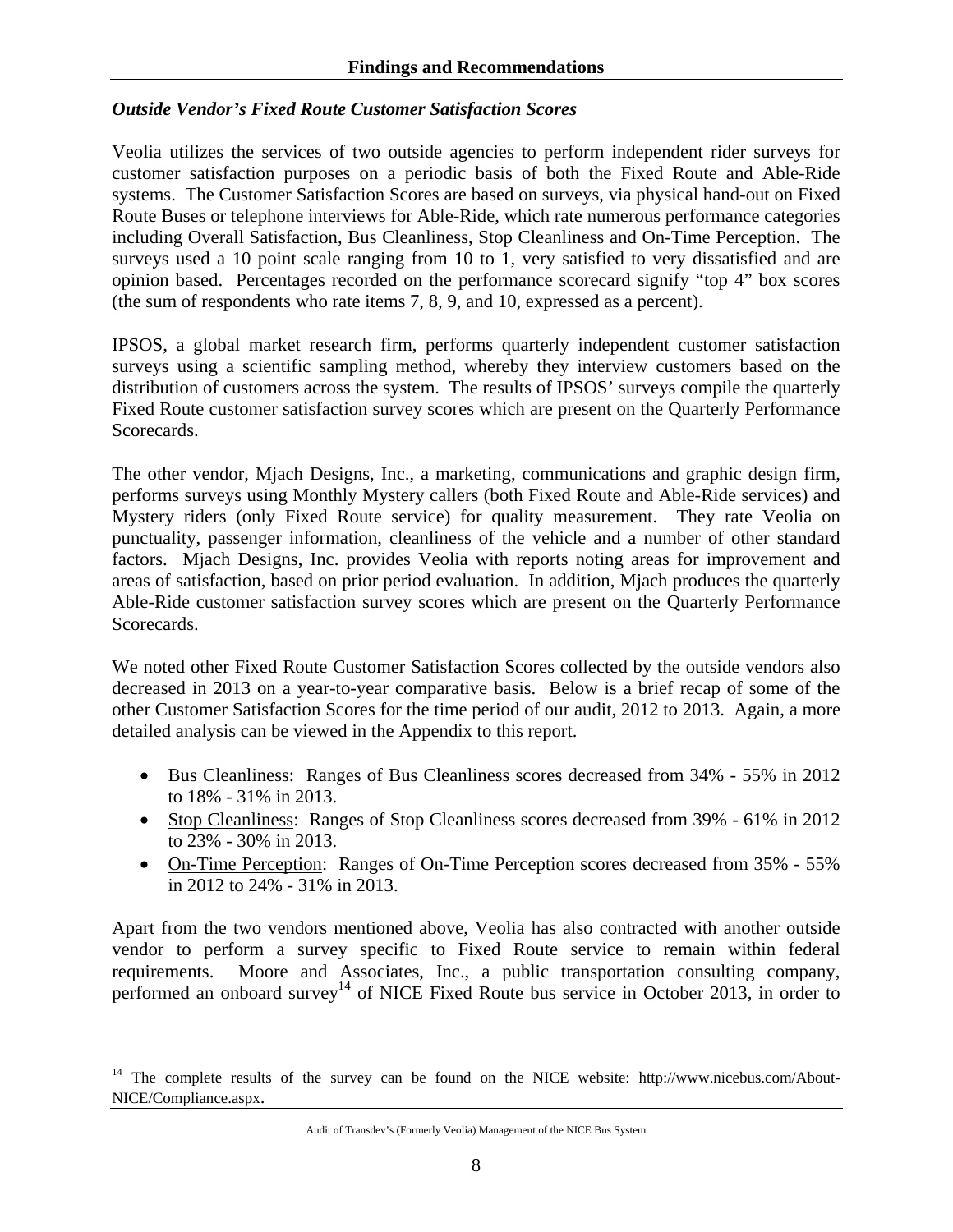### *Outside Vendor's Fixed Route Customer Satisfaction Scores*

Veolia utilizes the services of two outside agencies to perform independent rider surveys for customer satisfaction purposes on a periodic basis of both the Fixed Route and Able-Ride systems. The Customer Satisfaction Scores are based on surveys, via physical hand-out on Fixed Route Buses or telephone interviews for Able-Ride, which rate numerous performance categories including Overall Satisfaction, Bus Cleanliness, Stop Cleanliness and On-Time Perception. The surveys used a 10 point scale ranging from 10 to 1, very satisfied to very dissatisfied and are opinion based. Percentages recorded on the performance scorecard signify "top 4" box scores (the sum of respondents who rate items 7, 8, 9, and 10, expressed as a percent).

IPSOS, a global market research firm, performs quarterly independent customer satisfaction surveys using a scientific sampling method, whereby they interview customers based on the distribution of customers across the system. The results of IPSOS' surveys compile the quarterly Fixed Route customer satisfaction survey scores which are present on the Quarterly Performance Scorecards.

The other vendor, Mjach Designs, Inc., a marketing, communications and graphic design firm, performs surveys using Monthly Mystery callers (both Fixed Route and Able-Ride services) and Mystery riders (only Fixed Route service) for quality measurement. They rate Veolia on punctuality, passenger information, cleanliness of the vehicle and a number of other standard factors. Mjach Designs, Inc. provides Veolia with reports noting areas for improvement and areas of satisfaction, based on prior period evaluation. In addition, Mjach produces the quarterly Able-Ride customer satisfaction survey scores which are present on the Quarterly Performance Scorecards.

We noted other Fixed Route Customer Satisfaction Scores collected by the outside vendors also decreased in 2013 on a year-to-year comparative basis. Below is a brief recap of some of the other Customer Satisfaction Scores for the time period of our audit, 2012 to 2013. Again, a more detailed analysis can be viewed in the Appendix to this report.

- Bus Cleanliness: Ranges of Bus Cleanliness scores decreased from 34% - 55% in 2012 to 18% - 31% in 2013.
- Stop Cleanliness: Ranges of Stop Cleanliness scores decreased from 39% - 61% in 2012 to 23% - 30% in 2013.
- On-Time Perception: Ranges of On-Time Perception scores decreased from 35% - 55% in 2012 to 24% - 31% in 2013.

Apart from the two vendors mentioned above, Veolia has also contracted with another outside vendor to perform a survey specific to Fixed Route service to remain within federal requirements. Moore and Associates, Inc., a public transportation consulting company, performed an onboard survey[14] of NICE Fixed Route bus service in October 2013, in order to

[14] The complete results of the survey can be found on the NICE website: http://www.nicebus.com/About-NICE/Compliance.aspx.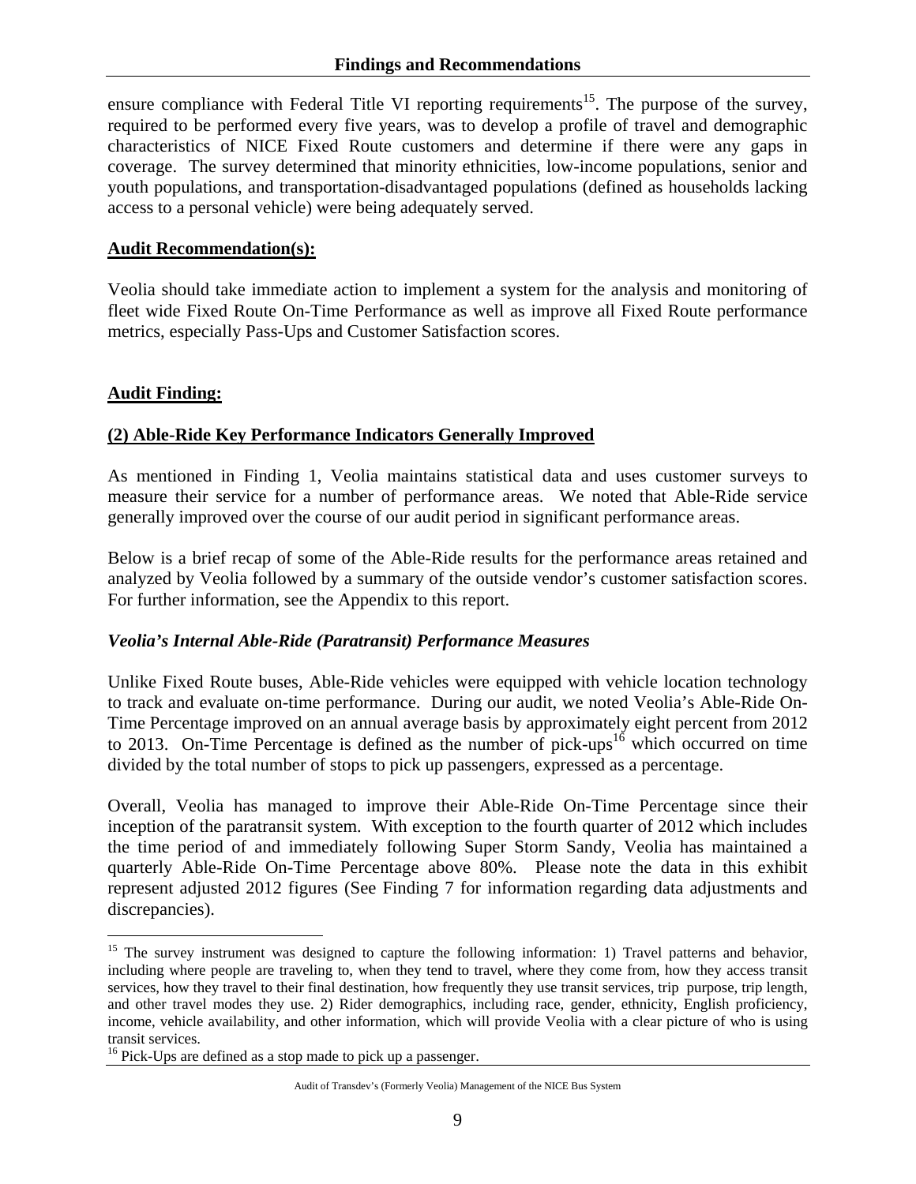ensure compliance with Federal Title VI reporting requirements[15]. The purpose of the survey, required to be performed every five years, was to develop a profile of travel and demographic characteristics of NICE Fixed Route customers and determine if there were any gaps in coverage. The survey determined that minority ethnicities, low-income populations, senior and youth populations, and transportation-disadvantaged populations (defined as households lacking access to a personal vehicle) were being adequately served.

**Audit Recommendation(s):**

Veolia should take immediate action to implement a system for the analysis and monitoring of fleet wide Fixed Route On-Time Performance as well as improve all Fixed Route performance metrics, especially Pass-Ups and Customer Satisfaction scores.

**Audit Finding:**

**(2) Able-Ride Key Performance Indicators Generally Improved**

As mentioned in Finding 1, Veolia maintains statistical data and uses customer surveys to measure their service for a number of performance areas. We noted that Able-Ride service generally improved over the course of our audit period in significant performance areas.

Below is a brief recap of some of the Able-Ride results for the performance areas retained and analyzed by Veolia followed by a summary of the outside vendor's customer satisfaction scores. For further information, see the Appendix to this report.

***Veolia's Internal Able-Ride (Paratransit) Performance Measures***

Unlike Fixed Route buses, Able-Ride vehicles were equipped with vehicle location technology to track and evaluate on-time performance. During our audit, we noted Veolia's Able-Ride On-Time Percentage improved on an annual average basis by approximately eight percent from 2012 to 2013. On-Time Percentage is defined as the number of pick-ups[16] which occurred on time divided by the total number of stops to pick up passengers, expressed as a percentage.

Overall, Veolia has managed to improve their Able-Ride On-Time Percentage since their inception of the paratransit system. With exception to the fourth quarter of 2012 which includes the time period of and immediately following Super Storm Sandy, Veolia has maintained a quarterly Able-Ride On-Time Percentage above 80%. Please note the data in this exhibit represent adjusted 2012 figures (See Finding 7 for information regarding data adjustments and discrepancies).

[15] The survey instrument was designed to capture the following information: 1) Travel patterns and behavior, including where people are traveling to, when they tend to travel, where they come from, how they access transit services, how they travel to their final destination, how frequently they use transit services, trip purpose, trip length, and other travel modes they use. 2) Rider demographics, including race, gender, ethnicity, English proficiency, income, vehicle availability, and other information, which will provide Veolia with a clear picture of who is using transit services.

[16] Pick-Ups are defined as a stop made to pick up a passenger.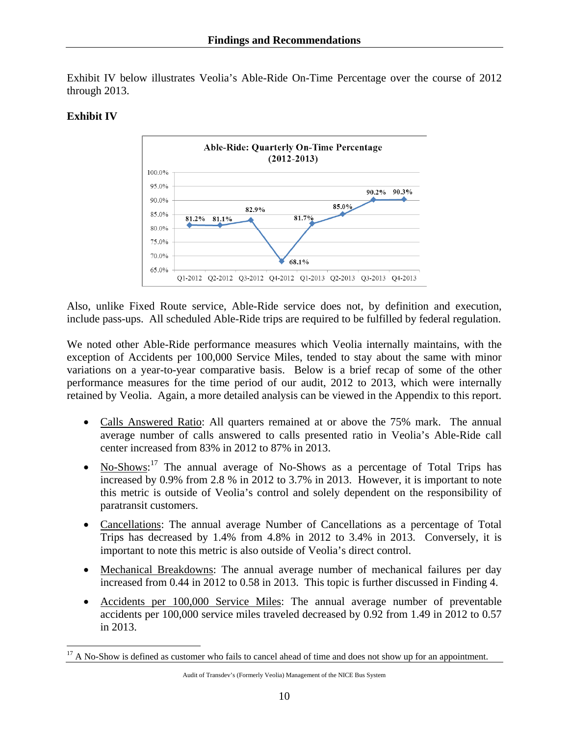Exhibit IV below illustrates Veolia's Able-Ride On-Time Percentage over the course of 2012 through 2013.

**Exhibit IV**

**Able-Ride: Quarterly On-Time Percentage (2012-2013)**

| Quarter | On-Time Percentage |
|---|---|
| Q1-2012 | 81.2% |
| Q2-2012 | 81.1% |
| Q3-2012 | 82.9% |
| Q4-2012 | 68.1% |
| Q1-2013 | 81.7% |
| Q2-2013 | 85.0% |
| Q3-2013 | 90.2% |
| Q4-2013 | 90.3% |

Also, unlike Fixed Route service, Able-Ride service does not, by definition and execution, include pass-ups. All scheduled Able-Ride trips are required to be fulfilled by federal regulation.

We noted other Able-Ride performance measures which Veolia internally maintains, with the exception of Accidents per 100,000 Service Miles, tended to stay about the same with minor variations on a year-to-year comparative basis. Below is a brief recap of some of the other performance measures for the time period of our audit, 2012 to 2013, which were internally retained by Veolia. Again, a more detailed analysis can be viewed in the Appendix to this report.

- Calls Answered Ratio: All quarters remained at or above the 75% mark. The annual average number of calls answered to calls presented ratio in Veolia's Able-Ride call center increased from 83% in 2012 to 87% in 2013.
- No-Shows:[17] The annual average of No-Shows as a percentage of Total Trips has increased by 0.9% from 2.8 % in 2012 to 3.7% in 2013. However, it is important to note this metric is outside of Veolia's control and solely dependent on the responsibility of paratransit customers.
- Cancellations: The annual average Number of Cancellations as a percentage of Total Trips has decreased by 1.4% from 4.8% in 2012 to 3.4% in 2013. Conversely, it is important to note this metric is also outside of Veolia's direct control.
- Mechanical Breakdowns: The annual average number of mechanical failures per day increased from 0.44 in 2012 to 0.58 in 2013. This topic is further discussed in Finding 4.
- Accidents per 100,000 Service Miles: The annual average number of preventable accidents per 100,000 service miles traveled decreased by 0.92 from 1.49 in 2012 to 0.57 in 2013.

[17] A No-Show is defined as customer who fails to cancel ahead of time and does not show up for an appointment.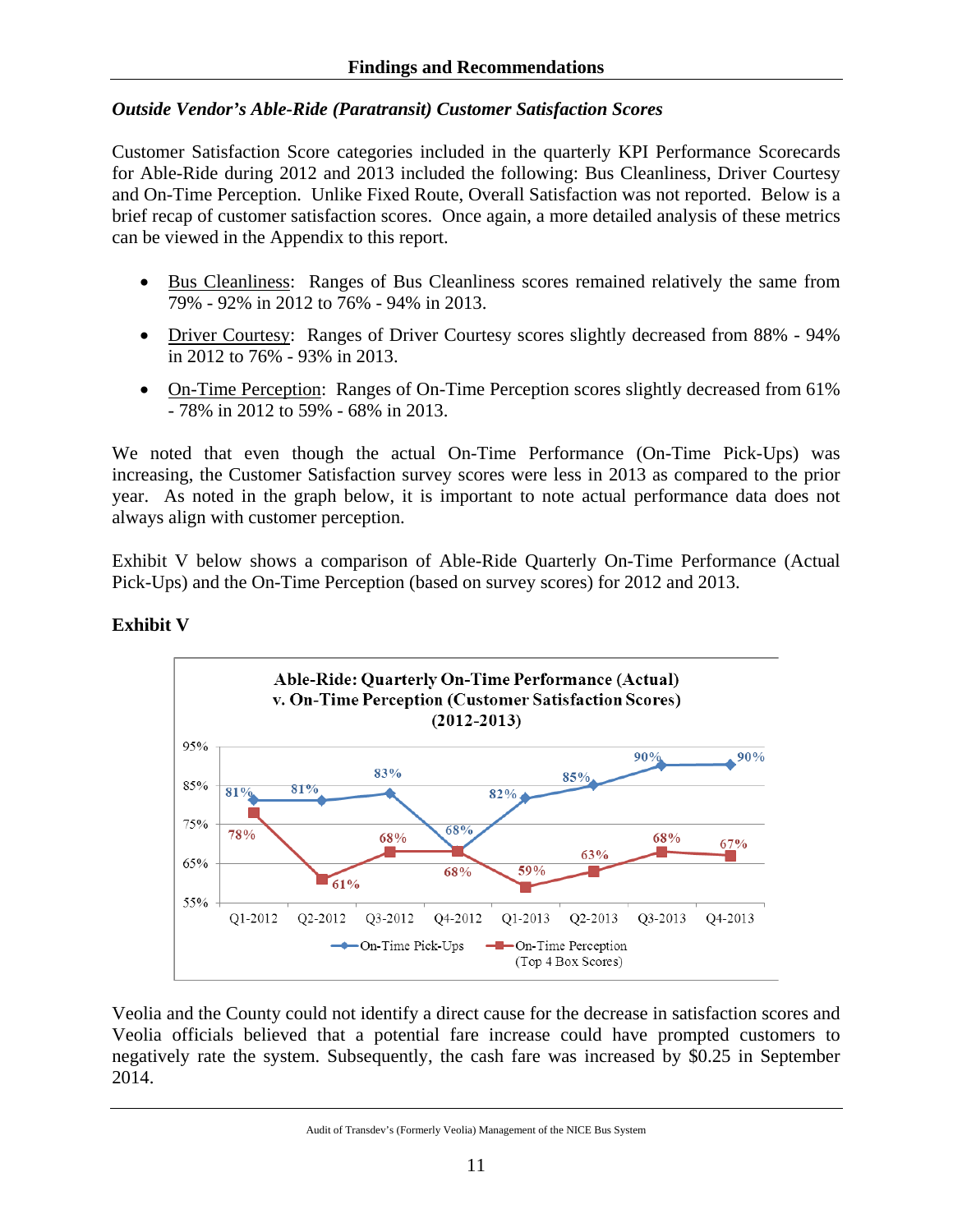### *Outside Vendor's Able-Ride (Paratransit) Customer Satisfaction Scores*

Customer Satisfaction Score categories included in the quarterly KPI Performance Scorecards for Able-Ride during 2012 and 2013 included the following: Bus Cleanliness, Driver Courtesy and On-Time Perception. Unlike Fixed Route, Overall Satisfaction was not reported. Below is a brief recap of customer satisfaction scores. Once again, a more detailed analysis of these metrics can be viewed in the Appendix to this report.

- Bus Cleanliness: Ranges of Bus Cleanliness scores remained relatively the same from 79% - 92% in 2012 to 76% - 94% in 2013.
- Driver Courtesy: Ranges of Driver Courtesy scores slightly decreased from 88% - 94% in 2012 to 76% - 93% in 2013.
- On-Time Perception: Ranges of On-Time Perception scores slightly decreased from 61% - 78% in 2012 to 59% - 68% in 2013.

We noted that even though the actual On-Time Performance (On-Time Pick-Ups) was increasing, the Customer Satisfaction survey scores were less in 2013 as compared to the prior year. As noted in the graph below, it is important to note actual performance data does not always align with customer perception.

Exhibit V below shows a comparison of Able-Ride Quarterly On-Time Performance (Actual Pick-Ups) and the On-Time Perception (based on survey scores) for 2012 and 2013.

**Exhibit V**

**Able-Ride: Quarterly On-Time Performance (Actual) v. On-Time Perception (Customer Satisfaction Scores) (2012-2013)**

| | Q1-2012 | Q2-2012 | Q3-2012 | Q4-2012 | Q1-2013 | Q2-2013 | Q3-2013 | Q4-2013 |
|---|---|---|---|---|---|---|---|---|
| On-Time Pick-Ups | 81% | 81% | 83% | 68% | 82% | 85% | 90% | 90% |
| On-Time Perception (Top 4 Box Scores) | 78% | 61% | 68% | 68% | 59% | 63% | 68% | 67% |

Veolia and the County could not identify a direct cause for the decrease in satisfaction scores and Veolia officials believed that a potential fare increase could have prompted customers to negatively rate the system. Subsequently, the cash fare was increased by $0.25 in September 2014.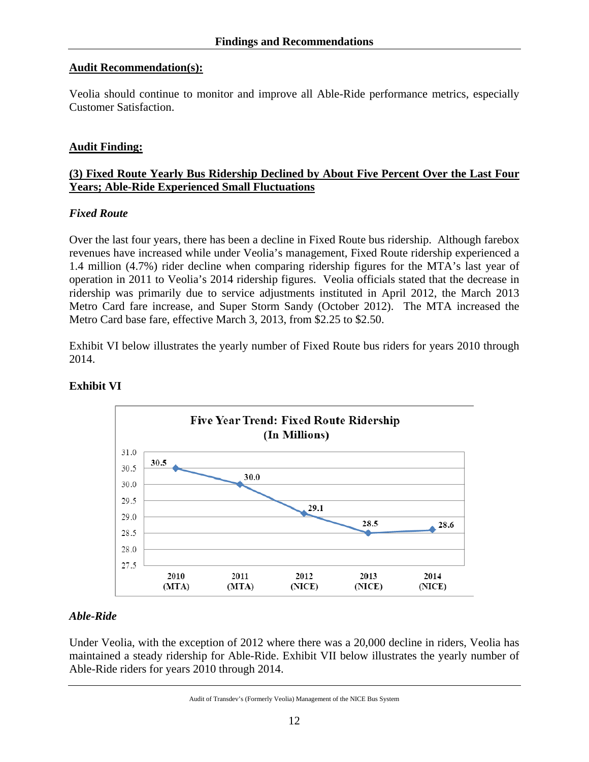## Audit Recommendation(s):

Veolia should continue to monitor and improve all Able-Ride performance metrics, especially Customer Satisfaction.

## Audit Finding:

### (3) Fixed Route Yearly Bus Ridership Declined by About Five Percent Over the Last Four Years; Able-Ride Experienced Small Fluctuations

*Fixed Route*

Over the last four years, there has been a decline in Fixed Route bus ridership. Although farebox revenues have increased while under Veolia's management, Fixed Route ridership experienced a 1.4 million (4.7%) rider decline when comparing ridership figures for the MTA's last year of operation in 2011 to Veolia's 2014 ridership figures. Veolia officials stated that the decrease in ridership was primarily due to service adjustments instituted in April 2012, the March 2013 Metro Card fare increase, and Super Storm Sandy (October 2012). The MTA increased the Metro Card base fare, effective March 3, 2013, from $2.25 to $2.50.

Exhibit VI below illustrates the yearly number of Fixed Route bus riders for years 2010 through 2014.

**Exhibit VI**

**Five Year Trend: Fixed Route Ridership (In Millions)**

| Year | Ridership (In Millions) |
|---|---|
| 2010 (MTA) | 30.5 |
| 2011 (MTA) | 30.0 |
| 2012 (NICE) | 29.1 |
| 2013 (NICE) | 28.5 |
| 2014 (NICE) | 28.6 |

*Able-Ride*

Under Veolia, with the exception of 2012 where there was a 20,000 decline in riders, Veolia has maintained a steady ridership for Able-Ride. Exhibit VII below illustrates the yearly number of Able-Ride riders for years 2010 through 2014.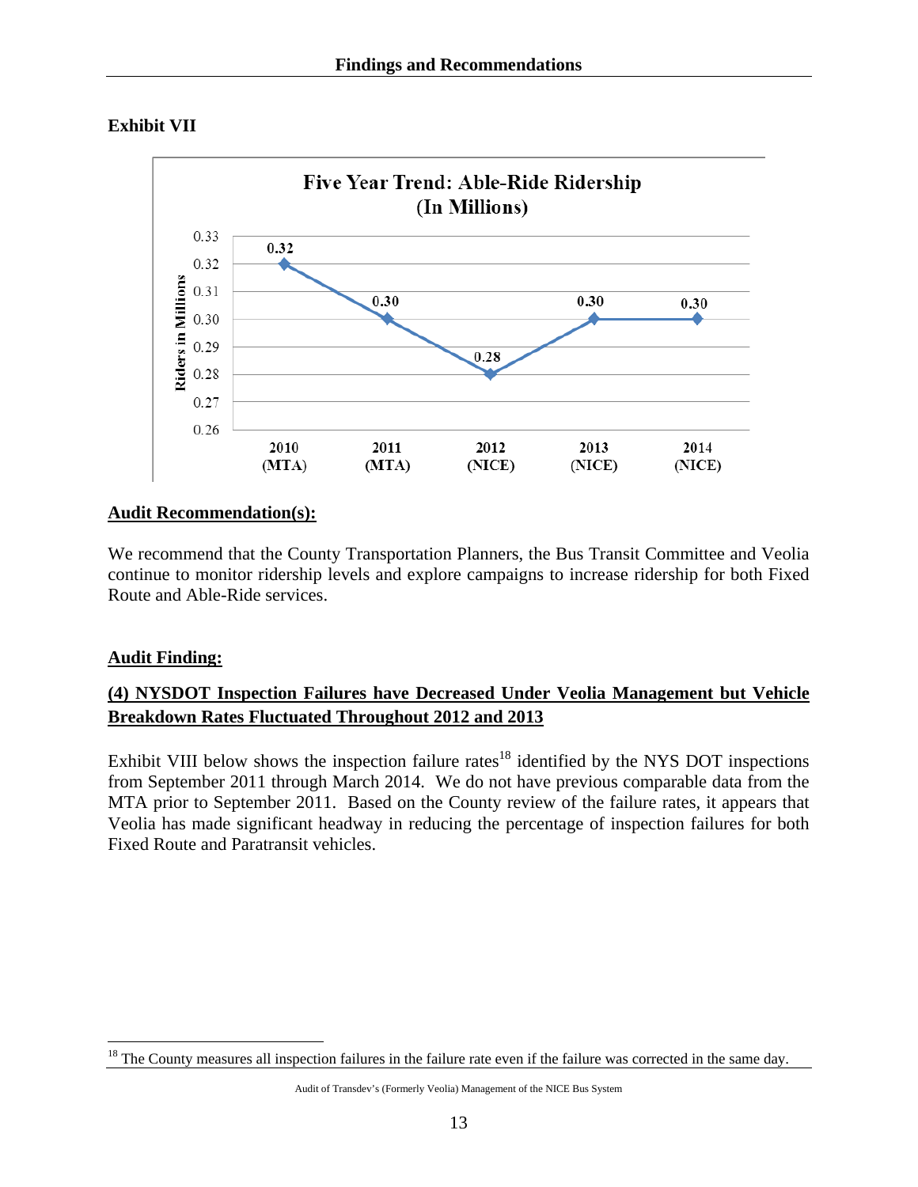**Exhibit VII**

Five Year Trend: Able-Ride Ridership (In Millions)

| Year | Riders in Millions |
|---|---|
| 2010 (MTA) | 0.32 |
| 2011 (MTA) | 0.30 |
| 2012 (NICE) | 0.28 |
| 2013 (NICE) | 0.30 |
| 2014 (NICE) | 0.30 |

**Audit Recommendation(s):**

We recommend that the County Transportation Planners, the Bus Transit Committee and Veolia continue to monitor ridership levels and explore campaigns to increase ridership for both Fixed Route and Able-Ride services.

**Audit Finding:**

**(4) NYSDOT Inspection Failures have Decreased Under Veolia Management but Vehicle Breakdown Rates Fluctuated Throughout 2012 and 2013**

Exhibit VIII below shows the inspection failure rates[18] identified by the NYS DOT inspections from September 2011 through March 2014. We do not have previous comparable data from the MTA prior to September 2011. Based on the County review of the failure rates, it appears that Veolia has made significant headway in reducing the percentage of inspection failures for both Fixed Route and Paratransit vehicles.

[18] The County measures all inspection failures in the failure rate even if the failure was corrected in the same day.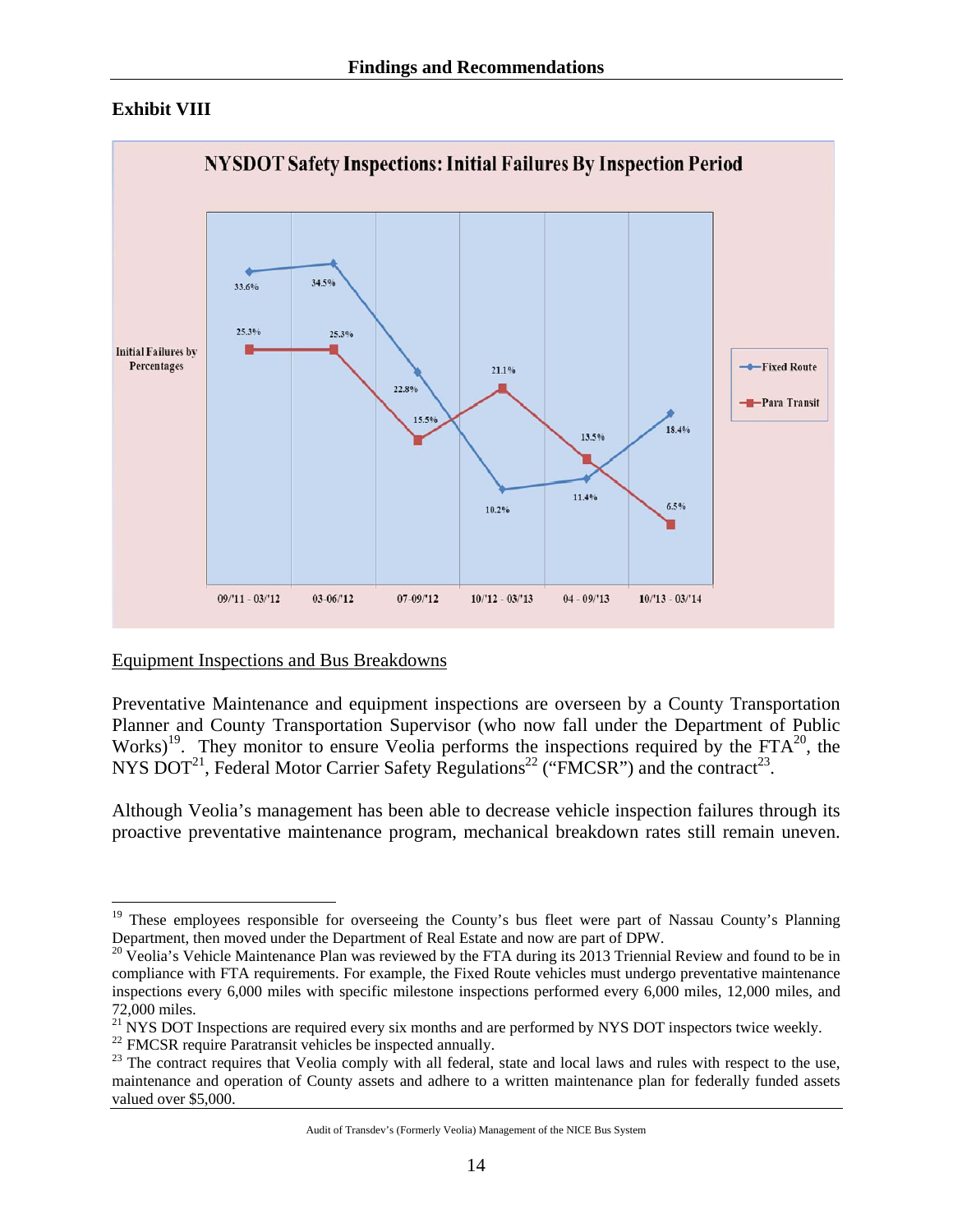## Exhibit VIII

**NYSDOT Safety Inspections: Initial Failures By Inspection Period**

Initial Failures by Percentages

| Inspection Period | Fixed Route | Para Transit |
|---|---|---|
| 09/'11 - 03/'12 | 33.6% | 25.3% |
| 03-06/'12 | 34.5% | 25.3% |
| 07-09/'12 | 22.8% | 15.5% |
| 10/'12 - 03/'13 | 10.2% | 21.1% |
| 04 - 09/'13 | 11.4% | 13.5% |
| 10/'13 - 03/'14 | 18.4% | 6.5% |

Equipment Inspections and Bus Breakdowns

Preventative Maintenance and equipment inspections are overseen by a County Transportation Planner and County Transportation Supervisor (who now fall under the Department of Public Works)[19]. They monitor to ensure Veolia performs the inspections required by the FTA[20], the NYS DOT[21], Federal Motor Carrier Safety Regulations[22] ("FMCSR") and the contract[23].

Although Veolia's management has been able to decrease vehicle inspection failures through its proactive preventative maintenance program, mechanical breakdown rates still remain uneven.

---

[19] These employees responsible for overseeing the County's bus fleet were part of Nassau County's Planning Department, then moved under the Department of Real Estate and now are part of DPW.

[20] Veolia's Vehicle Maintenance Plan was reviewed by the FTA during its 2013 Triennial Review and found to be in compliance with FTA requirements. For example, the Fixed Route vehicles must undergo preventative maintenance inspections every 6,000 miles with specific milestone inspections performed every 6,000 miles, 12,000 miles, and 72,000 miles.

[21] NYS DOT Inspections are required every six months and are performed by NYS DOT inspectors twice weekly.

[22] FMCSR require Paratransit vehicles be inspected annually.

[23] The contract requires that Veolia comply with all federal, state and local laws and rules with respect to the use, maintenance and operation of County assets and adhere to a written maintenance plan for federally funded assets valued over $5,000.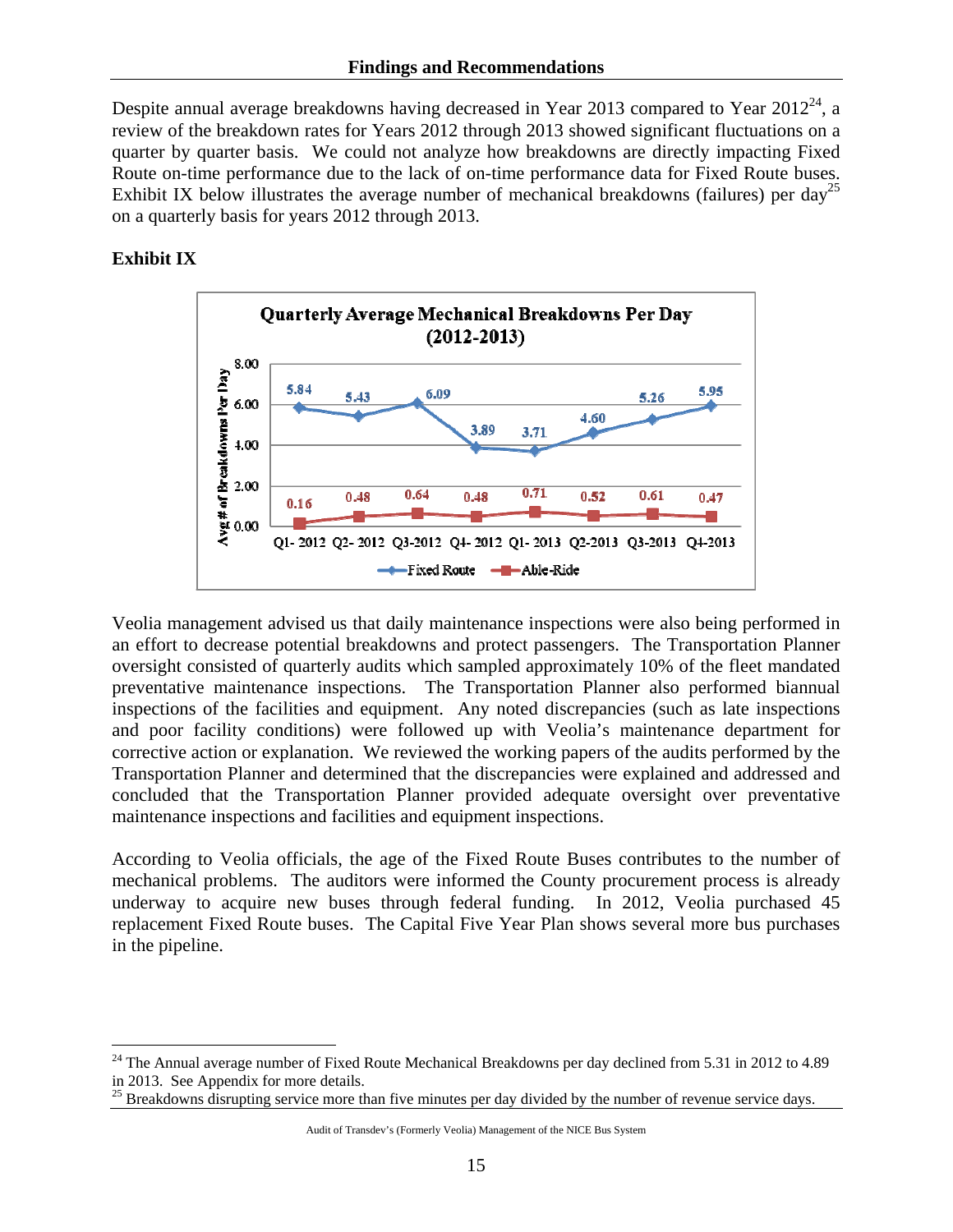Despite annual average breakdowns having decreased in Year 2013 compared to Year 2012[24], a review of the breakdown rates for Years 2012 through 2013 showed significant fluctuations on a quarter by quarter basis. We could not analyze how breakdowns are directly impacting Fixed Route on-time performance due to the lack of on-time performance data for Fixed Route buses. Exhibit IX below illustrates the average number of mechanical breakdowns (failures) per day[25] on a quarterly basis for years 2012 through 2013.

**Exhibit IX**

**Quarterly Average Mechanical Breakdowns Per Day (2012-2013)**

| Quarter | Fixed Route | Able-Ride |
|---|---|---|
| Q1- 2012 | 5.84 | 0.16 |
| Q2- 2012 | 5.43 | 0.48 |
| Q3-2012 | 6.09 | 0.64 |
| Q4- 2012 | 3.89 | 0.48 |
| Q1- 2013 | 3.71 | 0.71 |
| Q2-2013 | 4.60 | 0.52 |
| Q3-2013 | 5.26 | 0.61 |
| Q4-2013 | 5.95 | 0.47 |

Veolia management advised us that daily maintenance inspections were also being performed in an effort to decrease potential breakdowns and protect passengers. The Transportation Planner oversight consisted of quarterly audits which sampled approximately 10% of the fleet mandated preventative maintenance inspections. The Transportation Planner also performed biannual inspections of the facilities and equipment. Any noted discrepancies (such as late inspections and poor facility conditions) were followed up with Veolia's maintenance department for corrective action or explanation. We reviewed the working papers of the audits performed by the Transportation Planner and determined that the discrepancies were explained and addressed and concluded that the Transportation Planner provided adequate oversight over preventative maintenance inspections and facilities and equipment inspections.

According to Veolia officials, the age of the Fixed Route Buses contributes to the number of mechanical problems. The auditors were informed the County procurement process is already underway to acquire new buses through federal funding. In 2012, Veolia purchased 45 replacement Fixed Route buses. The Capital Five Year Plan shows several more bus purchases in the pipeline.

---

[24] The Annual average number of Fixed Route Mechanical Breakdowns per day declined from 5.31 in 2012 to 4.89 in 2013. See Appendix for more details.

[25] Breakdowns disrupting service more than five minutes per day divided by the number of revenue service days.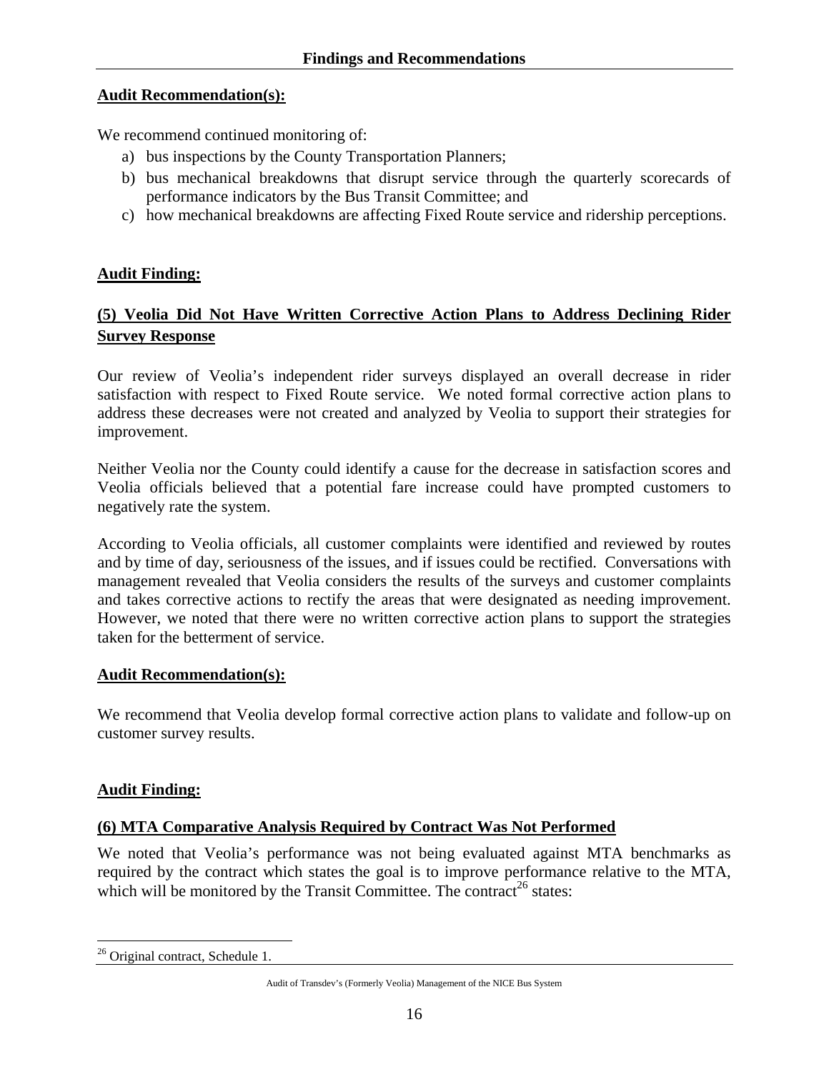**Audit Recommendation(s):**

We recommend continued monitoring of:

a) bus inspections by the County Transportation Planners;
b) bus mechanical breakdowns that disrupt service through the quarterly scorecards of performance indicators by the Bus Transit Committee; and
c) how mechanical breakdowns are affecting Fixed Route service and ridership perceptions.

**Audit Finding:**

**(5) Veolia Did Not Have Written Corrective Action Plans to Address Declining Rider Survey Response**

Our review of Veolia's independent rider surveys displayed an overall decrease in rider satisfaction with respect to Fixed Route service. We noted formal corrective action plans to address these decreases were not created and analyzed by Veolia to support their strategies for improvement.

Neither Veolia nor the County could identify a cause for the decrease in satisfaction scores and Veolia officials believed that a potential fare increase could have prompted customers to negatively rate the system.

According to Veolia officials, all customer complaints were identified and reviewed by routes and by time of day, seriousness of the issues, and if issues could be rectified. Conversations with management revealed that Veolia considers the results of the surveys and customer complaints and takes corrective actions to rectify the areas that were designated as needing improvement. However, we noted that there were no written corrective action plans to support the strategies taken for the betterment of service.

**Audit Recommendation(s):**

We recommend that Veolia develop formal corrective action plans to validate and follow-up on customer survey results.

**Audit Finding:**

**(6) MTA Comparative Analysis Required by Contract Was Not Performed**

We noted that Veolia's performance was not being evaluated against MTA benchmarks as required by the contract which states the goal is to improve performance relative to the MTA, which will be monitored by the Transit Committee. The contract[26] states:

[26] Original contract, Schedule 1.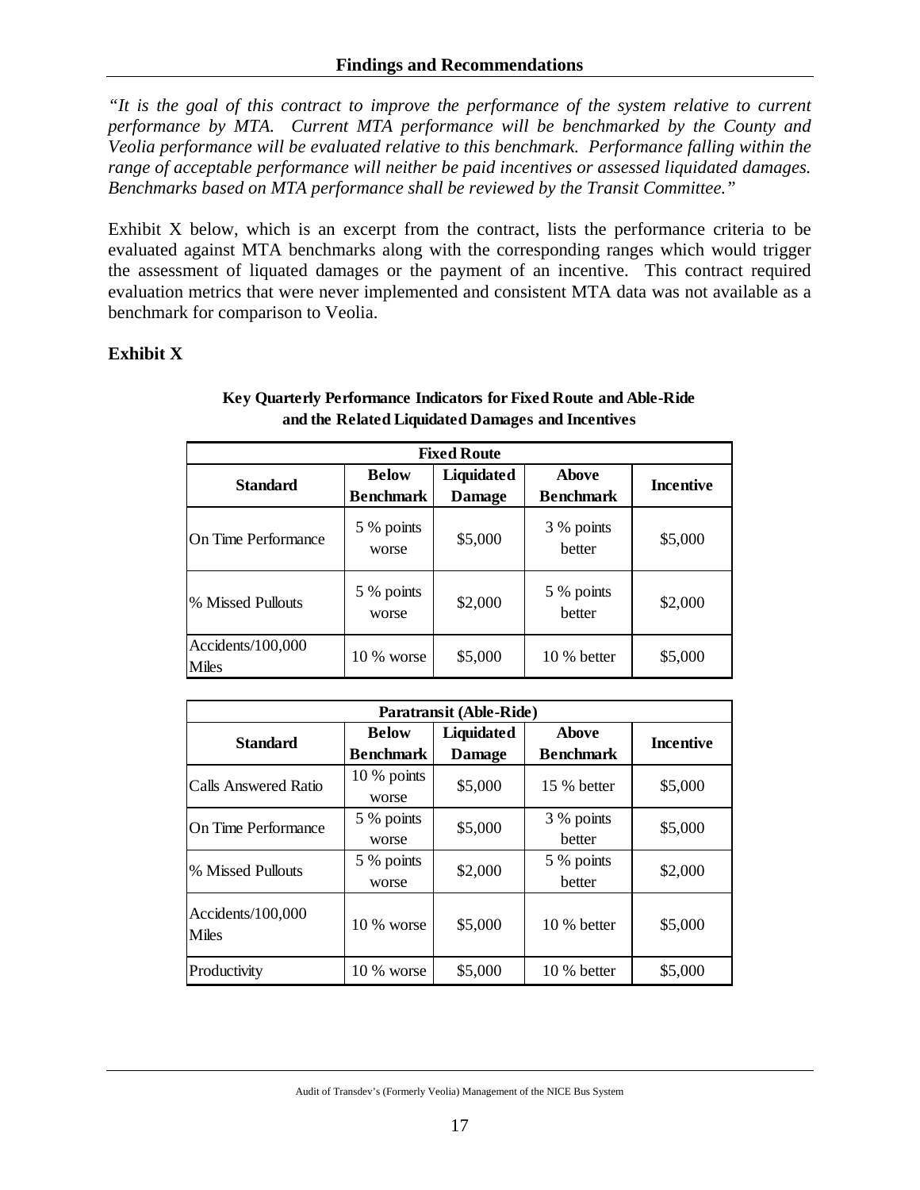## Findings and Recommendations

*"It is the goal of this contract to improve the performance of the system relative to current performance by MTA. Current MTA performance will be benchmarked by the County and Veolia performance will be evaluated relative to this benchmark. Performance falling within the range of acceptable performance will neither be paid incentives or assessed liquidated damages. Benchmarks based on MTA performance shall be reviewed by the Transit Committee."*

Exhibit X below, which is an excerpt from the contract, lists the performance criteria to be evaluated against MTA benchmarks along with the corresponding ranges which would trigger the assessment of liquated damages or the payment of an incentive. This contract required evaluation metrics that were never implemented and consistent MTA data was not available as a benchmark for comparison to Veolia.

**Exhibit X**

**Key Quarterly Performance Indicators for Fixed Route and Able-Ride and the Related Liquidated Damages and Incentives**

| Fixed Route | | | | |
|---|---|---|---|---|
| **Standard** | **Below Benchmark** | **Liquidated Damage** | **Above Benchmark** | **Incentive** |
| On Time Performance | 5 % points worse | \$5,000 | 3 % points better | \$5,000 |
| % Missed Pullouts | 5 % points worse | \$2,000 | 5 % points better | \$2,000 |
| Accidents/100,000 Miles | 10 % worse | \$5,000 | 10 % better | \$5,000 |

| Paratransit (Able-Ride) | | | | |
|---|---|---|---|---|
| **Standard** | **Below Benchmark** | **Liquidated Damage** | **Above Benchmark** | **Incentive** |
| Calls Answered Ratio | 10 % points worse | \$5,000 | 15 % better | \$5,000 |
| On Time Performance | 5 % points worse | \$5,000 | 3 % points better | \$5,000 |
| % Missed Pullouts | 5 % points worse | \$2,000 | 5 % points better | \$2,000 |
| Accidents/100,000 Miles | 10 % worse | \$5,000 | 10 % better | \$5,000 |
| Productivity | 10 % worse | \$5,000 | 10 % better | \$5,000 |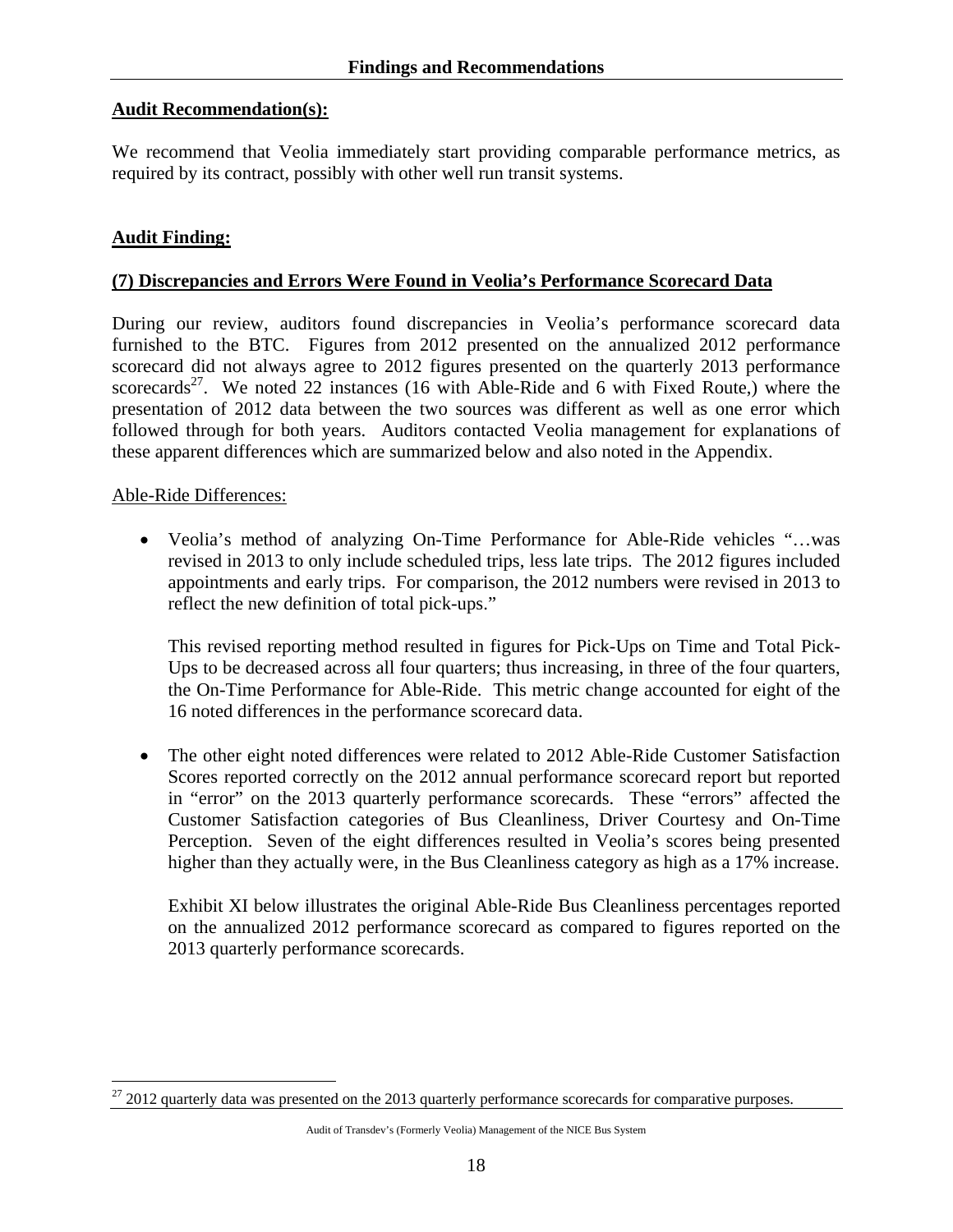**Audit Recommendation(s):**

We recommend that Veolia immediately start providing comparable performance metrics, as required by its contract, possibly with other well run transit systems.

**Audit Finding:**

**(7) Discrepancies and Errors Were Found in Veolia's Performance Scorecard Data**

During our review, auditors found discrepancies in Veolia's performance scorecard data furnished to the BTC. Figures from 2012 presented on the annualized 2012 performance scorecard did not always agree to 2012 figures presented on the quarterly 2013 performance scorecards[27]. We noted 22 instances (16 with Able-Ride and 6 with Fixed Route,) where the presentation of 2012 data between the two sources was different as well as one error which followed through for both years. Auditors contacted Veolia management for explanations of these apparent differences which are summarized below and also noted in the Appendix.

Able-Ride Differences:

- Veolia's method of analyzing On-Time Performance for Able-Ride vehicles "…was revised in 2013 to only include scheduled trips, less late trips. The 2012 figures included appointments and early trips. For comparison, the 2012 numbers were revised in 2013 to reflect the new definition of total pick-ups."

  This revised reporting method resulted in figures for Pick-Ups on Time and Total Pick-Ups to be decreased across all four quarters; thus increasing, in three of the four quarters, the On-Time Performance for Able-Ride. This metric change accounted for eight of the 16 noted differences in the performance scorecard data.

- The other eight noted differences were related to 2012 Able-Ride Customer Satisfaction Scores reported correctly on the 2012 annual performance scorecard report but reported in "error" on the 2013 quarterly performance scorecards. These "errors" affected the Customer Satisfaction categories of Bus Cleanliness, Driver Courtesy and On-Time Perception. Seven of the eight differences resulted in Veolia's scores being presented higher than they actually were, in the Bus Cleanliness category as high as a 17% increase.

  Exhibit XI below illustrates the original Able-Ride Bus Cleanliness percentages reported on the annualized 2012 performance scorecard as compared to figures reported on the 2013 quarterly performance scorecards.

[27] 2012 quarterly data was presented on the 2013 quarterly performance scorecards for comparative purposes.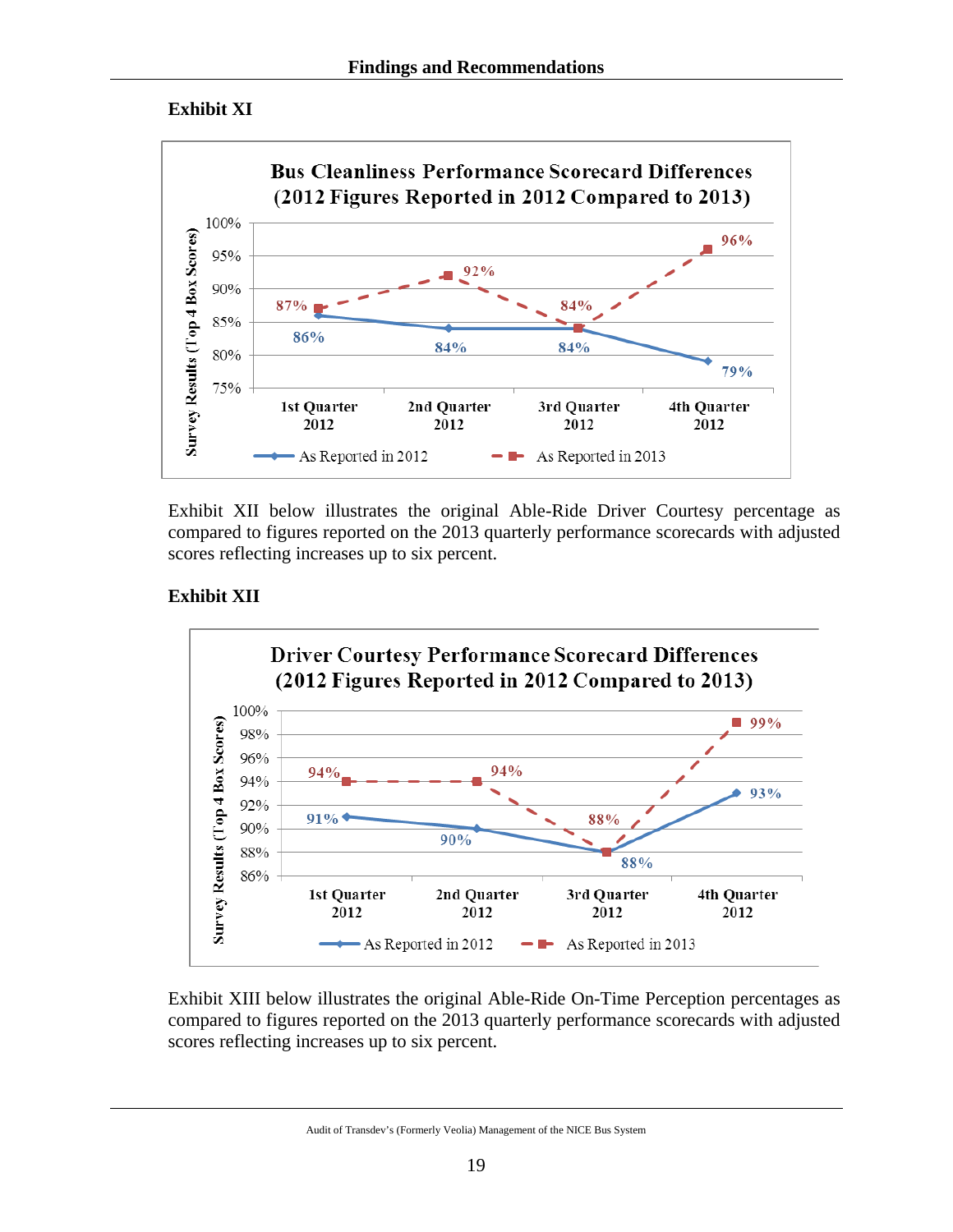**Exhibit XI**

**Bus Cleanliness Performance Scorecard Differences (2012 Figures Reported in 2012 Compared to 2013)**

| | 1st Quarter 2012 | 2nd Quarter 2012 | 3rd Quarter 2012 | 4th Quarter 2012 |
|---|---|---|---|---|
| As Reported in 2012 | 86% | 84% | 84% | 79% |
| As Reported in 2013 | 87% | 92% | 84% | 96% |

Exhibit XII below illustrates the original Able-Ride Driver Courtesy percentage as compared to figures reported on the 2013 quarterly performance scorecards with adjusted scores reflecting increases up to six percent.

**Exhibit XII**

**Driver Courtesy Performance Scorecard Differences (2012 Figures Reported in 2012 Compared to 2013)**

| | 1st Quarter 2012 | 2nd Quarter 2012 | 3rd Quarter 2012 | 4th Quarter 2012 |
|---|---|---|---|---|
| As Reported in 2012 | 91% | 90% | 88% | 93% |
| As Reported in 2013 | 94% | 94% | 88% | 99% |

Exhibit XIII below illustrates the original Able-Ride On-Time Perception percentages as compared to figures reported on the 2013 quarterly performance scorecards with adjusted scores reflecting increases up to six percent.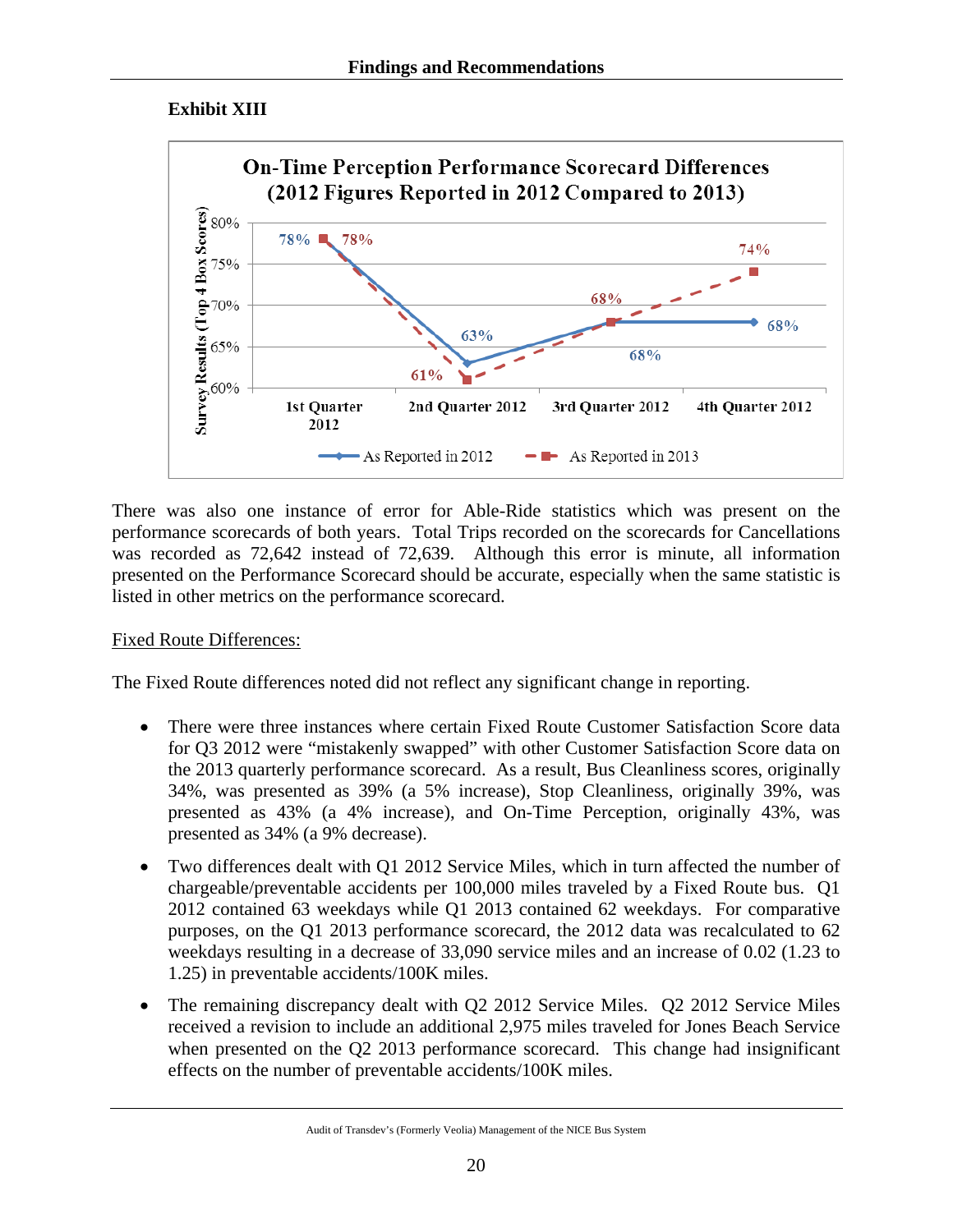**Exhibit XIII**

**On-Time Perception Performance Scorecard Differences (2012 Figures Reported in 2012 Compared to 2013)**

| | 1st Quarter 2012 | 2nd Quarter 2012 | 3rd Quarter 2012 | 4th Quarter 2012 |
|---|---|---|---|---|
| As Reported in 2012 | 78% | 63% | 68% | 68% |
| As Reported in 2013 | 78% | 61% | 68% | 74% |

There was also one instance of error for Able-Ride statistics which was present on the performance scorecards of both years. Total Trips recorded on the scorecards for Cancellations was recorded as 72,642 instead of 72,639. Although this error is minute, all information presented on the Performance Scorecard should be accurate, especially when the same statistic is listed in other metrics on the performance scorecard.

Fixed Route Differences:

The Fixed Route differences noted did not reflect any significant change in reporting.

- There were three instances where certain Fixed Route Customer Satisfaction Score data for Q3 2012 were "mistakenly swapped" with other Customer Satisfaction Score data on the 2013 quarterly performance scorecard. As a result, Bus Cleanliness scores, originally 34%, was presented as 39% (a 5% increase), Stop Cleanliness, originally 39%, was presented as 43% (a 4% increase), and On-Time Perception, originally 43%, was presented as 34% (a 9% decrease).
- Two differences dealt with Q1 2012 Service Miles, which in turn affected the number of chargeable/preventable accidents per 100,000 miles traveled by a Fixed Route bus. Q1 2012 contained 63 weekdays while Q1 2013 contained 62 weekdays. For comparative purposes, on the Q1 2013 performance scorecard, the 2012 data was recalculated to 62 weekdays resulting in a decrease of 33,090 service miles and an increase of 0.02 (1.23 to 1.25) in preventable accidents/100K miles.
- The remaining discrepancy dealt with Q2 2012 Service Miles. Q2 2012 Service Miles received a revision to include an additional 2,975 miles traveled for Jones Beach Service when presented on the Q2 2013 performance scorecard. This change had insignificant effects on the number of preventable accidents/100K miles.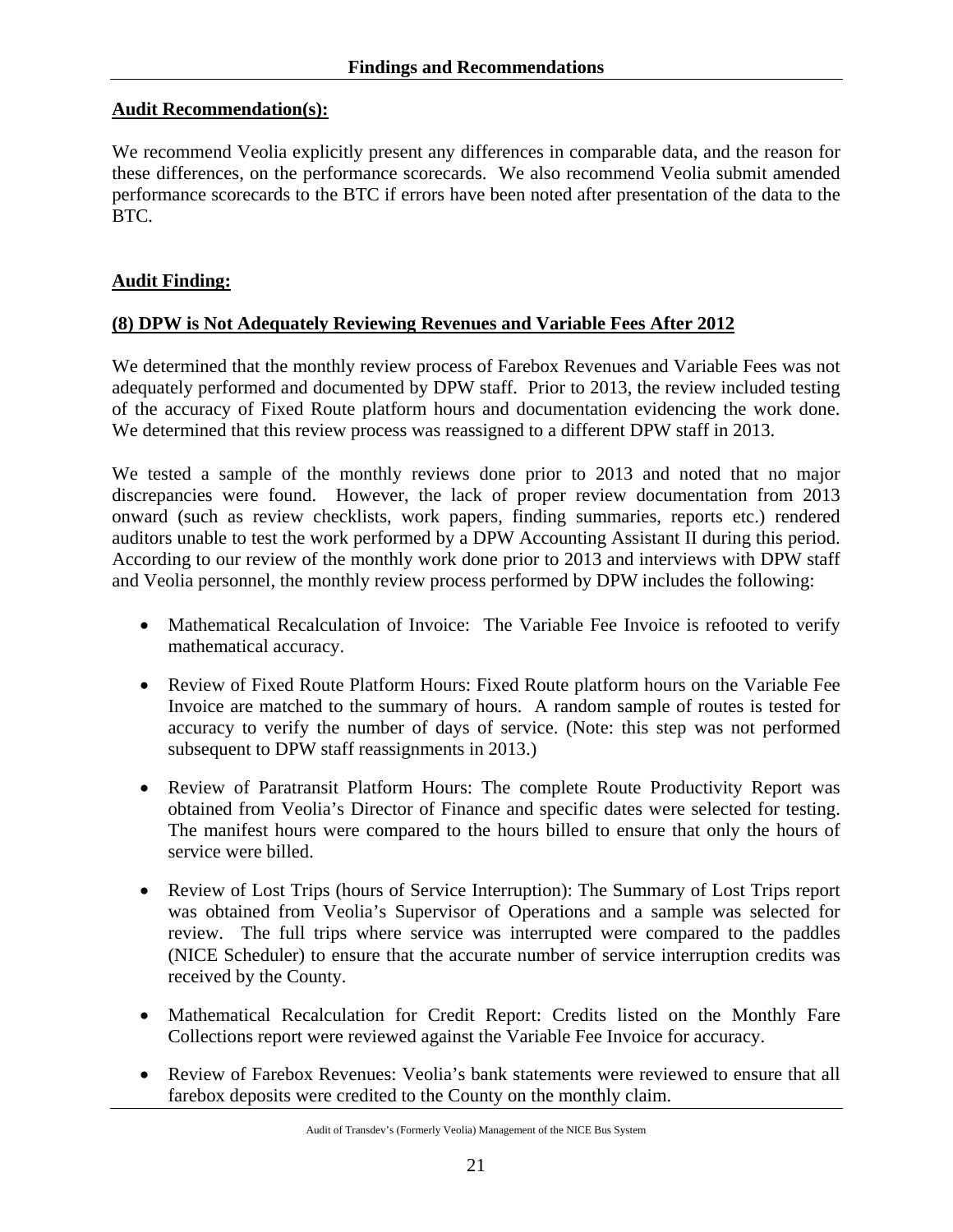**Audit Recommendation(s):**

We recommend Veolia explicitly present any differences in comparable data, and the reason for these differences, on the performance scorecards. We also recommend Veolia submit amended performance scorecards to the BTC if errors have been noted after presentation of the data to the BTC.

**Audit Finding:**

**(8) DPW is Not Adequately Reviewing Revenues and Variable Fees After 2012**

We determined that the monthly review process of Farebox Revenues and Variable Fees was not adequately performed and documented by DPW staff. Prior to 2013, the review included testing of the accuracy of Fixed Route platform hours and documentation evidencing the work done. We determined that this review process was reassigned to a different DPW staff in 2013.

We tested a sample of the monthly reviews done prior to 2013 and noted that no major discrepancies were found. However, the lack of proper review documentation from 2013 onward (such as review checklists, work papers, finding summaries, reports etc.) rendered auditors unable to test the work performed by a DPW Accounting Assistant II during this period. According to our review of the monthly work done prior to 2013 and interviews with DPW staff and Veolia personnel, the monthly review process performed by DPW includes the following:

- Mathematical Recalculation of Invoice: The Variable Fee Invoice is refooted to verify mathematical accuracy.
- Review of Fixed Route Platform Hours: Fixed Route platform hours on the Variable Fee Invoice are matched to the summary of hours. A random sample of routes is tested for accuracy to verify the number of days of service. (Note: this step was not performed subsequent to DPW staff reassignments in 2013.)
- Review of Paratransit Platform Hours: The complete Route Productivity Report was obtained from Veolia's Director of Finance and specific dates were selected for testing. The manifest hours were compared to the hours billed to ensure that only the hours of service were billed.
- Review of Lost Trips (hours of Service Interruption): The Summary of Lost Trips report was obtained from Veolia's Supervisor of Operations and a sample was selected for review. The full trips where service was interrupted were compared to the paddles (NICE Scheduler) to ensure that the accurate number of service interruption credits was received by the County.
- Mathematical Recalculation for Credit Report: Credits listed on the Monthly Fare Collections report were reviewed against the Variable Fee Invoice for accuracy.
- Review of Farebox Revenues: Veolia's bank statements were reviewed to ensure that all farebox deposits were credited to the County on the monthly claim.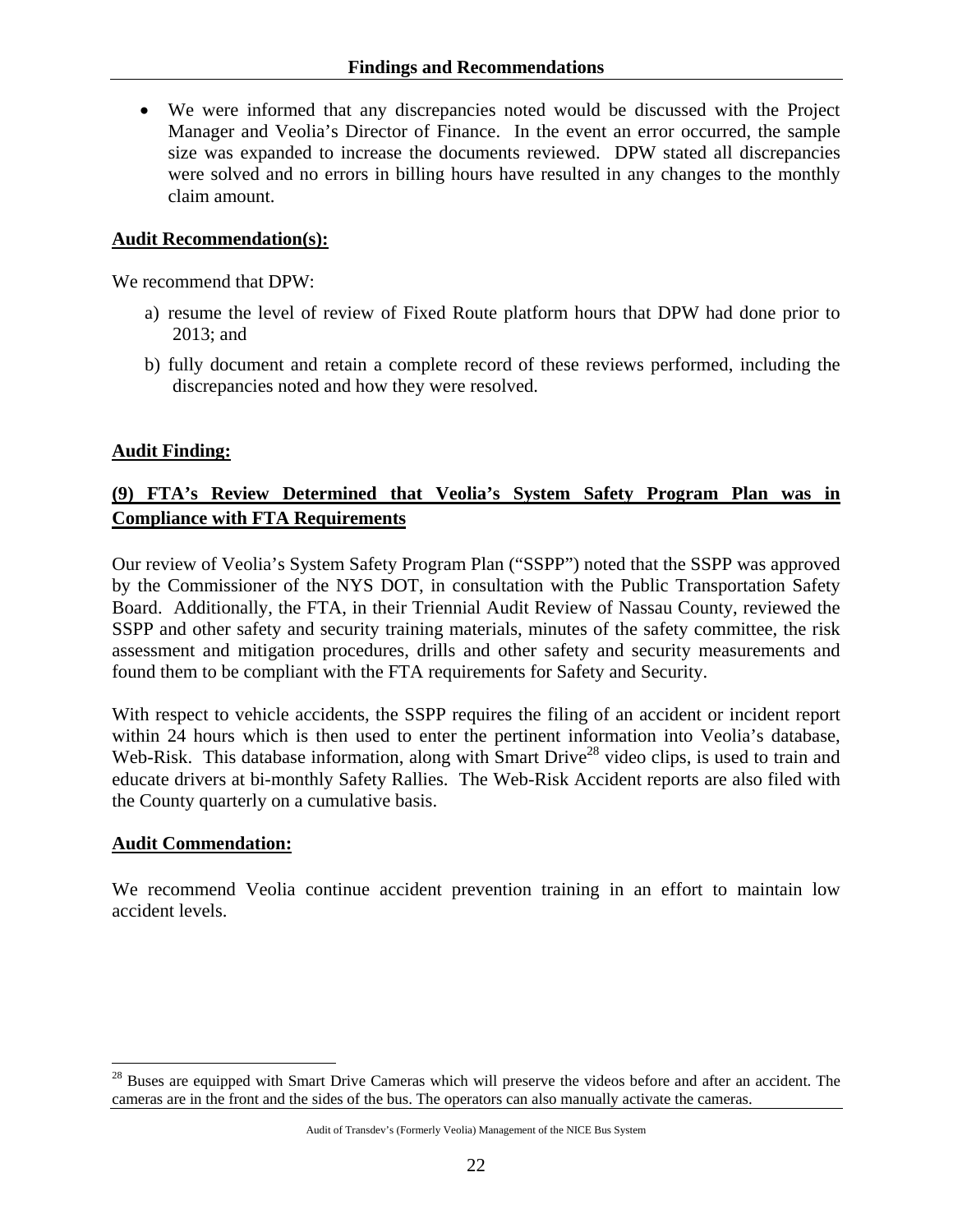- We were informed that any discrepancies noted would be discussed with the Project Manager and Veolia's Director of Finance. In the event an error occurred, the sample size was expanded to increase the documents reviewed. DPW stated all discrepancies were solved and no errors in billing hours have resulted in any changes to the monthly claim amount.

**Audit Recommendation(s):**

We recommend that DPW:

a) resume the level of review of Fixed Route platform hours that DPW had done prior to 2013; and

b) fully document and retain a complete record of these reviews performed, including the discrepancies noted and how they were resolved.

**Audit Finding:**

**(9) FTA's Review Determined that Veolia's System Safety Program Plan was in Compliance with FTA Requirements**

Our review of Veolia's System Safety Program Plan ("SSPP") noted that the SSPP was approved by the Commissioner of the NYS DOT, in consultation with the Public Transportation Safety Board. Additionally, the FTA, in their Triennial Audit Review of Nassau County, reviewed the SSPP and other safety and security training materials, minutes of the safety committee, the risk assessment and mitigation procedures, drills and other safety and security measurements and found them to be compliant with the FTA requirements for Safety and Security.

With respect to vehicle accidents, the SSPP requires the filing of an accident or incident report within 24 hours which is then used to enter the pertinent information into Veolia's database, Web-Risk. This database information, along with Smart Drive[28] video clips, is used to train and educate drivers at bi-monthly Safety Rallies. The Web-Risk Accident reports are also filed with the County quarterly on a cumulative basis.

**Audit Commendation:**

We recommend Veolia continue accident prevention training in an effort to maintain low accident levels.

[28] Buses are equipped with Smart Drive Cameras which will preserve the videos before and after an accident. The cameras are in the front and the sides of the bus. The operators can also manually activate the cameras.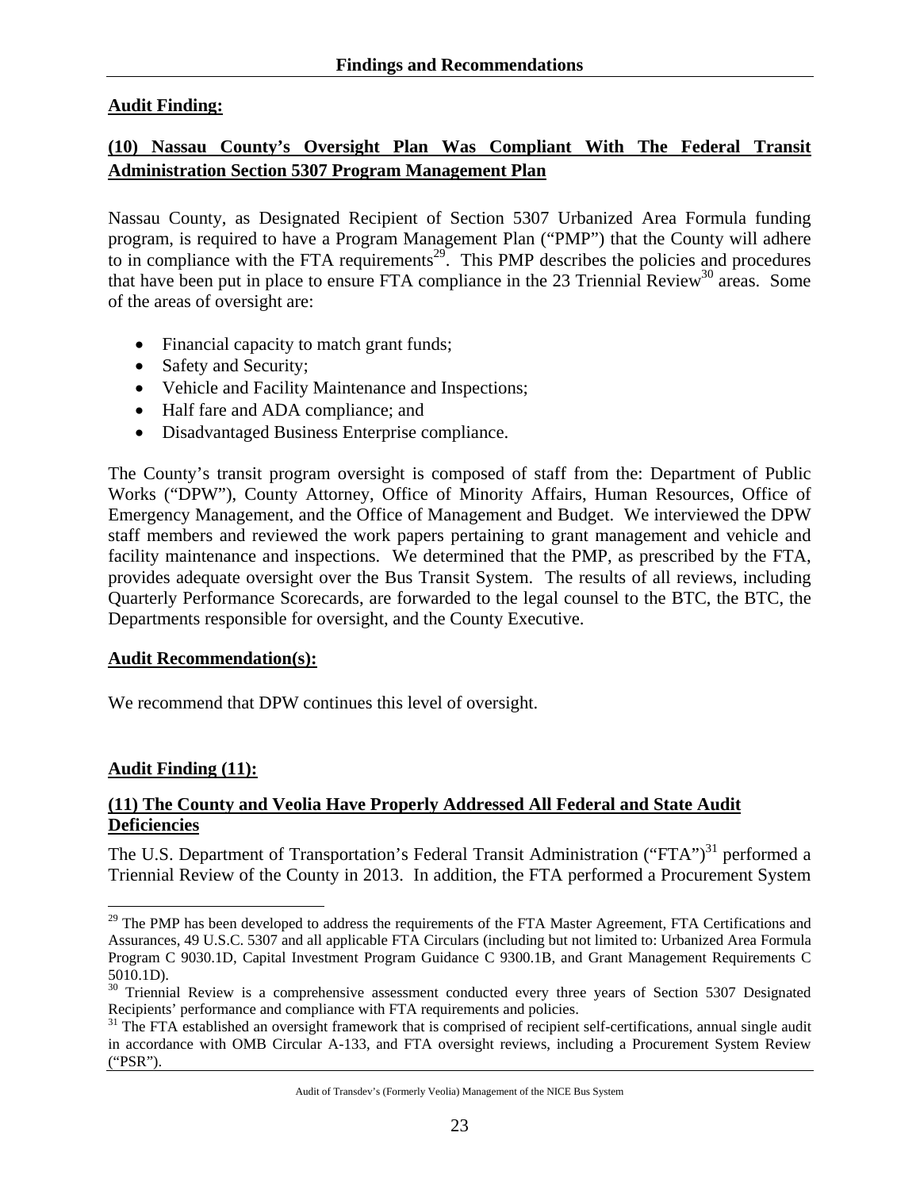**Audit Finding:**

**(10) Nassau County's Oversight Plan Was Compliant With The Federal Transit Administration Section 5307 Program Management Plan**

Nassau County, as Designated Recipient of Section 5307 Urbanized Area Formula funding program, is required to have a Program Management Plan ("PMP") that the County will adhere to in compliance with the FTA requirements[29]. This PMP describes the policies and procedures that have been put in place to ensure FTA compliance in the 23 Triennial Review[30] areas. Some of the areas of oversight are:

- Financial capacity to match grant funds;
- Safety and Security;
- Vehicle and Facility Maintenance and Inspections;
- Half fare and ADA compliance; and
- Disadvantaged Business Enterprise compliance.

The County's transit program oversight is composed of staff from the: Department of Public Works ("DPW"), County Attorney, Office of Minority Affairs, Human Resources, Office of Emergency Management, and the Office of Management and Budget. We interviewed the DPW staff members and reviewed the work papers pertaining to grant management and vehicle and facility maintenance and inspections. We determined that the PMP, as prescribed by the FTA, provides adequate oversight over the Bus Transit System. The results of all reviews, including Quarterly Performance Scorecards, are forwarded to the legal counsel to the BTC, the BTC, the Departments responsible for oversight, and the County Executive.

**Audit Recommendation(s):**

We recommend that DPW continues this level of oversight.

**Audit Finding (11):**

**(11) The County and Veolia Have Properly Addressed All Federal and State Audit Deficiencies**

The U.S. Department of Transportation's Federal Transit Administration ("FTA")[31] performed a Triennial Review of the County in 2013. In addition, the FTA performed a Procurement System

---

[29] The PMP has been developed to address the requirements of the FTA Master Agreement, FTA Certifications and Assurances, 49 U.S.C. 5307 and all applicable FTA Circulars (including but not limited to: Urbanized Area Formula Program C 9030.1D, Capital Investment Program Guidance C 9300.1B, and Grant Management Requirements C 5010.1D).

[30] Triennial Review is a comprehensive assessment conducted every three years of Section 5307 Designated Recipients' performance and compliance with FTA requirements and policies.

[31] The FTA established an oversight framework that is comprised of recipient self-certifications, annual single audit in accordance with OMB Circular A-133, and FTA oversight reviews, including a Procurement System Review ("PSR").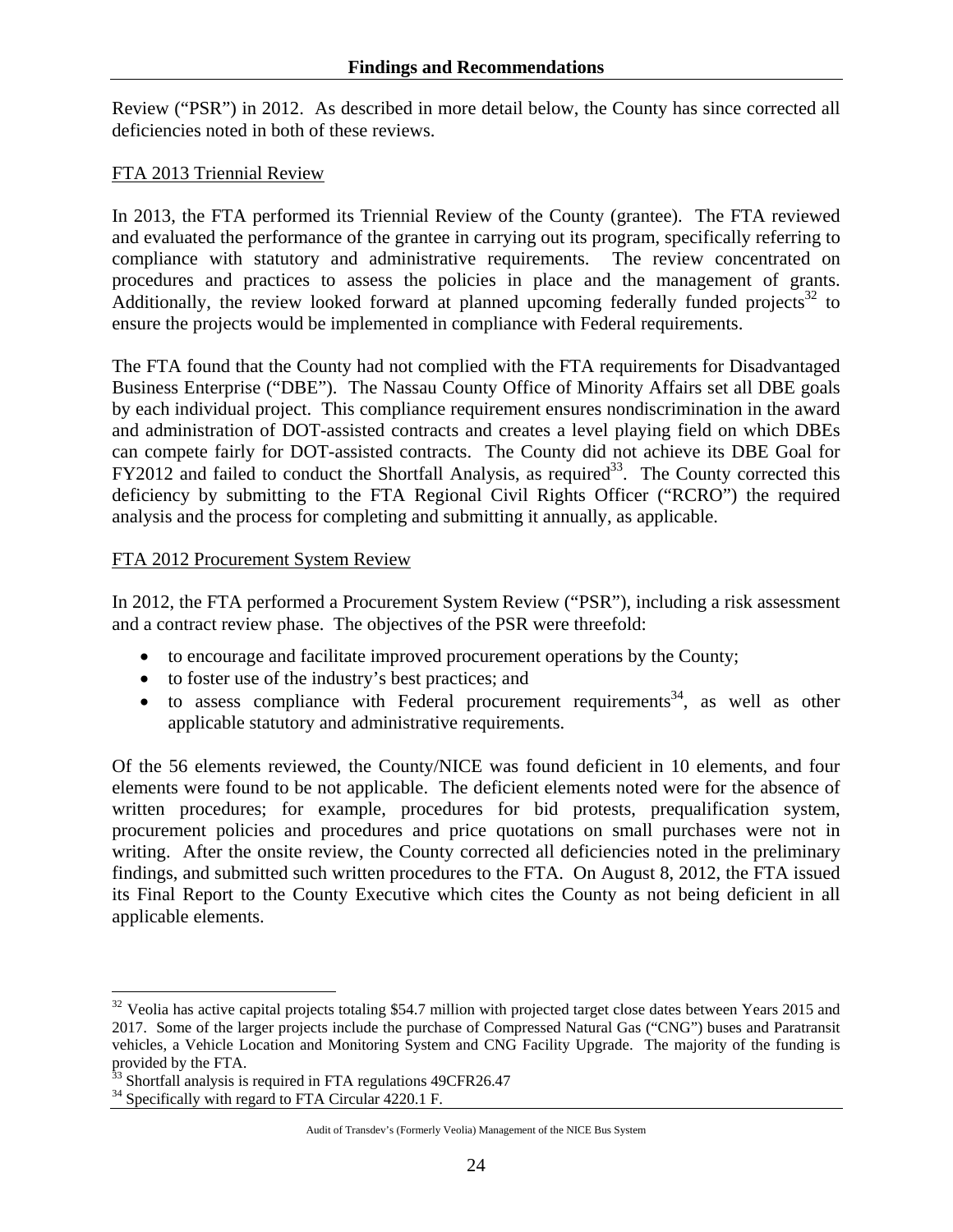Review ("PSR") in 2012. As described in more detail below, the County has since corrected all deficiencies noted in both of these reviews.

FTA 2013 Triennial Review

In 2013, the FTA performed its Triennial Review of the County (grantee). The FTA reviewed and evaluated the performance of the grantee in carrying out its program, specifically referring to compliance with statutory and administrative requirements. The review concentrated on procedures and practices to assess the policies in place and the management of grants. Additionally, the review looked forward at planned upcoming federally funded projects[32] to ensure the projects would be implemented in compliance with Federal requirements.

The FTA found that the County had not complied with the FTA requirements for Disadvantaged Business Enterprise ("DBE"). The Nassau County Office of Minority Affairs set all DBE goals by each individual project. This compliance requirement ensures nondiscrimination in the award and administration of DOT-assisted contracts and creates a level playing field on which DBEs can compete fairly for DOT-assisted contracts. The County did not achieve its DBE Goal for FY2012 and failed to conduct the Shortfall Analysis, as required[33]. The County corrected this deficiency by submitting to the FTA Regional Civil Rights Officer ("RCRO") the required analysis and the process for completing and submitting it annually, as applicable.

FTA 2012 Procurement System Review

In 2012, the FTA performed a Procurement System Review ("PSR"), including a risk assessment and a contract review phase. The objectives of the PSR were threefold:

- to encourage and facilitate improved procurement operations by the County;
- to foster use of the industry's best practices; and
- to assess compliance with Federal procurement requirements[34], as well as other applicable statutory and administrative requirements.

Of the 56 elements reviewed, the County/NICE was found deficient in 10 elements, and four elements were found to be not applicable. The deficient elements noted were for the absence of written procedures; for example, procedures for bid protests, prequalification system, procurement policies and procedures and price quotations on small purchases were not in writing. After the onsite review, the County corrected all deficiencies noted in the preliminary findings, and submitted such written procedures to the FTA. On August 8, 2012, the FTA issued its Final Report to the County Executive which cites the County as not being deficient in all applicable elements.

---

[32] Veolia has active capital projects totaling $54.7 million with projected target close dates between Years 2015 and 2017. Some of the larger projects include the purchase of Compressed Natural Gas ("CNG") buses and Paratransit vehicles, a Vehicle Location and Monitoring System and CNG Facility Upgrade. The majority of the funding is provided by the FTA.

[33] Shortfall analysis is required in FTA regulations 49CFR26.47

[34] Specifically with regard to FTA Circular 4220.1 F.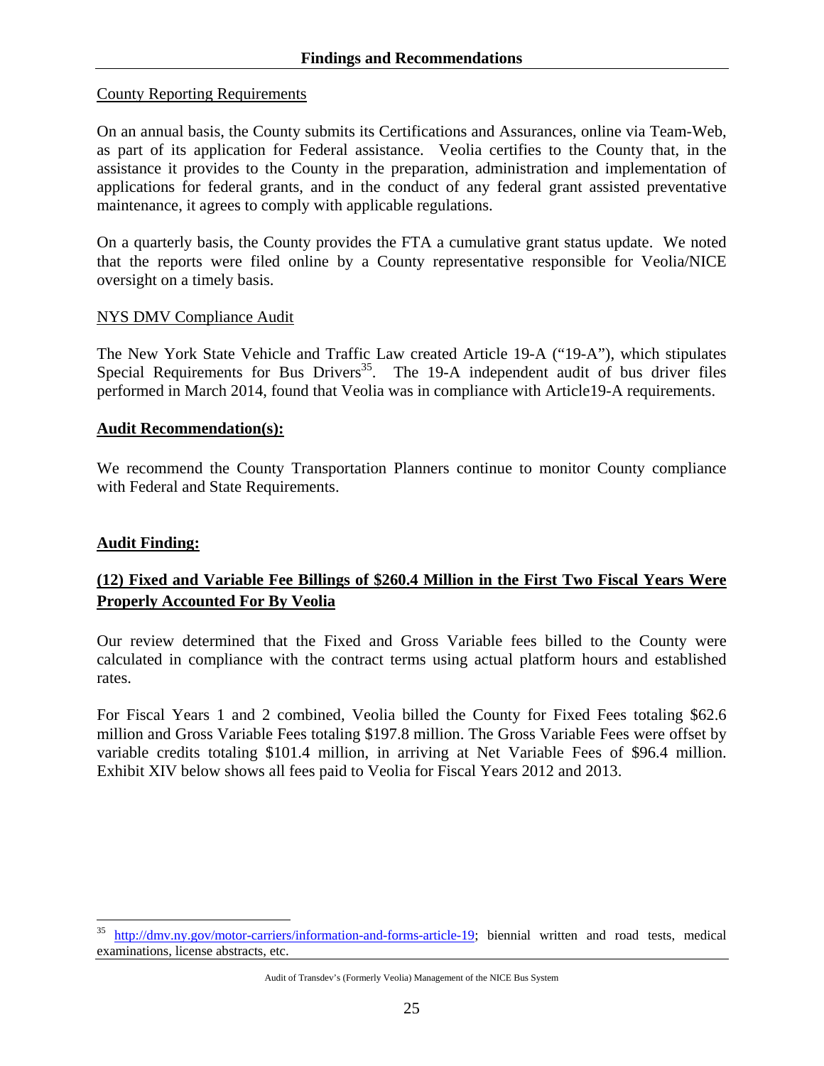County Reporting Requirements

On an annual basis, the County submits its Certifications and Assurances, online via Team-Web, as part of its application for Federal assistance. Veolia certifies to the County that, in the assistance it provides to the County in the preparation, administration and implementation of applications for federal grants, and in the conduct of any federal grant assisted preventative maintenance, it agrees to comply with applicable regulations.

On a quarterly basis, the County provides the FTA a cumulative grant status update. We noted that the reports were filed online by a County representative responsible for Veolia/NICE oversight on a timely basis.

NYS DMV Compliance Audit

The New York State Vehicle and Traffic Law created Article 19-A ("19-A"), which stipulates Special Requirements for Bus Drivers[35]. The 19-A independent audit of bus driver files performed in March 2014, found that Veolia was in compliance with Article19-A requirements.

**Audit Recommendation(s):**

We recommend the County Transportation Planners continue to monitor County compliance with Federal and State Requirements.

**Audit Finding:**

**(12) Fixed and Variable Fee Billings of $260.4 Million in the First Two Fiscal Years Were Properly Accounted For By Veolia**

Our review determined that the Fixed and Gross Variable fees billed to the County were calculated in compliance with the contract terms using actual platform hours and established rates.

For Fiscal Years 1 and 2 combined, Veolia billed the County for Fixed Fees totaling $62.6 million and Gross Variable Fees totaling $197.8 million. The Gross Variable Fees were offset by variable credits totaling $101.4 million, in arriving at Net Variable Fees of $96.4 million. Exhibit XIV below shows all fees paid to Veolia for Fiscal Years 2012 and 2013.

---

[35] http://dmv.ny.gov/motor-carriers/information-and-forms-article-19; biennial written and road tests, medical examinations, license abstracts, etc.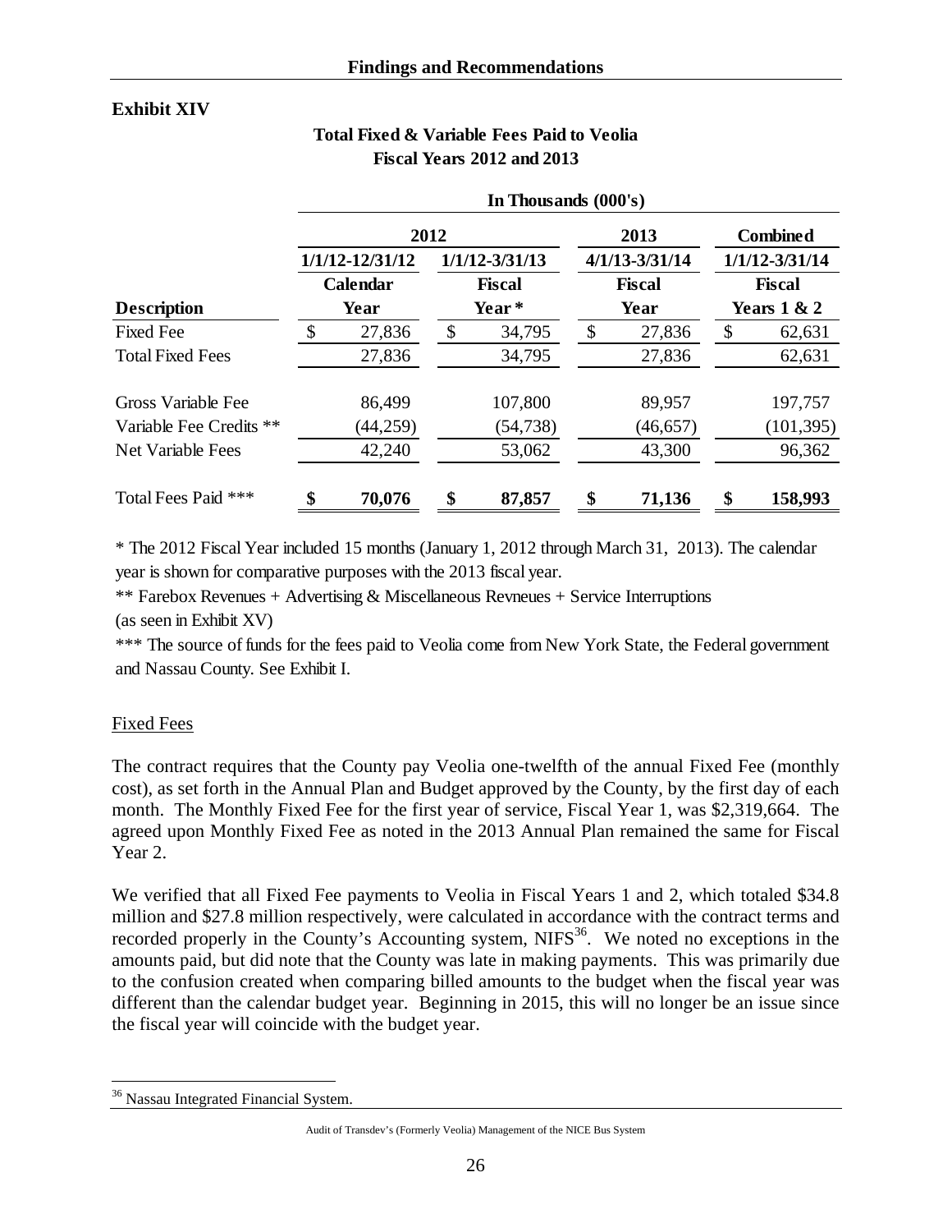## Exhibit XIV

**Total Fixed & Variable Fees Paid to Veolia**
**Fiscal Years 2012 and 2013**

| | In Thousands (000's) | | | |
|---|---|---|---|---|
| | 2012 | | 2013 | Combined |
| | 1/1/12-12/31/12 | 1/1/12-3/31/13 | 4/1/13-3/31/14 | 1/1/12-3/31/14 |
| **Description** | **Calendar Year** | **Fiscal Year*** | **Fiscal Year** | **Fiscal Years 1 & 2** |
| Fixed Fee | $ 27,836 | $ 34,795 | $ 27,836 | $ 62,631 |
| Total Fixed Fees | 27,836 | 34,795 | 27,836 | 62,631 |
| Gross Variable Fee | 86,499 | 107,800 | 89,957 | 197,757 |
| Variable Fee Credits ** | (44,259) | (54,738) | (46,657) | (101,395) |
| Net Variable Fees | 42,240 | 53,062 | 43,300 | 96,362 |
| Total Fees Paid *** | **$ 70,076** | **$ 87,857** | **$ 71,136** | **$ 158,993** |

* The 2012 Fiscal Year included 15 months (January 1, 2012 through March 31, 2013). The calendar year is shown for comparative purposes with the 2013 fiscal year.

** Farebox Revenues + Advertising & Miscellaneous Revneues + Service Interruptions (as seen in Exhibit XV)

*** The source of funds for the fees paid to Veolia come from New York State, the Federal government and Nassau County. See Exhibit I.

### Fixed Fees

The contract requires that the County pay Veolia one-twelfth of the annual Fixed Fee (monthly cost), as set forth in the Annual Plan and Budget approved by the County, by the first day of each month. The Monthly Fixed Fee for the first year of service, Fiscal Year 1, was $2,319,664. The agreed upon Monthly Fixed Fee as noted in the 2013 Annual Plan remained the same for Fiscal Year 2.

We verified that all Fixed Fee payments to Veolia in Fiscal Years 1 and 2, which totaled $34.8 million and $27.8 million respectively, were calculated in accordance with the contract terms and recorded properly in the County's Accounting system, NIFS[36]. We noted no exceptions in the amounts paid, but did note that the County was late in making payments. This was primarily due to the confusion created when comparing billed amounts to the budget when the fiscal year was different than the calendar budget year. Beginning in 2015, this will no longer be an issue since the fiscal year will coincide with the budget year.

[36] Nassau Integrated Financial System.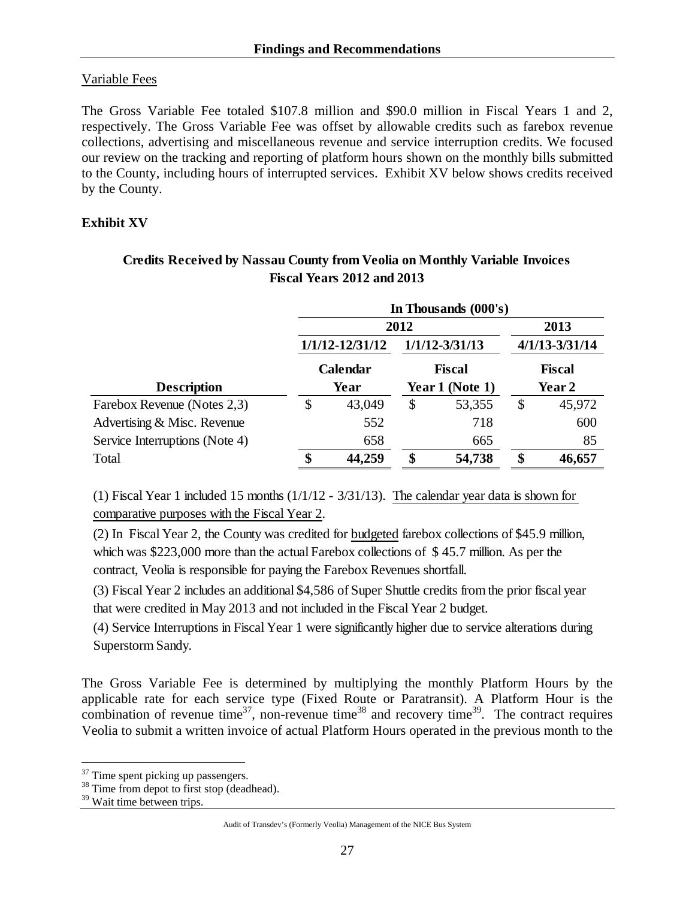Variable Fees

The Gross Variable Fee totaled $107.8 million and $90.0 million in Fiscal Years 1 and 2, respectively. The Gross Variable Fee was offset by allowable credits such as farebox revenue collections, advertising and miscellaneous revenue and service interruption credits. We focused our review on the tracking and reporting of platform hours shown on the monthly bills submitted to the County, including hours of interrupted services. Exhibit XV below shows credits received by the County.

**Exhibit XV**

**Credits Received by Nassau County from Veolia on Monthly Variable Invoices**
**Fiscal Years 2012 and 2013**

| | In Thousands (000's) | | |
|---|---|---|---|
| | 2012 | | 2013 |
| | 1/1/12-12/31/12 | 1/1/12-3/31/13 | 4/1/13-3/31/14 |
| **Description** | **Calendar Year** | **Fiscal Year 1 (Note 1)** | **Fiscal Year 2** |
| Farebox Revenue (Notes 2,3) | $ 43,049 | $ 53,355 | $ 45,972 |
| Advertising & Misc. Revenue | 552 | 718 | 600 |
| Service Interruptions (Note 4) | 658 | 665 | 85 |
| Total | **$ 44,259** | **$ 54,738** | **$ 46,657** |

(1) Fiscal Year 1 included 15 months (1/1/12 - 3/31/13). The calendar year data is shown for comparative purposes with the Fiscal Year 2.

(2) In Fiscal Year 2, the County was credited for budgeted farebox collections of $45.9 million, which was $223,000 more than the actual Farebox collections of $ 45.7 million. As per the contract, Veolia is responsible for paying the Farebox Revenues shortfall.

(3) Fiscal Year 2 includes an additional $4,586 of Super Shuttle credits from the prior fiscal year that were credited in May 2013 and not included in the Fiscal Year 2 budget.

(4) Service Interruptions in Fiscal Year 1 were significantly higher due to service alterations during Superstorm Sandy.

The Gross Variable Fee is determined by multiplying the monthly Platform Hours by the applicable rate for each service type (Fixed Route or Paratransit). A Platform Hour is the combination of revenue time[37], non-revenue time[38] and recovery time[39]. The contract requires Veolia to submit a written invoice of actual Platform Hours operated in the previous month to the

[37] Time spent picking up passengers.
[38] Time from depot to first stop (deadhead).
[39] Wait time between trips.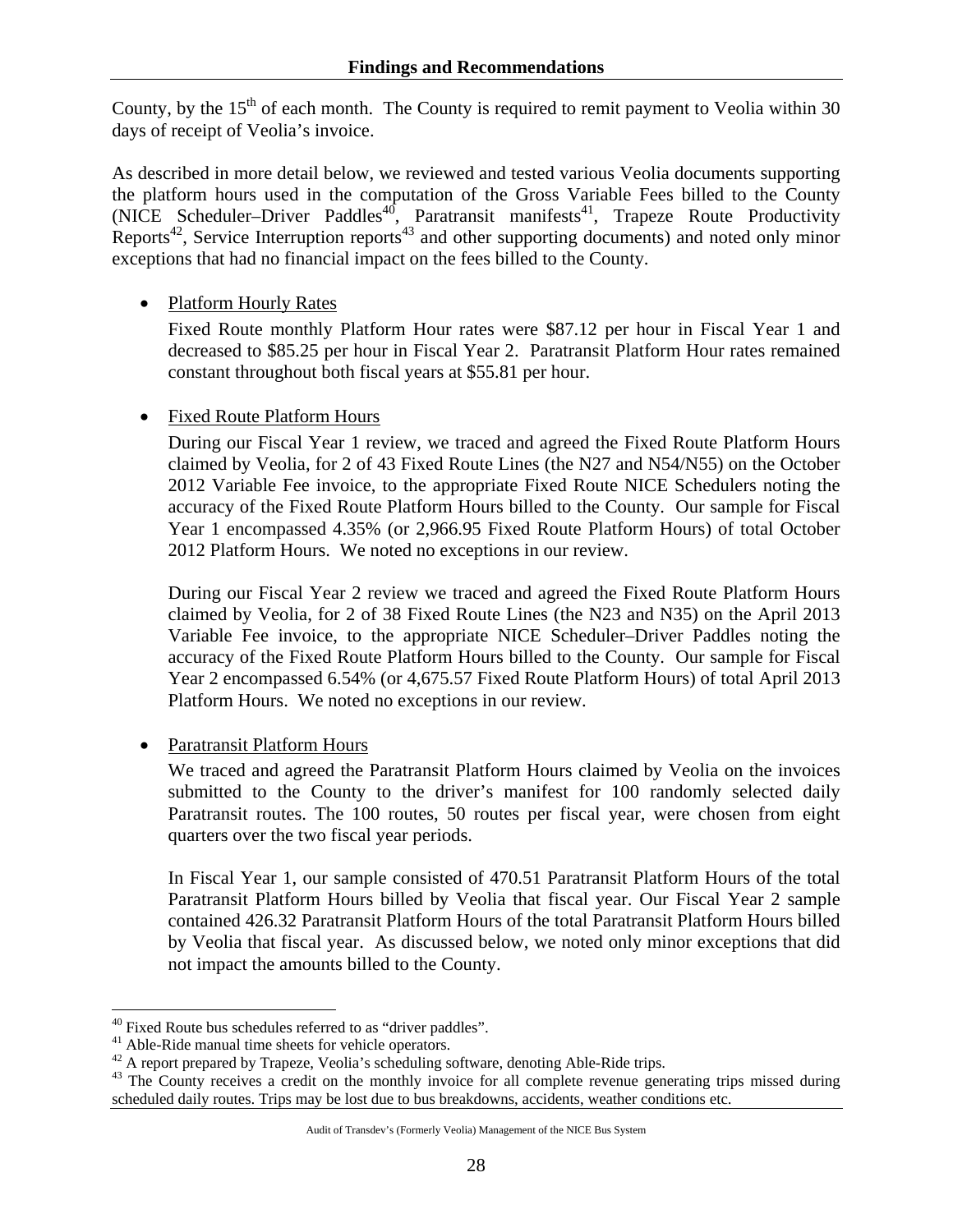County, by the 15th of each month. The County is required to remit payment to Veolia within 30 days of receipt of Veolia's invoice.

As described in more detail below, we reviewed and tested various Veolia documents supporting the platform hours used in the computation of the Gross Variable Fees billed to the County (NICE Scheduler–Driver Paddles[40], Paratransit manifests[41], Trapeze Route Productivity Reports[42], Service Interruption reports[43] and other supporting documents) and noted only minor exceptions that had no financial impact on the fees billed to the County.

- Platform Hourly Rates

  Fixed Route monthly Platform Hour rates were \$87.12 per hour in Fiscal Year 1 and decreased to \$85.25 per hour in Fiscal Year 2. Paratransit Platform Hour rates remained constant throughout both fiscal years at \$55.81 per hour.

- Fixed Route Platform Hours

  During our Fiscal Year 1 review, we traced and agreed the Fixed Route Platform Hours claimed by Veolia, for 2 of 43 Fixed Route Lines (the N27 and N54/N55) on the October 2012 Variable Fee invoice, to the appropriate Fixed Route NICE Schedulers noting the accuracy of the Fixed Route Platform Hours billed to the County. Our sample for Fiscal Year 1 encompassed 4.35% (or 2,966.95 Fixed Route Platform Hours) of total October 2012 Platform Hours. We noted no exceptions in our review.

  During our Fiscal Year 2 review we traced and agreed the Fixed Route Platform Hours claimed by Veolia, for 2 of 38 Fixed Route Lines (the N23 and N35) on the April 2013 Variable Fee invoice, to the appropriate NICE Scheduler–Driver Paddles noting the accuracy of the Fixed Route Platform Hours billed to the County. Our sample for Fiscal Year 2 encompassed 6.54% (or 4,675.57 Fixed Route Platform Hours) of total April 2013 Platform Hours. We noted no exceptions in our review.

- Paratransit Platform Hours

  We traced and agreed the Paratransit Platform Hours claimed by Veolia on the invoices submitted to the County to the driver's manifest for 100 randomly selected daily Paratransit routes. The 100 routes, 50 routes per fiscal year, were chosen from eight quarters over the two fiscal year periods.

  In Fiscal Year 1, our sample consisted of 470.51 Paratransit Platform Hours of the total Paratransit Platform Hours billed by Veolia that fiscal year. Our Fiscal Year 2 sample contained 426.32 Paratransit Platform Hours of the total Paratransit Platform Hours billed by Veolia that fiscal year. As discussed below, we noted only minor exceptions that did not impact the amounts billed to the County.

---

[40] Fixed Route bus schedules referred to as "driver paddles".

[41] Able-Ride manual time sheets for vehicle operators.

[42] A report prepared by Trapeze, Veolia's scheduling software, denoting Able-Ride trips.

[43] The County receives a credit on the monthly invoice for all complete revenue generating trips missed during scheduled daily routes. Trips may be lost due to bus breakdowns, accidents, weather conditions etc.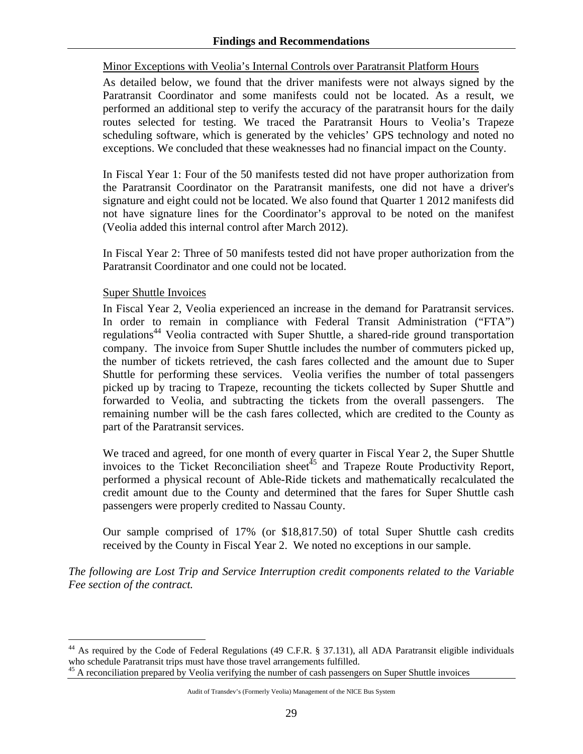Minor Exceptions with Veolia's Internal Controls over Paratransit Platform Hours

As detailed below, we found that the driver manifests were not always signed by the Paratransit Coordinator and some manifests could not be located. As a result, we performed an additional step to verify the accuracy of the paratransit hours for the daily routes selected for testing. We traced the Paratransit Hours to Veolia's Trapeze scheduling software, which is generated by the vehicles' GPS technology and noted no exceptions. We concluded that these weaknesses had no financial impact on the County.

In Fiscal Year 1: Four of the 50 manifests tested did not have proper authorization from the Paratransit Coordinator on the Paratransit manifests, one did not have a driver's signature and eight could not be located. We also found that Quarter 1 2012 manifests did not have signature lines for the Coordinator's approval to be noted on the manifest (Veolia added this internal control after March 2012).

In Fiscal Year 2: Three of 50 manifests tested did not have proper authorization from the Paratransit Coordinator and one could not be located.

Super Shuttle Invoices

In Fiscal Year 2, Veolia experienced an increase in the demand for Paratransit services. In order to remain in compliance with Federal Transit Administration ("FTA") regulations[44] Veolia contracted with Super Shuttle, a shared-ride ground transportation company. The invoice from Super Shuttle includes the number of commuters picked up, the number of tickets retrieved, the cash fares collected and the amount due to Super Shuttle for performing these services. Veolia verifies the number of total passengers picked up by tracing to Trapeze, recounting the tickets collected by Super Shuttle and forwarded to Veolia, and subtracting the tickets from the overall passengers. The remaining number will be the cash fares collected, which are credited to the County as part of the Paratransit services.

We traced and agreed, for one month of every quarter in Fiscal Year 2, the Super Shuttle invoices to the Ticket Reconciliation sheet[45] and Trapeze Route Productivity Report, performed a physical recount of Able-Ride tickets and mathematically recalculated the credit amount due to the County and determined that the fares for Super Shuttle cash passengers were properly credited to Nassau County.

Our sample comprised of 17% (or $18,817.50) of total Super Shuttle cash credits received by the County in Fiscal Year 2. We noted no exceptions in our sample.

*The following are Lost Trip and Service Interruption credit components related to the Variable Fee section of the contract.*

[44] As required by the Code of Federal Regulations (49 C.F.R. § 37.131), all ADA Paratransit eligible individuals who schedule Paratransit trips must have those travel arrangements fulfilled.

[45] A reconciliation prepared by Veolia verifying the number of cash passengers on Super Shuttle invoices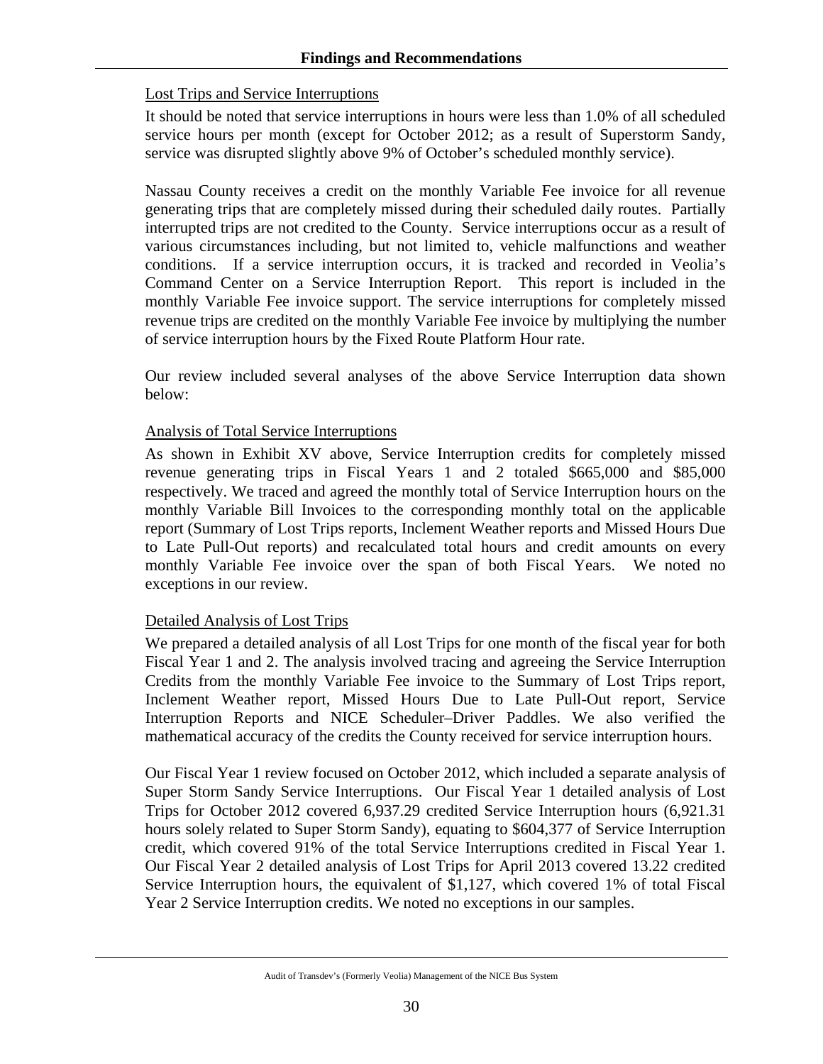## Findings and Recommendations

Lost Trips and Service Interruptions

It should be noted that service interruptions in hours were less than 1.0% of all scheduled service hours per month (except for October 2012; as a result of Superstorm Sandy, service was disrupted slightly above 9% of October's scheduled monthly service).

Nassau County receives a credit on the monthly Variable Fee invoice for all revenue generating trips that are completely missed during their scheduled daily routes. Partially interrupted trips are not credited to the County. Service interruptions occur as a result of various circumstances including, but not limited to, vehicle malfunctions and weather conditions. If a service interruption occurs, it is tracked and recorded in Veolia's Command Center on a Service Interruption Report. This report is included in the monthly Variable Fee invoice support. The service interruptions for completely missed revenue trips are credited on the monthly Variable Fee invoice by multiplying the number of service interruption hours by the Fixed Route Platform Hour rate.

Our review included several analyses of the above Service Interruption data shown below:

Analysis of Total Service Interruptions

As shown in Exhibit XV above, Service Interruption credits for completely missed revenue generating trips in Fiscal Years 1 and 2 totaled $665,000 and $85,000 respectively. We traced and agreed the monthly total of Service Interruption hours on the monthly Variable Bill Invoices to the corresponding monthly total on the applicable report (Summary of Lost Trips reports, Inclement Weather reports and Missed Hours Due to Late Pull-Out reports) and recalculated total hours and credit amounts on every monthly Variable Fee invoice over the span of both Fiscal Years. We noted no exceptions in our review.

Detailed Analysis of Lost Trips

We prepared a detailed analysis of all Lost Trips for one month of the fiscal year for both Fiscal Year 1 and 2. The analysis involved tracing and agreeing the Service Interruption Credits from the monthly Variable Fee invoice to the Summary of Lost Trips report, Inclement Weather report, Missed Hours Due to Late Pull-Out report, Service Interruption Reports and NICE Scheduler–Driver Paddles. We also verified the mathematical accuracy of the credits the County received for service interruption hours.

Our Fiscal Year 1 review focused on October 2012, which included a separate analysis of Super Storm Sandy Service Interruptions. Our Fiscal Year 1 detailed analysis of Lost Trips for October 2012 covered 6,937.29 credited Service Interruption hours (6,921.31 hours solely related to Super Storm Sandy), equating to $604,377 of Service Interruption credit, which covered 91% of the total Service Interruptions credited in Fiscal Year 1. Our Fiscal Year 2 detailed analysis of Lost Trips for April 2013 covered 13.22 credited Service Interruption hours, the equivalent of $1,127, which covered 1% of total Fiscal Year 2 Service Interruption credits. We noted no exceptions in our samples.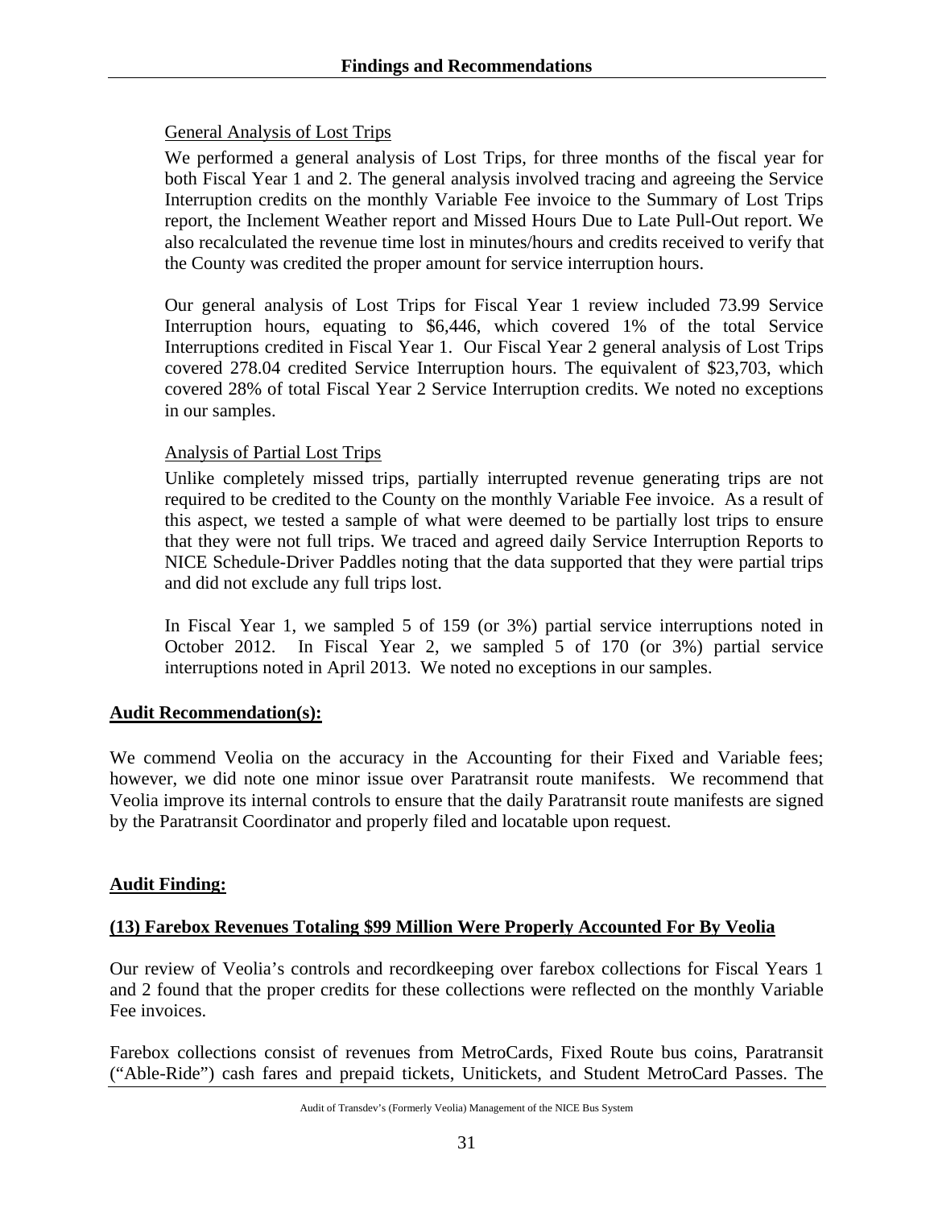General Analysis of Lost Trips

We performed a general analysis of Lost Trips, for three months of the fiscal year for both Fiscal Year 1 and 2. The general analysis involved tracing and agreeing the Service Interruption credits on the monthly Variable Fee invoice to the Summary of Lost Trips report, the Inclement Weather report and Missed Hours Due to Late Pull-Out report. We also recalculated the revenue time lost in minutes/hours and credits received to verify that the County was credited the proper amount for service interruption hours.

Our general analysis of Lost Trips for Fiscal Year 1 review included 73.99 Service Interruption hours, equating to $6,446, which covered 1% of the total Service Interruptions credited in Fiscal Year 1. Our Fiscal Year 2 general analysis of Lost Trips covered 278.04 credited Service Interruption hours. The equivalent of $23,703, which covered 28% of total Fiscal Year 2 Service Interruption credits. We noted no exceptions in our samples.

Analysis of Partial Lost Trips

Unlike completely missed trips, partially interrupted revenue generating trips are not required to be credited to the County on the monthly Variable Fee invoice. As a result of this aspect, we tested a sample of what were deemed to be partially lost trips to ensure that they were not full trips. We traced and agreed daily Service Interruption Reports to NICE Schedule-Driver Paddles noting that the data supported that they were partial trips and did not exclude any full trips lost.

In Fiscal Year 1, we sampled 5 of 159 (or 3%) partial service interruptions noted in October 2012. In Fiscal Year 2, we sampled 5 of 170 (or 3%) partial service interruptions noted in April 2013. We noted no exceptions in our samples.

**Audit Recommendation(s):**

We commend Veolia on the accuracy in the Accounting for their Fixed and Variable fees; however, we did note one minor issue over Paratransit route manifests. We recommend that Veolia improve its internal controls to ensure that the daily Paratransit route manifests are signed by the Paratransit Coordinator and properly filed and locatable upon request.

**Audit Finding:**

**(13) Farebox Revenues Totaling $99 Million Were Properly Accounted For By Veolia**

Our review of Veolia's controls and recordkeeping over farebox collections for Fiscal Years 1 and 2 found that the proper credits for these collections were reflected on the monthly Variable Fee invoices.

Farebox collections consist of revenues from MetroCards, Fixed Route bus coins, Paratransit ("Able-Ride") cash fares and prepaid tickets, Unitickets, and Student MetroCard Passes. The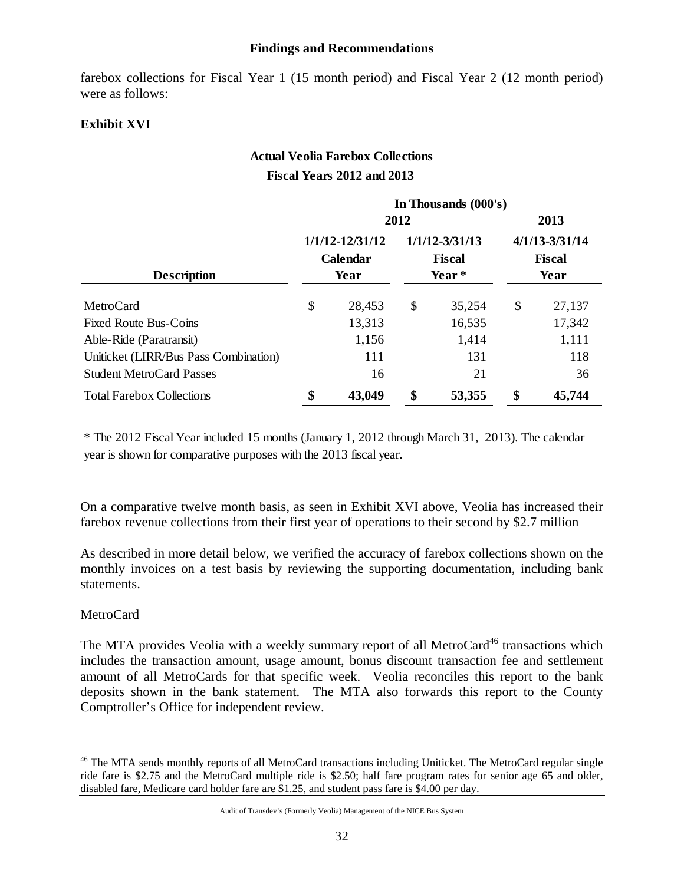farebox collections for Fiscal Year 1 (15 month period) and Fiscal Year 2 (12 month period) were as follows:

**Exhibit XVI**

**Actual Veolia Farebox Collections**

**Fiscal Years 2012 and 2013**

| | In Thousands (000's) | | |
|---|---|---|---|
| | 2012 | | 2013 |
| | 1/1/12-12/31/12 | 1/1/12-3/31/13 | 4/1/13-3/31/14 |
| **Description** | **Calendar Year** | **Fiscal Year \*** | **Fiscal Year** |
| MetroCard | $ 28,453 | $ 35,254 | $ 27,137 |
| Fixed Route Bus-Coins | 13,313 | 16,535 | 17,342 |
| Able-Ride (Paratransit) | 1,156 | 1,414 | 1,111 |
| Uniticket (LIRR/Bus Pass Combination) | 111 | 131 | 118 |
| Student MetroCard Passes | 16 | 21 | 36 |
| Total Farebox Collections | **$ 43,049** | **$ 53,355** | **$ 45,744** |

\* The 2012 Fiscal Year included 15 months (January 1, 2012 through March 31, 2013). The calendar year is shown for comparative purposes with the 2013 fiscal year.

On a comparative twelve month basis, as seen in Exhibit XVI above, Veolia has increased their farebox revenue collections from their first year of operations to their second by $2.7 million

As described in more detail below, we verified the accuracy of farebox collections shown on the monthly invoices on a test basis by reviewing the supporting documentation, including bank statements.

MetroCard

The MTA provides Veolia with a weekly summary report of all MetroCard[46] transactions which includes the transaction amount, usage amount, bonus discount transaction fee and settlement amount of all MetroCards for that specific week. Veolia reconciles this report to the bank deposits shown in the bank statement. The MTA also forwards this report to the County Comptroller's Office for independent review.

[46] The MTA sends monthly reports of all MetroCard transactions including Uniticket. The MetroCard regular single ride fare is $2.75 and the MetroCard multiple ride is $2.50; half fare program rates for senior age 65 and older, disabled fare, Medicare card holder fare are $1.25, and student pass fare is $4.00 per day.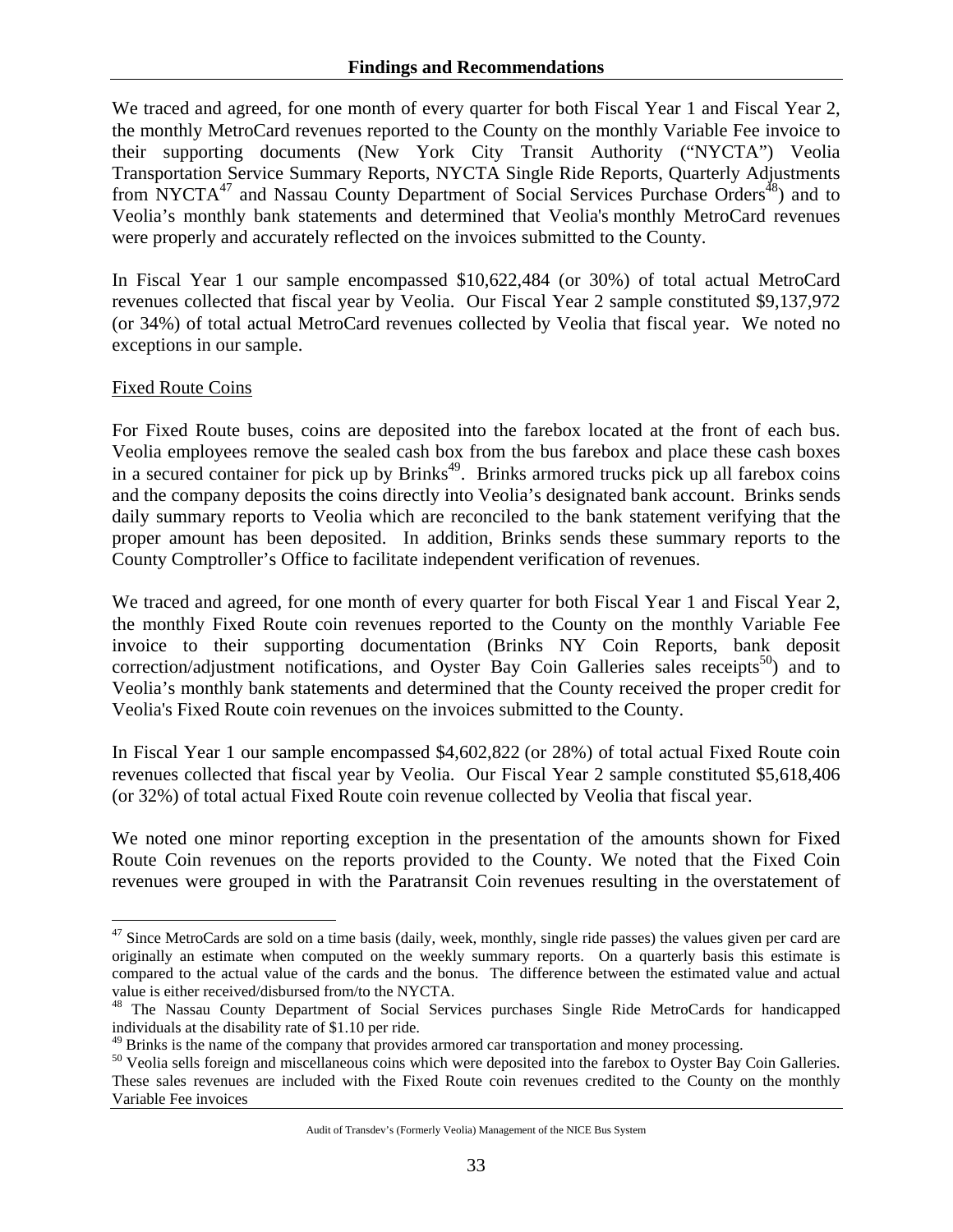We traced and agreed, for one month of every quarter for both Fiscal Year 1 and Fiscal Year 2, the monthly MetroCard revenues reported to the County on the monthly Variable Fee invoice to their supporting documents (New York City Transit Authority ("NYCTA") Veolia Transportation Service Summary Reports, NYCTA Single Ride Reports, Quarterly Adjustments from NYCTA[47] and Nassau County Department of Social Services Purchase Orders[48]) and to Veolia's monthly bank statements and determined that Veolia's monthly MetroCard revenues were properly and accurately reflected on the invoices submitted to the County.

In Fiscal Year 1 our sample encompassed $10,622,484 (or 30%) of total actual MetroCard revenues collected that fiscal year by Veolia. Our Fiscal Year 2 sample constituted $9,137,972 (or 34%) of total actual MetroCard revenues collected by Veolia that fiscal year. We noted no exceptions in our sample.

Fixed Route Coins

For Fixed Route buses, coins are deposited into the farebox located at the front of each bus. Veolia employees remove the sealed cash box from the bus farebox and place these cash boxes in a secured container for pick up by Brinks[49]. Brinks armored trucks pick up all farebox coins and the company deposits the coins directly into Veolia's designated bank account. Brinks sends daily summary reports to Veolia which are reconciled to the bank statement verifying that the proper amount has been deposited. In addition, Brinks sends these summary reports to the County Comptroller's Office to facilitate independent verification of revenues.

We traced and agreed, for one month of every quarter for both Fiscal Year 1 and Fiscal Year 2, the monthly Fixed Route coin revenues reported to the County on the monthly Variable Fee invoice to their supporting documentation (Brinks NY Coin Reports, bank deposit correction/adjustment notifications, and Oyster Bay Coin Galleries sales receipts[50]) and to Veolia's monthly bank statements and determined that the County received the proper credit for Veolia's Fixed Route coin revenues on the invoices submitted to the County.

In Fiscal Year 1 our sample encompassed $4,602,822 (or 28%) of total actual Fixed Route coin revenues collected that fiscal year by Veolia. Our Fiscal Year 2 sample constituted $5,618,406 (or 32%) of total actual Fixed Route coin revenue collected by Veolia that fiscal year.

We noted one minor reporting exception in the presentation of the amounts shown for Fixed Route Coin revenues on the reports provided to the County. We noted that the Fixed Coin revenues were grouped in with the Paratransit Coin revenues resulting in the overstatement of

---

[47] Since MetroCards are sold on a time basis (daily, week, monthly, single ride passes) the values given per card are originally an estimate when computed on the weekly summary reports. On a quarterly basis this estimate is compared to the actual value of the cards and the bonus. The difference between the estimated value and actual value is either received/disbursed from/to the NYCTA.

[48] The Nassau County Department of Social Services purchases Single Ride MetroCards for handicapped individuals at the disability rate of $1.10 per ride.

[49] Brinks is the name of the company that provides armored car transportation and money processing.

[50] Veolia sells foreign and miscellaneous coins which were deposited into the farebox to Oyster Bay Coin Galleries. These sales revenues are included with the Fixed Route coin revenues credited to the County on the monthly Variable Fee invoices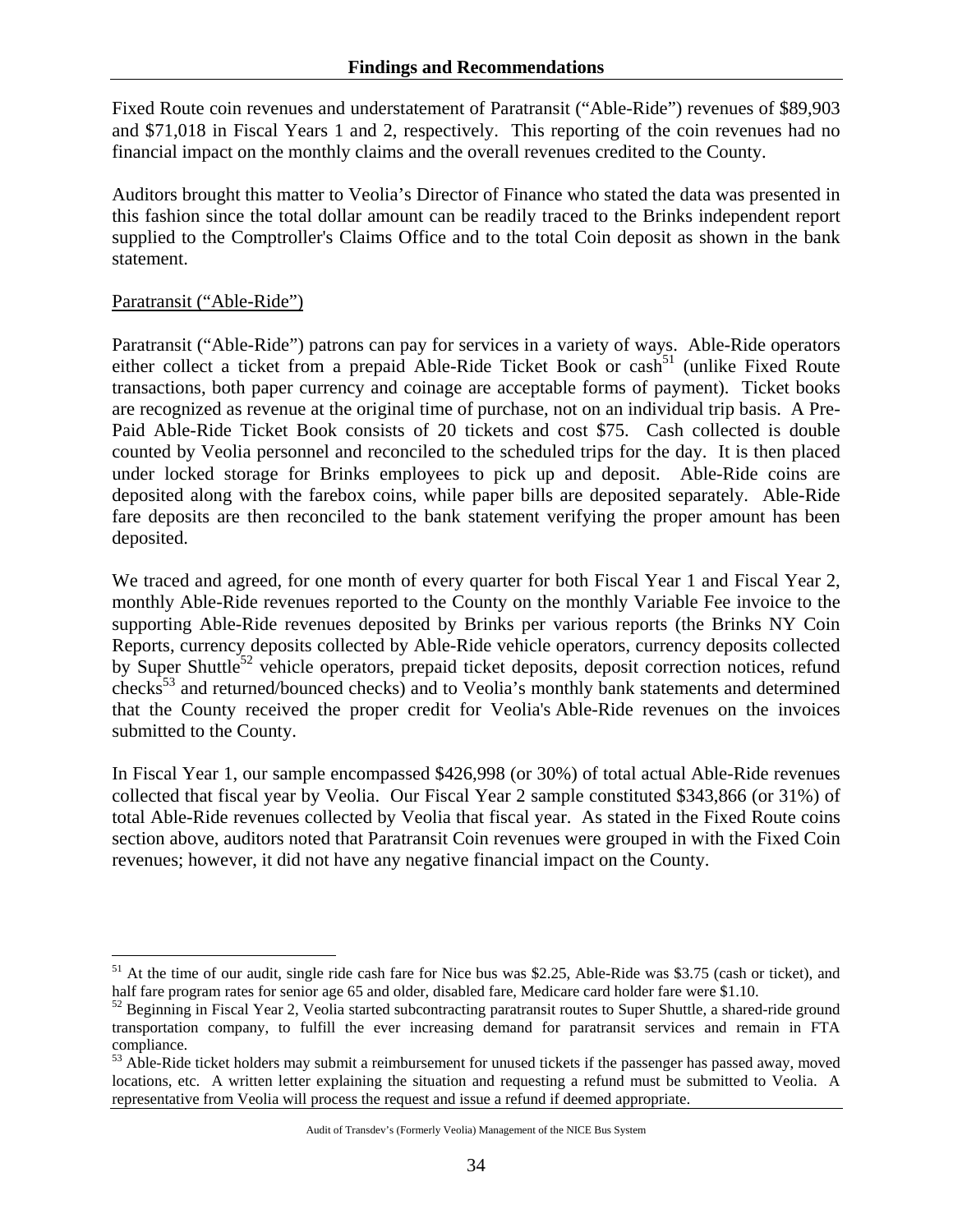Fixed Route coin revenues and understatement of Paratransit ("Able-Ride") revenues of $89,903 and $71,018 in Fiscal Years 1 and 2, respectively. This reporting of the coin revenues had no financial impact on the monthly claims and the overall revenues credited to the County.

Auditors brought this matter to Veolia's Director of Finance who stated the data was presented in this fashion since the total dollar amount can be readily traced to the Brinks independent report supplied to the Comptroller's Claims Office and to the total Coin deposit as shown in the bank statement.

Paratransit ("Able-Ride")

Paratransit ("Able-Ride") patrons can pay for services in a variety of ways. Able-Ride operators either collect a ticket from a prepaid Able-Ride Ticket Book or cash[51] (unlike Fixed Route transactions, both paper currency and coinage are acceptable forms of payment). Ticket books are recognized as revenue at the original time of purchase, not on an individual trip basis. A Pre-Paid Able-Ride Ticket Book consists of 20 tickets and cost $75. Cash collected is double counted by Veolia personnel and reconciled to the scheduled trips for the day. It is then placed under locked storage for Brinks employees to pick up and deposit. Able-Ride coins are deposited along with the farebox coins, while paper bills are deposited separately. Able-Ride fare deposits are then reconciled to the bank statement verifying the proper amount has been deposited.

We traced and agreed, for one month of every quarter for both Fiscal Year 1 and Fiscal Year 2, monthly Able-Ride revenues reported to the County on the monthly Variable Fee invoice to the supporting Able-Ride revenues deposited by Brinks per various reports (the Brinks NY Coin Reports, currency deposits collected by Able-Ride vehicle operators, currency deposits collected by Super Shuttle[52] vehicle operators, prepaid ticket deposits, deposit correction notices, refund checks[53] and returned/bounced checks) and to Veolia's monthly bank statements and determined that the County received the proper credit for Veolia's Able-Ride revenues on the invoices submitted to the County.

In Fiscal Year 1, our sample encompassed $426,998 (or 30%) of total actual Able-Ride revenues collected that fiscal year by Veolia. Our Fiscal Year 2 sample constituted $343,866 (or 31%) of total Able-Ride revenues collected by Veolia that fiscal year. As stated in the Fixed Route coins section above, auditors noted that Paratransit Coin revenues were grouped in with the Fixed Coin revenues; however, it did not have any negative financial impact on the County.

---

[51] At the time of our audit, single ride cash fare for Nice bus was $2.25, Able-Ride was $3.75 (cash or ticket), and half fare program rates for senior age 65 and older, disabled fare, Medicare card holder fare were $1.10.

[52] Beginning in Fiscal Year 2, Veolia started subcontracting paratransit routes to Super Shuttle, a shared-ride ground transportation company, to fulfill the ever increasing demand for paratransit services and remain in FTA compliance.

[53] Able-Ride ticket holders may submit a reimbursement for unused tickets if the passenger has passed away, moved locations, etc. A written letter explaining the situation and requesting a refund must be submitted to Veolia. A representative from Veolia will process the request and issue a refund if deemed appropriate.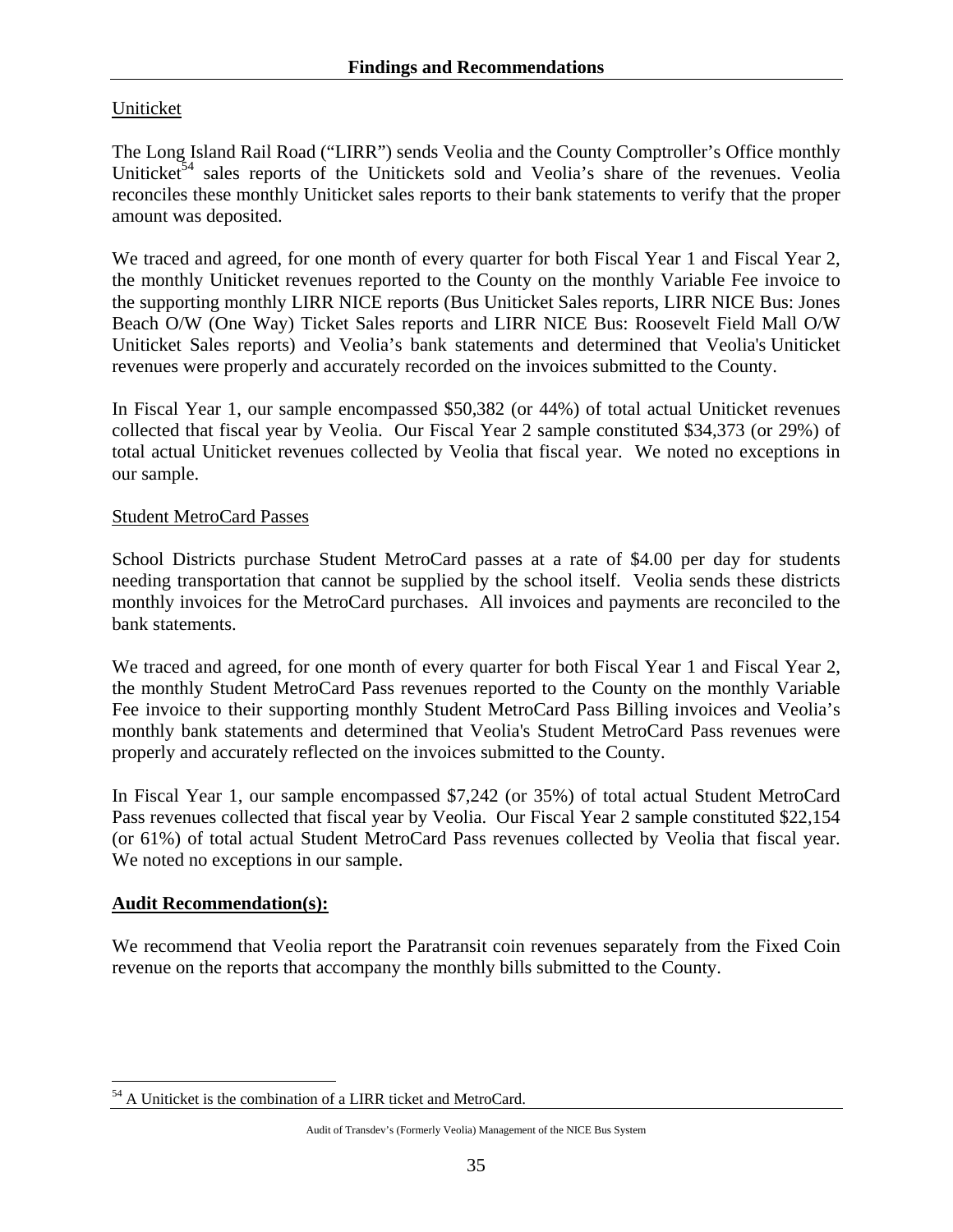Uniticket

The Long Island Rail Road ("LIRR") sends Veolia and the County Comptroller's Office monthly Uniticket[54] sales reports of the Unitickets sold and Veolia's share of the revenues. Veolia reconciles these monthly Uniticket sales reports to their bank statements to verify that the proper amount was deposited.

We traced and agreed, for one month of every quarter for both Fiscal Year 1 and Fiscal Year 2, the monthly Uniticket revenues reported to the County on the monthly Variable Fee invoice to the supporting monthly LIRR NICE reports (Bus Uniticket Sales reports, LIRR NICE Bus: Jones Beach O/W (One Way) Ticket Sales reports and LIRR NICE Bus: Roosevelt Field Mall O/W Uniticket Sales reports) and Veolia's bank statements and determined that Veolia's Uniticket revenues were properly and accurately recorded on the invoices submitted to the County.

In Fiscal Year 1, our sample encompassed \$50,382 (or 44%) of total actual Uniticket revenues collected that fiscal year by Veolia. Our Fiscal Year 2 sample constituted \$34,373 (or 29%) of total actual Uniticket revenues collected by Veolia that fiscal year. We noted no exceptions in our sample.

Student MetroCard Passes

School Districts purchase Student MetroCard passes at a rate of \$4.00 per day for students needing transportation that cannot be supplied by the school itself. Veolia sends these districts monthly invoices for the MetroCard purchases. All invoices and payments are reconciled to the bank statements.

We traced and agreed, for one month of every quarter for both Fiscal Year 1 and Fiscal Year 2, the monthly Student MetroCard Pass revenues reported to the County on the monthly Variable Fee invoice to their supporting monthly Student MetroCard Pass Billing invoices and Veolia's monthly bank statements and determined that Veolia's Student MetroCard Pass revenues were properly and accurately reflected on the invoices submitted to the County.

In Fiscal Year 1, our sample encompassed \$7,242 (or 35%) of total actual Student MetroCard Pass revenues collected that fiscal year by Veolia. Our Fiscal Year 2 sample constituted \$22,154 (or 61%) of total actual Student MetroCard Pass revenues collected by Veolia that fiscal year. We noted no exceptions in our sample.

**Audit Recommendation(s):**

We recommend that Veolia report the Paratransit coin revenues separately from the Fixed Coin revenue on the reports that accompany the monthly bills submitted to the County.

[54] A Uniticket is the combination of a LIRR ticket and MetroCard.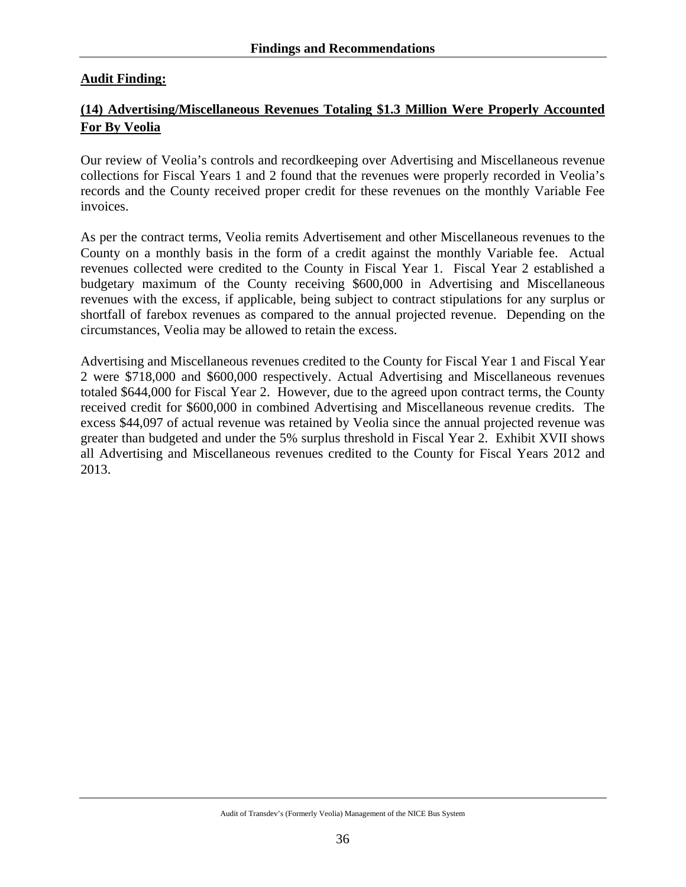**Audit Finding:**

**(14) Advertising/Miscellaneous Revenues Totaling $1.3 Million Were Properly Accounted For By Veolia**

Our review of Veolia's controls and recordkeeping over Advertising and Miscellaneous revenue collections for Fiscal Years 1 and 2 found that the revenues were properly recorded in Veolia's records and the County received proper credit for these revenues on the monthly Variable Fee invoices.

As per the contract terms, Veolia remits Advertisement and other Miscellaneous revenues to the County on a monthly basis in the form of a credit against the monthly Variable fee. Actual revenues collected were credited to the County in Fiscal Year 1. Fiscal Year 2 established a budgetary maximum of the County receiving $600,000 in Advertising and Miscellaneous revenues with the excess, if applicable, being subject to contract stipulations for any surplus or shortfall of farebox revenues as compared to the annual projected revenue. Depending on the circumstances, Veolia may be allowed to retain the excess.

Advertising and Miscellaneous revenues credited to the County for Fiscal Year 1 and Fiscal Year 2 were $718,000 and $600,000 respectively. Actual Advertising and Miscellaneous revenues totaled $644,000 for Fiscal Year 2. However, due to the agreed upon contract terms, the County received credit for $600,000 in combined Advertising and Miscellaneous revenue credits. The excess $44,097 of actual revenue was retained by Veolia since the annual projected revenue was greater than budgeted and under the 5% surplus threshold in Fiscal Year 2. Exhibit XVII shows all Advertising and Miscellaneous revenues credited to the County for Fiscal Years 2012 and 2013.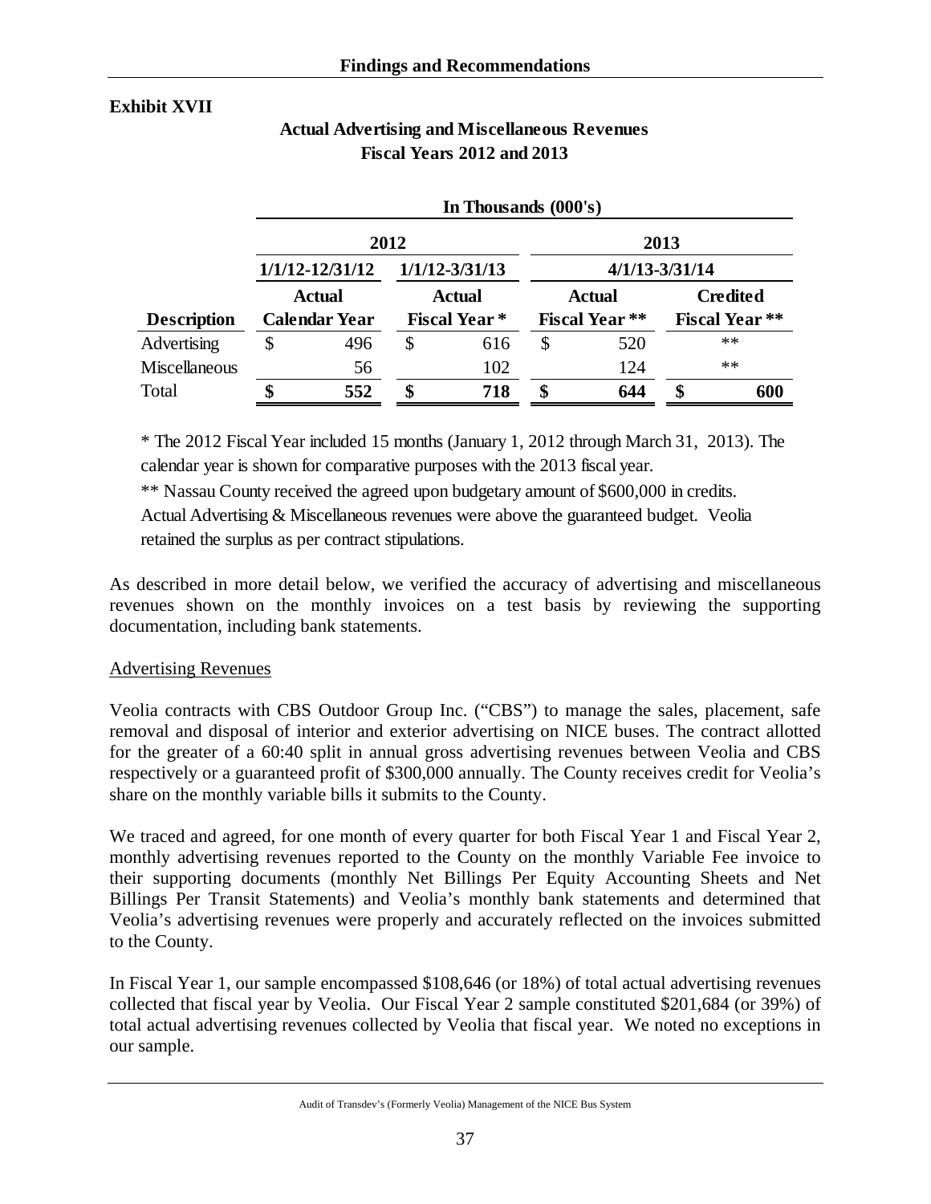**Exhibit XVII**

**Actual Advertising and Miscellaneous Revenues**
**Fiscal Years 2012 and 2013**

| | In Thousands (000's) | | | |
|---|---|---|---|---|
| | 2012 | | 2013 | |
| | 1/1/12-12/31/12 | 1/1/12-3/31/13 | 4/1/13-3/31/14 | |
| **Description** | **Actual Calendar Year** | **Actual Fiscal Year *** | **Actual Fiscal Year **** | **Credited Fiscal Year **** |
| Advertising | $ 496 | $ 616 | $ 520 | ** |
| Miscellaneous | 56 | 102 | 124 | ** |
| Total | **$ 552** | **$ 718** | **$ 644** | **$ 600** |

* The 2012 Fiscal Year included 15 months (January 1, 2012 through March 31, 2013). The calendar year is shown for comparative purposes with the 2013 fiscal year.

** Nassau County received the agreed upon budgetary amount of $600,000 in credits. Actual Advertising & Miscellaneous revenues were above the guaranteed budget. Veolia retained the surplus as per contract stipulations.

As described in more detail below, we verified the accuracy of advertising and miscellaneous revenues shown on the monthly invoices on a test basis by reviewing the supporting documentation, including bank statements.

Advertising Revenues

Veolia contracts with CBS Outdoor Group Inc. ("CBS") to manage the sales, placement, safe removal and disposal of interior and exterior advertising on NICE buses. The contract allotted for the greater of a 60:40 split in annual gross advertising revenues between Veolia and CBS respectively or a guaranteed profit of $300,000 annually. The County receives credit for Veolia's share on the monthly variable bills it submits to the County.

We traced and agreed, for one month of every quarter for both Fiscal Year 1 and Fiscal Year 2, monthly advertising revenues reported to the County on the monthly Variable Fee invoice to their supporting documents (monthly Net Billings Per Equity Accounting Sheets and Net Billings Per Transit Statements) and Veolia's monthly bank statements and determined that Veolia's advertising revenues were properly and accurately reflected on the invoices submitted to the County.

In Fiscal Year 1, our sample encompassed $108,646 (or 18%) of total actual advertising revenues collected that fiscal year by Veolia. Our Fiscal Year 2 sample constituted $201,684 (or 39%) of total actual advertising revenues collected by Veolia that fiscal year. We noted no exceptions in our sample.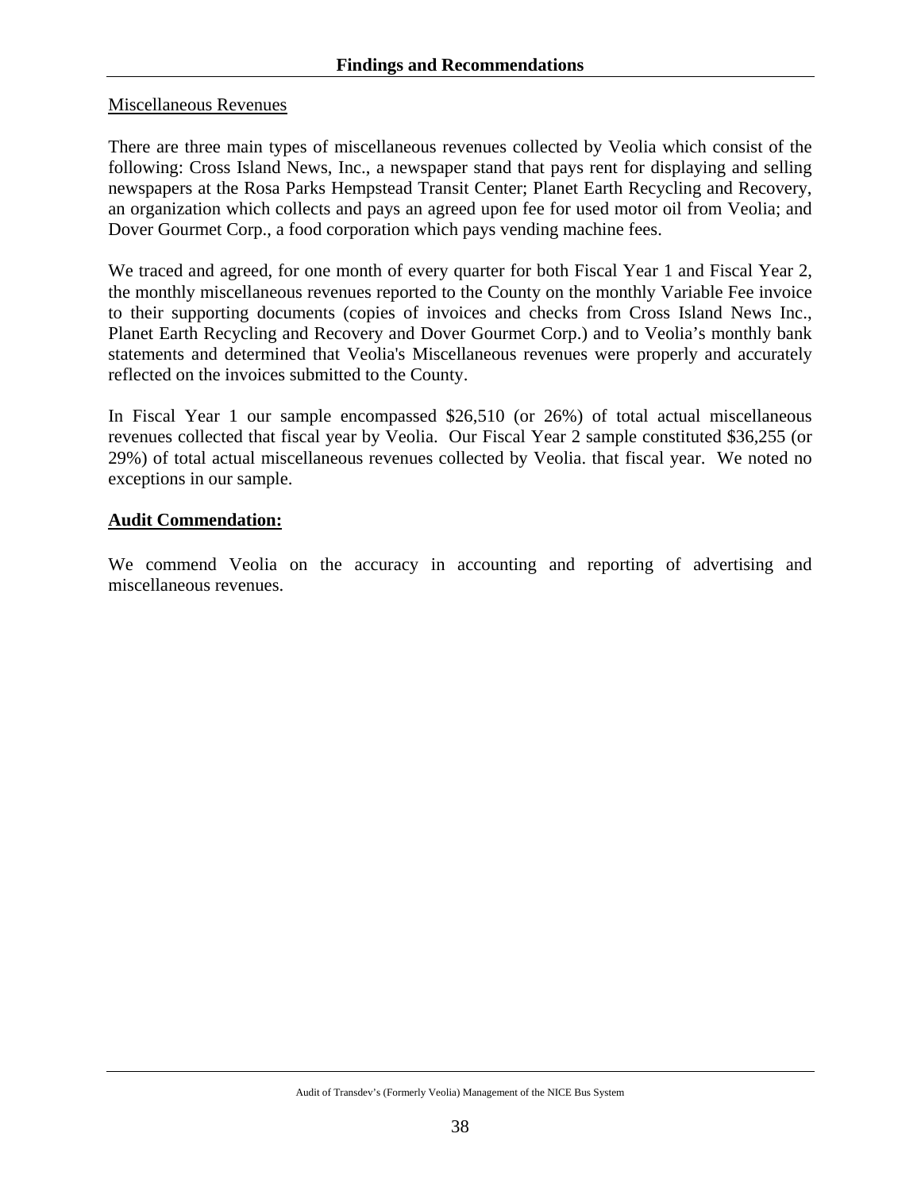Miscellaneous Revenues

There are three main types of miscellaneous revenues collected by Veolia which consist of the following: Cross Island News, Inc., a newspaper stand that pays rent for displaying and selling newspapers at the Rosa Parks Hempstead Transit Center; Planet Earth Recycling and Recovery, an organization which collects and pays an agreed upon fee for used motor oil from Veolia; and Dover Gourmet Corp., a food corporation which pays vending machine fees.

We traced and agreed, for one month of every quarter for both Fiscal Year 1 and Fiscal Year 2, the monthly miscellaneous revenues reported to the County on the monthly Variable Fee invoice to their supporting documents (copies of invoices and checks from Cross Island News Inc., Planet Earth Recycling and Recovery and Dover Gourmet Corp.) and to Veolia's monthly bank statements and determined that Veolia's Miscellaneous revenues were properly and accurately reflected on the invoices submitted to the County.

In Fiscal Year 1 our sample encompassed $26,510 (or 26%) of total actual miscellaneous revenues collected that fiscal year by Veolia. Our Fiscal Year 2 sample constituted $36,255 (or 29%) of total actual miscellaneous revenues collected by Veolia. that fiscal year. We noted no exceptions in our sample.

**Audit Commendation:**

We commend Veolia on the accuracy in accounting and reporting of advertising and miscellaneous revenues.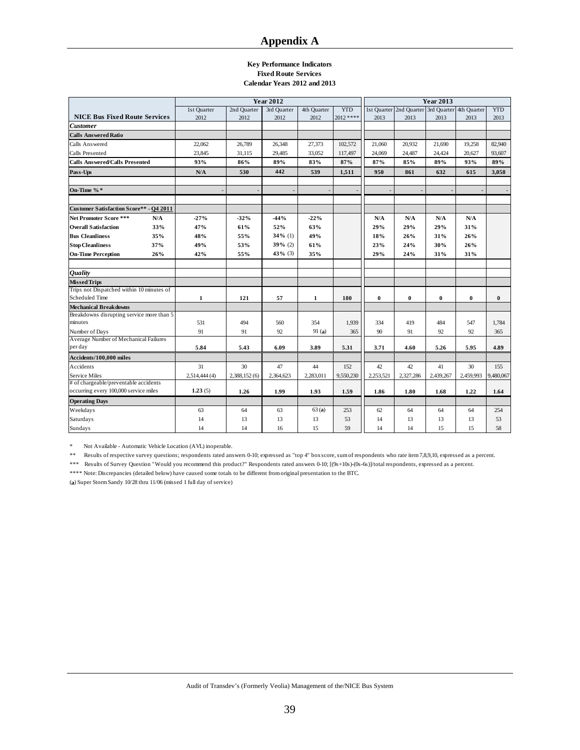# Appendix A

**Key Performance Indicators**
**Fixed Route Services**
**Calendar Years 2012 and 2013**

| NICE Bus Fixed Route Services | | Year 2012 1st Quarter 2012 | 2nd Quarter 2012 | 3rd Quarter 2012 | 4th Quarter 2012 | YTD 2012 **** | Year 2013 1st Quarter 2013 | 2nd Quarter 2013 | 3rd Quarter 2013 | 4th Quarter 2013 | YTD 2013 |
|---|---|---|---|---|---|---|---|---|---|---|---|
| ***Customer*** | | | | | | | | | | | |
| **Calls Answered Ratio** | | | | | | | | | | | |
| Calls Answered | | 22,062 | 26,789 | 26,348 | 27,373 | 102,572 | 21,060 | 20,932 | 21,690 | 19,258 | 82,940 |
| Calls Presented | | 23,845 | 31,115 | 29,485 | 33,052 | 117,497 | 24,069 | 24,487 | 24,424 | 20,627 | 93,607 |
| **Calls Answered/Calls Presented** | | **93%** | **86%** | **89%** | **83%** | **87%** | **87%** | **85%** | **89%** | **93%** | **89%** |
| **Pass-Ups** | | **N/A** | **530** | **442** | **539** | **1,511** | **950** | **861** | **632** | **615** | **3,058** |
| **On-Time % *** | | - | - | - | - | - | - | - | - | - | - |
| **Customer Satisfaction Score** - Q4 2011** | | | | | | | | | | | |
| **Net Promoter Score ***** | **N/A** | **-27%** | **-32%** | **-44%** | **-22%** | | **N/A** | **N/A** | **N/A** | **N/A** | |
| **Overall Satisfaction** | **33%** | **47%** | **61%** | **52%** | **63%** | | **29%** | **29%** | **29%** | **31%** | |
| **Bus Cleanliness** | **35%** | **48%** | **55%** | **34%** (1) | **49%** | | **18%** | **26%** | **31%** | **26%** | |
| **Stop Cleanliness** | **37%** | **49%** | **53%** | **39%** (2) | **61%** | | **23%** | **24%** | **30%** | **26%** | |
| **On-Time Perception** | **26%** | **42%** | **55%** | **43%** (3) | **35%** | | **29%** | **24%** | **31%** | **31%** | |
| ***Quality*** | | | | | | | | | | | |
| **Missed Trips** | | | | | | | | | | | |
| Trips not Dispatched within 10 minutes of Scheduled Time | | **1** | **121** | **57** | **1** | **180** | **0** | **0** | **0** | **0** | **0** |
| **Mechanical Breakdowns** | | | | | | | | | | | |
| Breakdowns disrupting service more than 5 minutes | | 531 | 494 | 560 | 354 | 1,939 | 334 | 419 | 484 | 547 | 1,784 |
| Number of Days | | 91 | 91 | 92 | 91 (a) | 365 | 90 | 91 | 92 | 92 | 365 |
| Average Number of Mechanical Failures per day | | **5.84** | **5.43** | **6.09** | **3.89** | **5.31** | **3.71** | **4.60** | **5.26** | **5.95** | **4.89** |
| **Accidents/100,000 miles** | | | | | | | | | | | |
| Accidents | | 31 | 30 | 47 | 44 | 152 | 42 | 42 | 41 | 30 | 155 |
| Service Miles | | 2,514,444 (4) | 2,388,152 (6) | 2,364,623 | 2,283,011 | 9,550,230 | 2,253,521 | 2,327,286 | 2,439,267 | 2,459,993 | 9,480,067 |
| # of chargeable/preventable accidents occurring every 100,000 service miles | | **1.23** (5) | **1.26** | **1.99** | **1.93** | **1.59** | **1.86** | **1.80** | **1.68** | **1.22** | **1.64** |
| **Operating Days** | | | | | | | | | | | |
| Weekdays | | 63 | 64 | 63 | 63 (a) | 253 | 62 | 64 | 64 | 64 | 254 |
| Saturdays | | 14 | 13 | 13 | 13 | 53 | 14 | 13 | 13 | 13 | 53 |
| Sundays | | 14 | 14 | 16 | 15 | 59 | 14 | 14 | 15 | 15 | 58 |

\* Not Available - Automatic Vehicle Location (AVL) inoperable.

\** Results of respective survey questions; respondents rated answers 0-10; expressed as "top 4" box score, sum of respondents who rate item 7,8,9,10, expressed as a percent.

\*** Results of Survey Question "Would you recommend this product?" Respondents rated answers 0-10; [(9s+10s)-(0s-6s)]/total respondents, expressed as a percent.

\**** Note: Discrepancies (detailed below) have caused some totals to be different from original presentation to the BTC.

(a) Super Storm Sandy 10/28 thru 11/06 (missed 1 full day of service)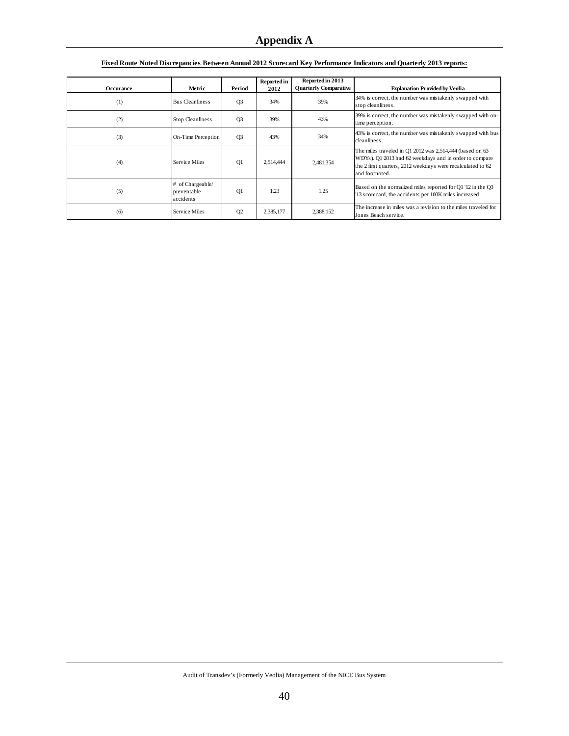# Appendix A

**Fixed Route Noted Discrepancies Between Annual 2012 Scorecard Key Performance Indicators and Quarterly 2013 reports:**

| Occurance | Metric | Period | Reported in 2012 | Reported in 2013 Quarterly Comparative | Explanation Provided by Veolia |
|---|---|---|---|---|---|
| (1) | Bus Cleanliness | Q3 | 34% | 39% | 34% is correct, the number was mistakenly swapped with stop cleanliness. |
| (2) | Stop Cleanliness | Q3 | 39% | 43% | 39% is correct, the number was mistakenly swapped with on-time perception. |
| (3) | On-Time Perception | Q3 | 43% | 34% | 43% is correct, the number was mistakenly swapped with bus cleanliness. |
| (4) | Service Miles | Q1 | 2,514,444 | 2,481,354 | The miles traveled in Q1 2012 was 2,514,444 (based on 63 WDYs). Q1 2013 had 62 weekdays and in order to compare the 2 first quarters, 2012 weekdays were recalculated to 62 and footnoted. |
| (5) | # of Chargeable/ preventable accidents | Q1 | 1.23 | 1.25 | Based on the normalized miles reported for Q1 '12 in the Q3 '13 scorecard, the accidents per 100K miles increased. |
| (6) | Service Miles | Q2 | 2,385,177 | 2,388,152 | The increase in miles was a revision to the miles traveled for Jones Beach service. |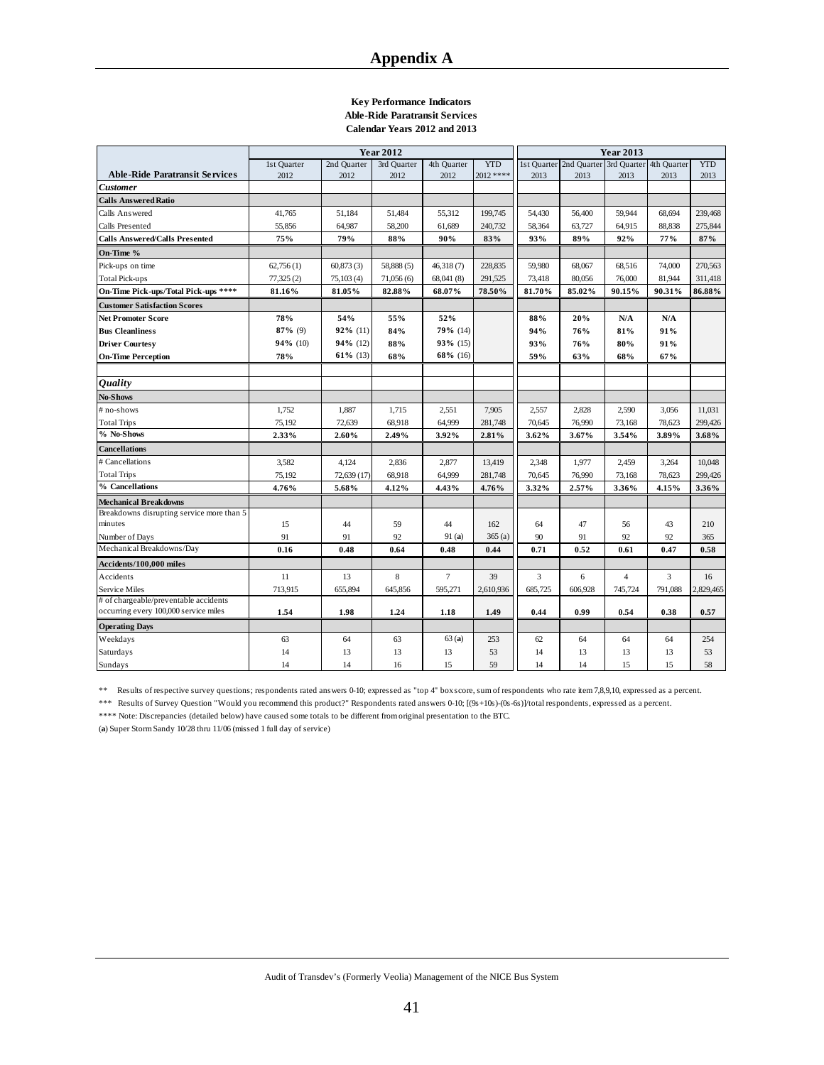# Appendix A

**Key Performance Indicators**
**Able-Ride Paratransit Services**
**Calendar Years 2012 and 2013**

| Able-Ride Paratransit Services | Year 2012 | | | | | Year 2013 | | | | |
|---|---|---|---|---|---|---|---|---|---|---|
| | 1st Quarter 2012 | 2nd Quarter 2012 | 3rd Quarter 2012 | 4th Quarter 2012 | YTD 2012 **** | 1st Quarter 2013 | 2nd Quarter 2013 | 3rd Quarter 2013 | 4th Quarter 2013 | YTD 2013 |
| ***Customer*** | | | | | | | | | | |
| **Calls Answered Ratio** | | | | | | | | | | |
| Calls Answered | 41,765 | 51,184 | 51,484 | 55,312 | 199,745 | 54,430 | 56,400 | 59,944 | 68,694 | 239,468 |
| Calls Presented | 55,856 | 64,987 | 58,200 | 61,689 | 240,732 | 58,364 | 63,727 | 64,915 | 88,838 | 275,844 |
| **Calls Answered/Calls Presented** | **75%** | **79%** | **88%** | **90%** | **83%** | **93%** | **89%** | **92%** | **77%** | **87%** |
| **On-Time %** | | | | | | | | | | |
| Pick-ups on time | 62,756 (1) | 60,873 (3) | 58,888 (5) | 46,318 (7) | 228,835 | 59,980 | 68,067 | 68,516 | 74,000 | 270,563 |
| Total Pick-ups | 77,325 (2) | 75,103 (4) | 71,056 (6) | 68,041 (8) | 291,525 | 73,418 | 80,056 | 76,000 | 81,944 | 311,418 |
| **On-Time Pick-ups/Total Pick-ups ****** | **81.16%** | **81.05%** | **82.88%** | **68.07%** | **78.50%** | **81.70%** | **85.02%** | **90.15%** | **90.31%** | **86.88%** |
| **Customer Satisfaction Scores** | | | | | | | | | | |
| **Net Promoter Score** | **78%** | **54%** | **55%** | **52%** | | **88%** | **20%** | **N/A** | **N/A** | |
| **Bus Cleanliness** | **87%** (9) | **92%** (11) | **84%** | **79%** (14) | | **94%** | **76%** | **81%** | **91%** | |
| **Driver Courtesy** | **94%** (10) | **94%** (12) | **88%** | **93%** (15) | | **93%** | **76%** | **80%** | **91%** | |
| **On-Time Perception** | **78%** | **61%** (13) | **68%** | **68%** (16) | | **59%** | **63%** | **68%** | **67%** | |
| | | | | | | | | | | |
| ***Quality*** | | | | | | | | | | |
| **No-Shows** | | | | | | | | | | |
| # no-shows | 1,752 | 1,887 | 1,715 | 2,551 | 7,905 | 2,557 | 2,828 | 2,590 | 3,056 | 11,031 |
| Total Trips | 75,192 | 72,639 | 68,918 | 64,999 | 281,748 | 70,645 | 76,990 | 73,168 | 78,623 | 299,426 |
| **% No-Shows** | **2.33%** | **2.60%** | **2.49%** | **3.92%** | **2.81%** | **3.62%** | **3.67%** | **3.54%** | **3.89%** | **3.68%** |
| **Cancellations** | | | | | | | | | | |
| # Cancellations | 3,582 | 4,124 | 2,836 | 2,877 | 13,419 | 2,348 | 1,977 | 2,459 | 3,264 | 10,048 |
| Total Trips | 75,192 | 72,639 (17) | 68,918 | 64,999 | 281,748 | 70,645 | 76,990 | 73,168 | 78,623 | 299,426 |
| **% Cancellations** | **4.76%** | **5.68%** | **4.12%** | **4.43%** | **4.76%** | **3.32%** | **2.57%** | **3.36%** | **4.15%** | **3.36%** |
| **Mechanical Breakdowns** | | | | | | | | | | |
| Breakdowns disrupting service more than 5 minutes | 15 | 44 | 59 | 44 | 162 | 64 | 47 | 56 | 43 | 210 |
| Number of Days | 91 | 91 | 92 | 91 **(a)** | 365 (a) | 90 | 91 | 92 | 92 | 365 |
| Mechanical Breakdowns/Day | **0.16** | **0.48** | **0.64** | **0.48** | **0.44** | **0.71** | **0.52** | **0.61** | **0.47** | **0.58** |
| **Accidents/100,000 miles** | | | | | | | | | | |
| Accidents | 11 | 13 | 8 | 7 | 39 | 3 | 6 | 4 | 3 | 16 |
| Service Miles | 713,915 | 655,894 | 645,856 | 595,271 | 2,610,936 | 685,725 | 606,928 | 745,724 | 791,088 | 2,829,465 |
| # of chargeable/preventable accidents occurring every 100,000 service miles | **1.54** | **1.98** | **1.24** | **1.18** | **1.49** | **0.44** | **0.99** | **0.54** | **0.38** | **0.57** |
| **Operating Days** | | | | | | | | | | |
| Weekdays | 63 | 64 | 63 | 63 **(a)** | 253 | 62 | 64 | 64 | 64 | 254 |
| Saturdays | 14 | 13 | 13 | 13 | 53 | 14 | 13 | 13 | 13 | 53 |
| Sundays | 14 | 14 | 16 | 15 | 59 | 14 | 14 | 15 | 15 | 58 |

** Results of respective survey questions; respondents rated answers 0-10; expressed as "top 4" box score, sum of respondents who rate item 7,8,9,10, expressed as a percent.

*** Results of Survey Question "Would you recommend this product?" Respondents rated answers 0-10; [(9s+10s)-(0s-6s)]/total respondents, expressed as a percent.

**** Note: Discrepancies (detailed below) have caused some totals to be different from original presentation to the BTC.

**(a)** Super Storm Sandy 10/28 thru 11/06 (missed 1 full day of service)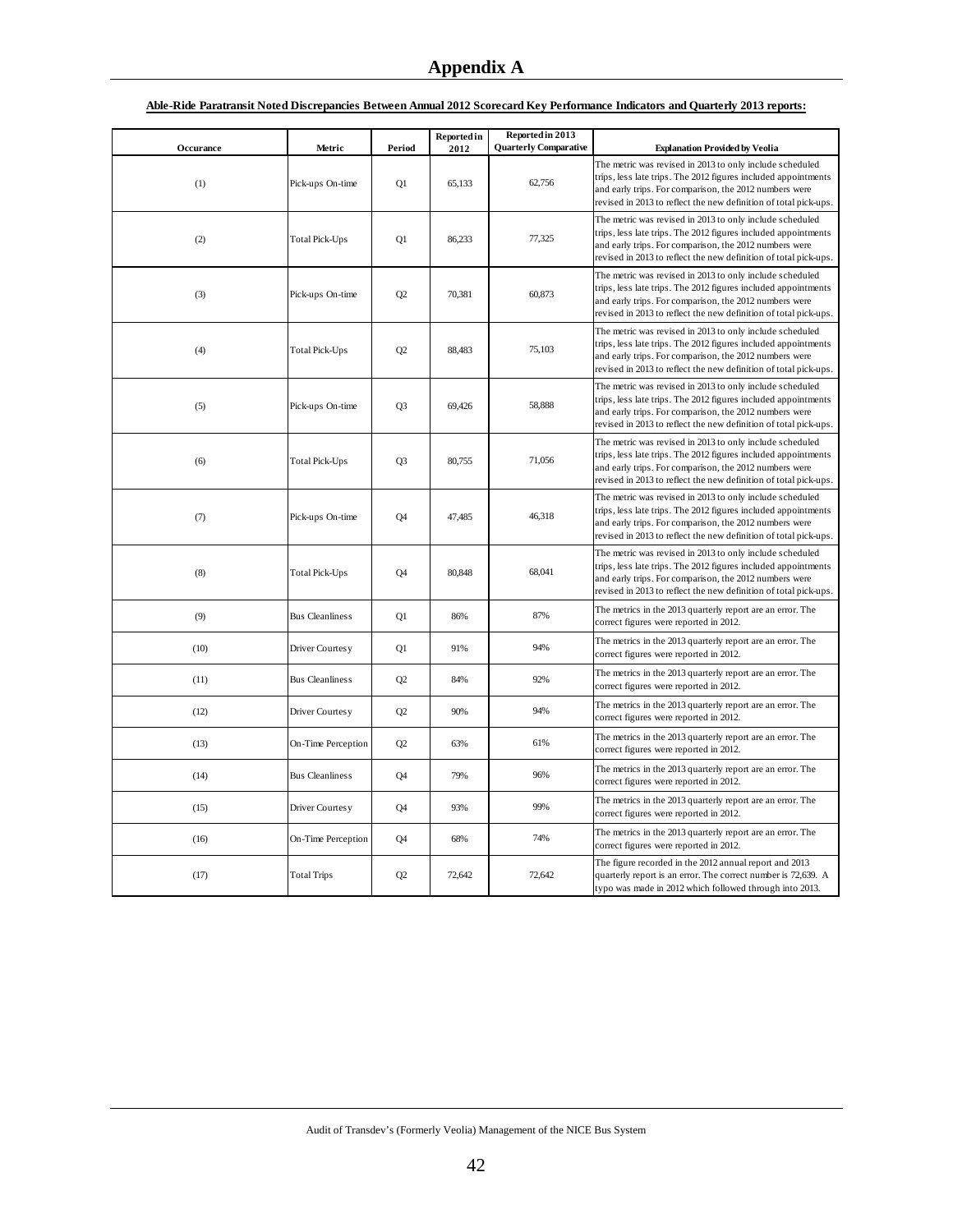# Appendix A

**Able-Ride Paratransit Noted Discrepancies Between Annual 2012 Scorecard Key Performance Indicators and Quarterly 2013 reports:**

| Occurance | Metric | Period | Reported in 2012 | Reported in 2013 Quarterly Comparative | Explanation Provided by Veolia |
|---|---|---|---|---|---|
| (1) | Pick-ups On-time | Q1 | 65,133 | 62,756 | The metric was revised in 2013 to only include scheduled trips, less late trips. The 2012 figures included appointments and early trips. For comparison, the 2012 numbers were revised in 2013 to reflect the new definition of total pick-ups. |
| (2) | Total Pick-Ups | Q1 | 86,233 | 77,325 | The metric was revised in 2013 to only include scheduled trips, less late trips. The 2012 figures included appointments and early trips. For comparison, the 2012 numbers were revised in 2013 to reflect the new definition of total pick-ups. |
| (3) | Pick-ups On-time | Q2 | 70,381 | 60,873 | The metric was revised in 2013 to only include scheduled trips, less late trips. The 2012 figures included appointments and early trips. For comparison, the 2012 numbers were revised in 2013 to reflect the new definition of total pick-ups. |
| (4) | Total Pick-Ups | Q2 | 88,483 | 75,103 | The metric was revised in 2013 to only include scheduled trips, less late trips. The 2012 figures included appointments and early trips. For comparison, the 2012 numbers were revised in 2013 to reflect the new definition of total pick-ups. |
| (5) | Pick-ups On-time | Q3 | 69,426 | 58,888 | The metric was revised in 2013 to only include scheduled trips, less late trips. The 2012 figures included appointments and early trips. For comparison, the 2012 numbers were revised in 2013 to reflect the new definition of total pick-ups. |
| (6) | Total Pick-Ups | Q3 | 80,755 | 71,056 | The metric was revised in 2013 to only include scheduled trips, less late trips. The 2012 figures included appointments and early trips. For comparison, the 2012 numbers were revised in 2013 to reflect the new definition of total pick-ups. |
| (7) | Pick-ups On-time | Q4 | 47,485 | 46,318 | The metric was revised in 2013 to only include scheduled trips, less late trips. The 2012 figures included appointments and early trips. For comparison, the 2012 numbers were revised in 2013 to reflect the new definition of total pick-ups. |
| (8) | Total Pick-Ups | Q4 | 80,848 | 68,041 | The metric was revised in 2013 to only include scheduled trips, less late trips. The 2012 figures included appointments and early trips. For comparison, the 2012 numbers were revised in 2013 to reflect the new definition of total pick-ups. |
| (9) | Bus Cleanliness | Q1 | 86% | 87% | The metrics in the 2013 quarterly report are an error. The correct figures were reported in 2012. |
| (10) | Driver Courtesy | Q1 | 91% | 94% | The metrics in the 2013 quarterly report are an error. The correct figures were reported in 2012. |
| (11) | Bus Cleanliness | Q2 | 84% | 92% | The metrics in the 2013 quarterly report are an error. The correct figures were reported in 2012. |
| (12) | Driver Courtesy | Q2 | 90% | 94% | The metrics in the 2013 quarterly report are an error. The correct figures were reported in 2012. |
| (13) | On-Time Perception | Q2 | 63% | 61% | The metrics in the 2013 quarterly report are an error. The correct figures were reported in 2012. |
| (14) | Bus Cleanliness | Q4 | 79% | 96% | The metrics in the 2013 quarterly report are an error. The correct figures were reported in 2012. |
| (15) | Driver Courtesy | Q4 | 93% | 99% | The metrics in the 2013 quarterly report are an error. The correct figures were reported in 2012. |
| (16) | On-Time Perception | Q4 | 68% | 74% | The metrics in the 2013 quarterly report are an error. The correct figures were reported in 2012. |
| (17) | Total Trips | Q2 | 72,642 | 72,642 | The figure recorded in the 2012 annual report and 2013 quarterly report is an error. The correct number is 72,639. A typo was made in 2012 which followed through into 2013. |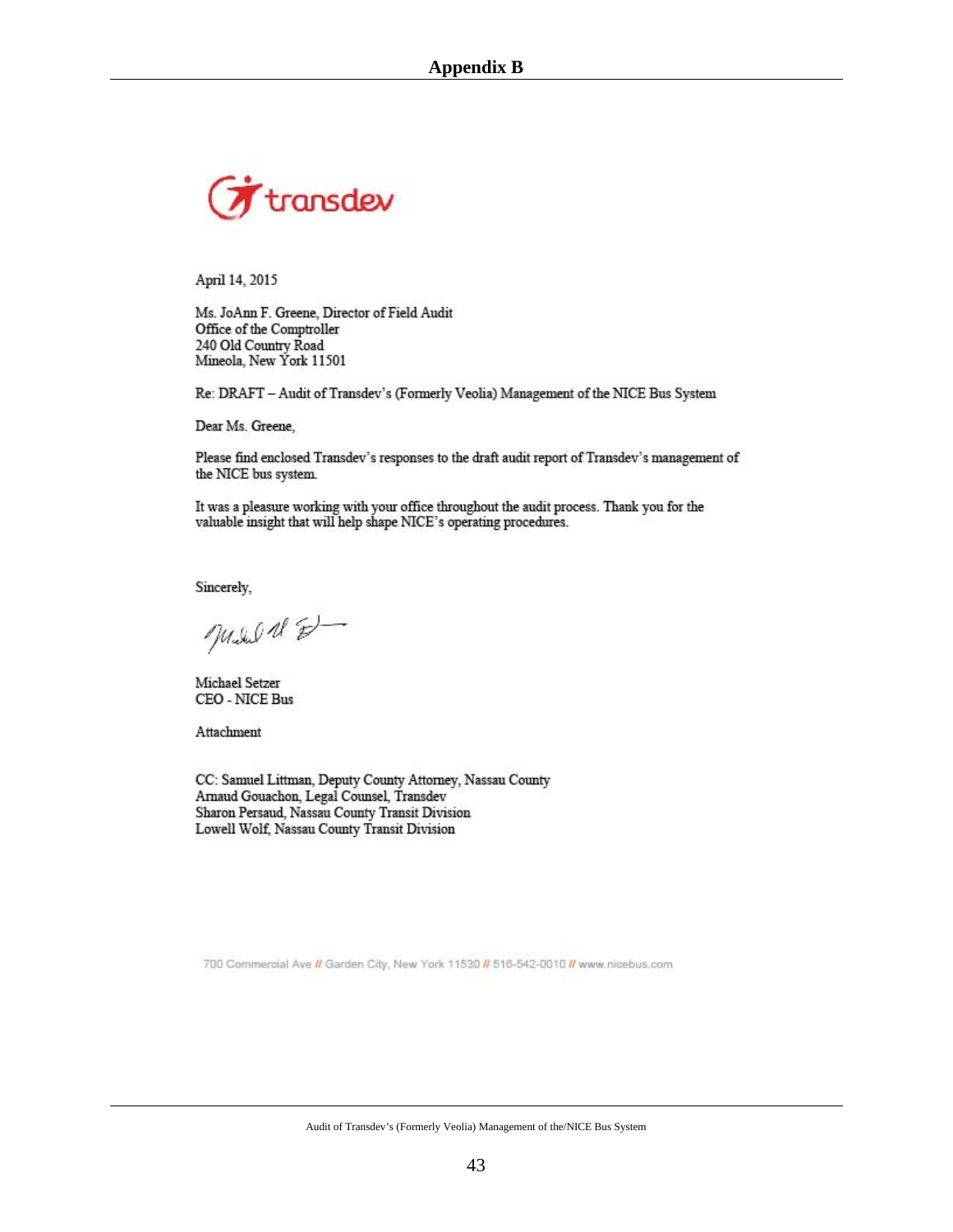## Appendix B

transdev

April 14, 2015

Ms. JoAnn F. Greene, Director of Field Audit
Office of the Comptroller
240 Old Country Road
Mineola, New York 11501

Re: DRAFT – Audit of Transdev's (Formerly Veolia) Management of the NICE Bus System

Dear Ms. Greene,

Please find enclosed Transdev's responses to the draft audit report of Transdev's management of the NICE bus system.

It was a pleasure working with your office throughout the audit process. Thank you for the valuable insight that will help shape NICE's operating procedures.

Sincerely,

Michael Setzer
CEO - NICE Bus

Attachment

CC: Samuel Littman, Deputy County Attorney, Nassau County
Arnaud Gouachon, Legal Counsel, Transdev
Sharon Persaud, Nassau County Transit Division
Lowell Wolf, Nassau County Transit Division

700 Commercial Ave // Garden City, New York 11530 // 516-542-0010 // www.nicebus.com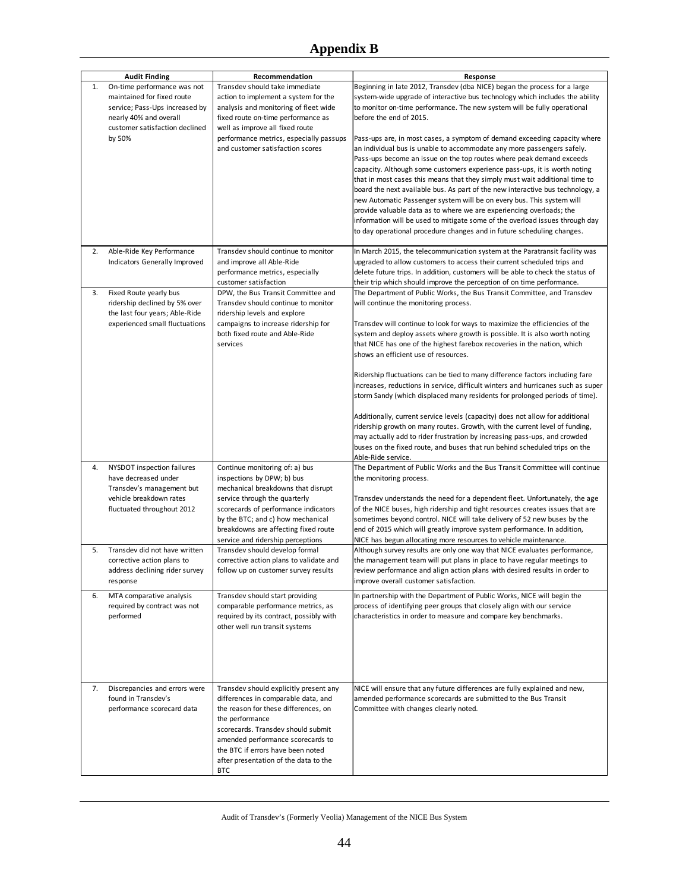# Appendix B

| | Audit Finding | Recommendation | Response |
|---|---|---|---|
| 1. | On-time performance was not maintained for fixed route service; Pass-Ups increased by nearly 40% and overall customer satisfaction declined by 50% | Transdev should take immediate action to implement a system for the analysis and monitoring of fleet wide fixed route on-time performance as well as improve all fixed route performance metrics, especially passups and customer satisfaction scores | Beginning in late 2012, Transdev (dba NICE) began the process for a large system-wide upgrade of interactive bus technology which includes the ability to monitor on-time performance. The new system will be fully operational before the end of 2015.<br><br>Pass-ups are, in most cases, a symptom of demand exceeding capacity where an individual bus is unable to accommodate any more passengers safely. Pass-ups become an issue on the top routes where peak demand exceeds capacity. Although some customers experience pass-ups, it is worth noting that in most cases this means that they simply must wait additional time to board the next available bus. As part of the new interactive bus technology, a new Automatic Passenger system will be on every bus. This system will provide valuable data as to where we are experiencing overloads; the information will be used to mitigate some of the overload issues through day to day operational procedure changes and in future scheduling changes. |
| 2. | Able-Ride Key Performance Indicators Generally Improved | Transdev should continue to monitor and improve all Able-Ride performance metrics, especially customer satisfaction | In March 2015, the telecommunication system at the Paratransit facility was upgraded to allow customers to access their current scheduled trips and delete future trips. In addition, customers will be able to check the status of their trip which should improve the perception of on time performance. |
| 3. | Fixed Route yearly bus ridership declined by 5% over the last four years; Able-Ride experienced small fluctuations | DPW, the Bus Transit Committee and Transdev should continue to monitor ridership levels and explore campaigns to increase ridership for both fixed route and Able-Ride services | The Department of Public Works, the Bus Transit Committee, and Transdev will continue the monitoring process.<br><br>Transdev will continue to look for ways to maximize the efficiencies of the system and deploy assets where growth is possible. It is also worth noting that NICE has one of the highest farebox recoveries in the nation, which shows an efficient use of resources.<br><br>Ridership fluctuations can be tied to many difference factors including fare increases, reductions in service, difficult winters and hurricanes such as super storm Sandy (which displaced many residents for prolonged periods of time).<br><br>Additionally, current service levels (capacity) does not allow for additional ridership growth on many routes. Growth, with the current level of funding, may actually add to rider frustration by increasing pass-ups, and crowded buses on the fixed route, and buses that run behind scheduled trips on the Able-Ride service. |
| 4. | NYSDOT inspection failures have decreased under Transdev's management but vehicle breakdown rates fluctuated throughout 2012 | Continue monitoring of: a) bus inspections by DPW; b) bus mechanical breakdowns that disrupt service through the quarterly scorecards of performance indicators by the BTC; and c) how mechanical breakdowns are affecting fixed route service and ridership perceptions | The Department of Public Works and the Bus Transit Committee will continue the monitoring process.<br><br>Transdev understands the need for a dependent fleet. Unfortunately, the age of the NICE buses, high ridership and tight resources creates issues that are sometimes beyond control. NICE will take delivery of 52 new buses by the end of 2015 which will greatly improve system performance. In addition, NICE has begun allocating more resources to vehicle maintenance. |
| 5. | Transdev did not have written corrective action plans to address declining rider survey response | Transdev should develop formal corrective action plans to validate and follow up on customer survey results | Although survey results are only one way that NICE evaluates performance, the management team will put plans in place to have regular meetings to review performance and align action plans with desired results in order to improve overall customer satisfaction. |
| 6. | MTA comparative analysis required by contract was not performed | Transdev should start providing comparable performance metrics, as required by its contract, possibly with other well run transit systems | In partnership with the Department of Public Works, NICE will begin the process of identifying peer groups that closely align with our service characteristics in order to measure and compare key benchmarks. |
| 7. | Discrepancies and errors were found in Transdev's performance scorecard data | Transdev should explicitly present any differences in comparable data, and the reason for these differences, on the performance scorecards. Transdev should submit amended performance scorecards to the BTC if errors have been noted after presentation of the data to the BTC | NICE will ensure that any future differences are fully explained and new, amended performance scorecards are submitted to the Bus Transit Committee with changes clearly noted. |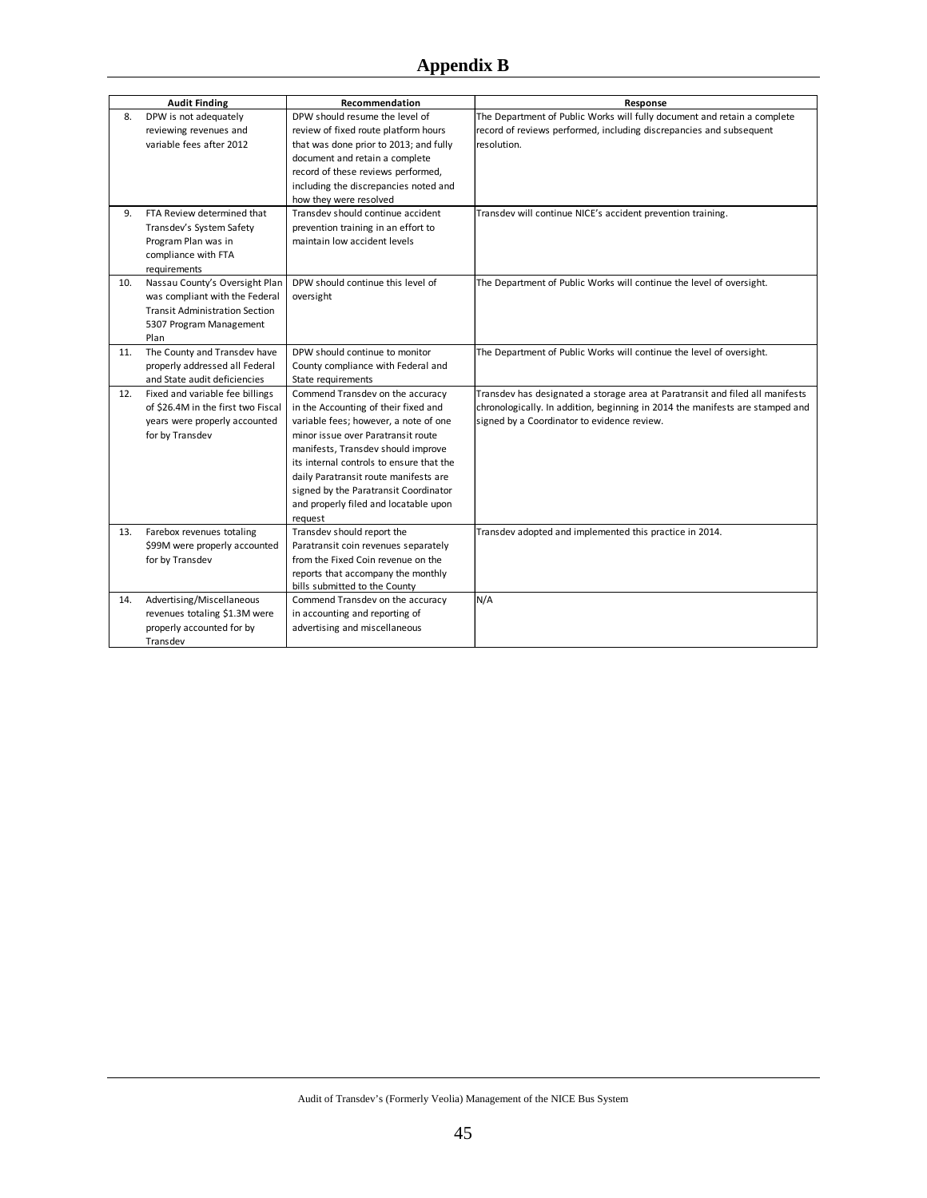## Appendix B

| | Audit Finding | Recommendation | Response |
|---|---|---|---|
| 8. | DPW is not adequately reviewing revenues and variable fees after 2012 | DPW should resume the level of review of fixed route platform hours that was done prior to 2013; and fully document and retain a complete record of these reviews performed, including the discrepancies noted and how they were resolved | The Department of Public Works will fully document and retain a complete record of reviews performed, including discrepancies and subsequent resolution. |
| 9. | FTA Review determined that Transdev's System Safety Program Plan was in compliance with FTA requirements | Transdev should continue accident prevention training in an effort to maintain low accident levels | Transdev will continue NICE's accident prevention training. |
| 10. | Nassau County's Oversight Plan was compliant with the Federal Transit Administration Section 5307 Program Management Plan | DPW should continue this level of oversight | The Department of Public Works will continue the level of oversight. |
| 11. | The County and Transdev have properly addressed all Federal and State audit deficiencies | DPW should continue to monitor County compliance with Federal and State requirements | The Department of Public Works will continue the level of oversight. |
| 12. | Fixed and variable fee billings of $26.4M in the first two Fiscal years were properly accounted for by Transdev | Commend Transdev on the accuracy in the Accounting of their fixed and variable fees; however, a note of one minor issue over Paratransit route manifests, Transdev should improve its internal controls to ensure that the daily Paratransit route manifests are signed by the Paratransit Coordinator and properly filed and locatable upon request | Transdev has designated a storage area at Paratransit and filed all manifests chronologically. In addition, beginning in 2014 the manifests are stamped and signed by a Coordinator to evidence review. |
| 13. | Farebox revenues totaling $99M were properly accounted for by Transdev | Transdev should report the Paratransit coin revenues separately from the Fixed Coin revenue on the reports that accompany the monthly bills submitted to the County | Transdev adopted and implemented this practice in 2014. |
| 14. | Advertising/Miscellaneous revenues totaling $1.3M were properly accounted for by Transdev | Commend Transdev on the accuracy in accounting and reporting of advertising and miscellaneous | N/A |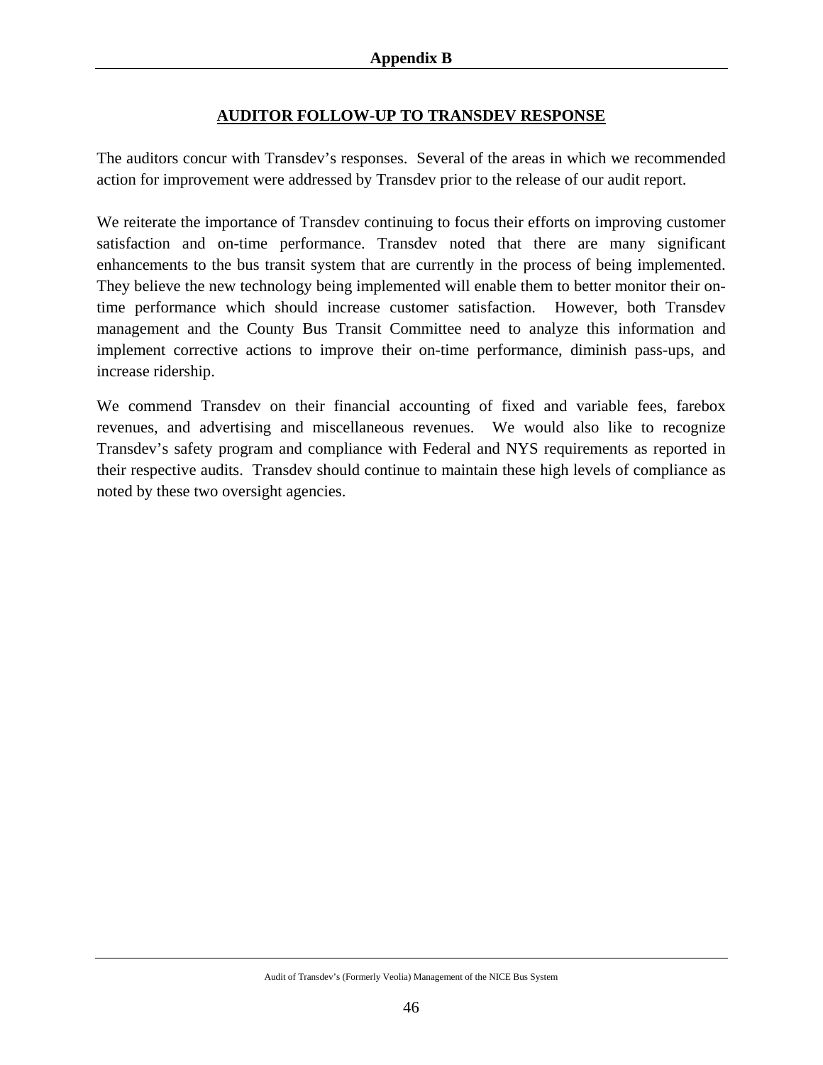## Appendix B

### AUDITOR FOLLOW-UP TO TRANSDEV RESPONSE

The auditors concur with Transdev's responses. Several of the areas in which we recommended action for improvement were addressed by Transdev prior to the release of our audit report.

We reiterate the importance of Transdev continuing to focus their efforts on improving customer satisfaction and on-time performance. Transdev noted that there are many significant enhancements to the bus transit system that are currently in the process of being implemented. They believe the new technology being implemented will enable them to better monitor their on-time performance which should increase customer satisfaction. However, both Transdev management and the County Bus Transit Committee need to analyze this information and implement corrective actions to improve their on-time performance, diminish pass-ups, and increase ridership.

We commend Transdev on their financial accounting of fixed and variable fees, farebox revenues, and advertising and miscellaneous revenues. We would also like to recognize Transdev's safety program and compliance with Federal and NYS requirements as reported in their respective audits. Transdev should continue to maintain these high levels of compliance as noted by these two oversight agencies.